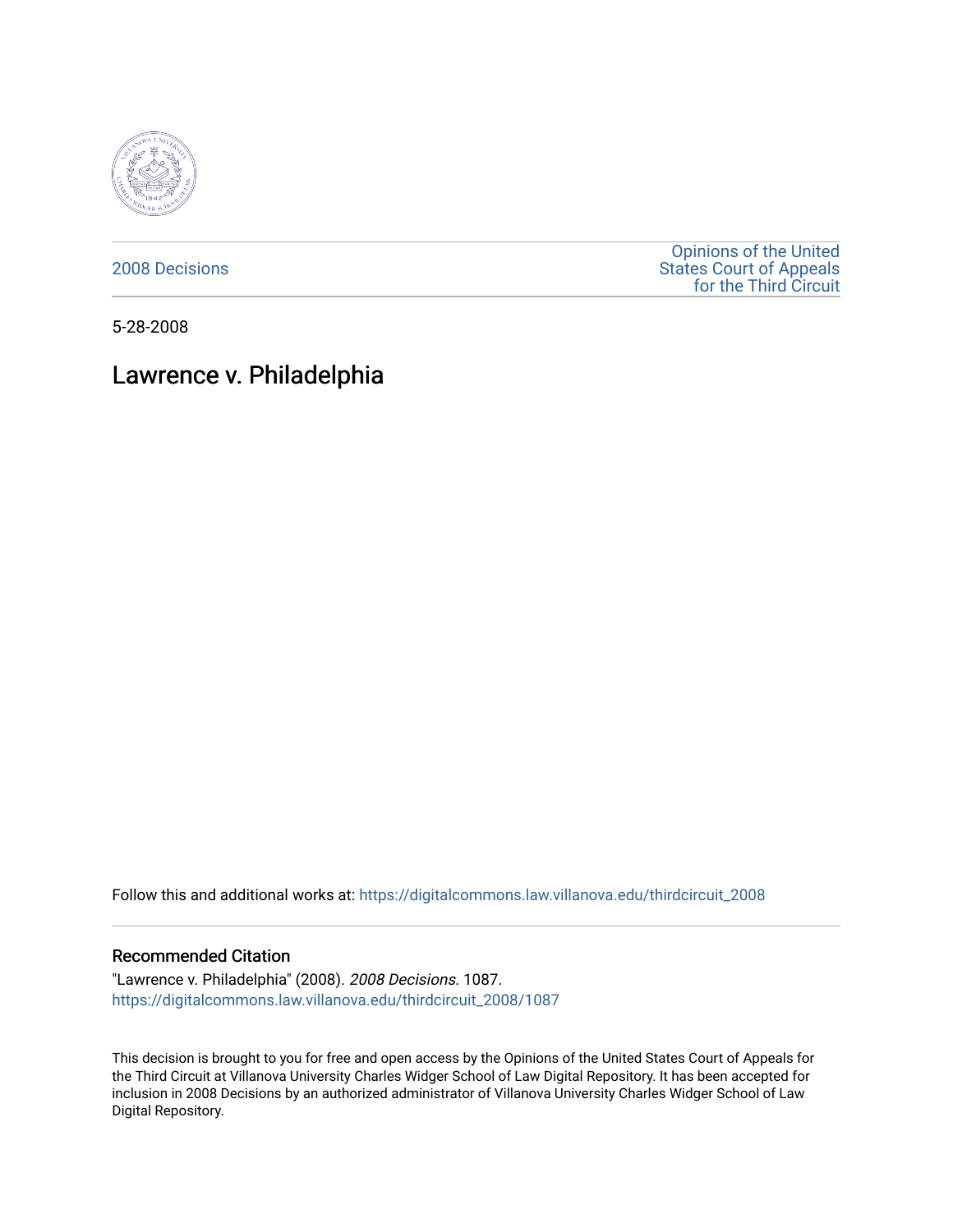2008 Decisions

Opinions of the United States Court of Appeals for the Third Circuit

5-28-2008

# Lawrence v. Philadelphia

Follow this and additional works at: https://digitalcommons.law.villanova.edu/thirdcircuit_2008

## Recommended Citation

"Lawrence v. Philadelphia" (2008). *2008 Decisions*. 1087.
https://digitalcommons.law.villanova.edu/thirdcircuit_2008/1087

This decision is brought to you for free and open access by the Opinions of the United States Court of Appeals for the Third Circuit at Villanova University Charles Widger School of Law Digital Repository. It has been accepted for inclusion in 2008 Decisions by an authorized administrator of Villanova University Charles Widger School of Law Digital Repository.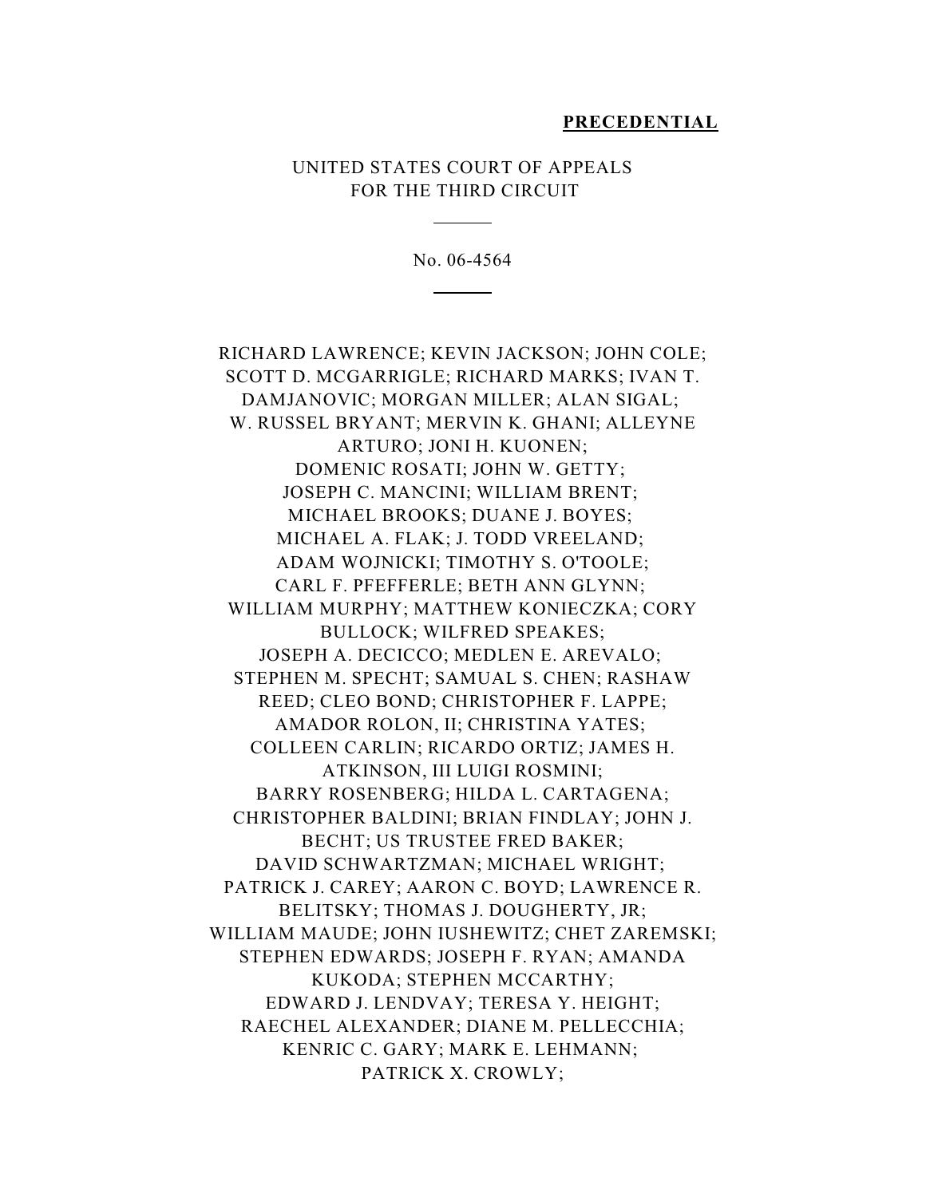**PRECEDENTIAL**

UNITED STATES COURT OF APPEALS
FOR THE THIRD CIRCUIT

---

No. 06-4564

---

RICHARD LAWRENCE; KEVIN JACKSON; JOHN COLE; SCOTT D. MCGARRIGLE; RICHARD MARKS; IVAN T. DAMJANOVIC; MORGAN MILLER; ALAN SIGAL; W. RUSSEL BRYANT; MERVIN K. GHANI; ALLEYNE ARTURO; JONI H. KUONEN; DOMENIC ROSATI; JOHN W. GETTY; JOSEPH C. MANCINI; WILLIAM BRENT; MICHAEL BROOKS; DUANE J. BOYES; MICHAEL A. FLAK; J. TODD VREELAND; ADAM WOJNICKI; TIMOTHY S. O'TOOLE; CARL F. PFEFFERLE; BETH ANN GLYNN; WILLIAM MURPHY; MATTHEW KONIECZKA; CORY BULLOCK; WILFRED SPEAKES; JOSEPH A. DECICCO; MEDLEN E. AREVALO; STEPHEN M. SPECHT; SAMUAL S. CHEN; RASHAW REED; CLEO BOND; CHRISTOPHER F. LAPPE; AMADOR ROLON, II; CHRISTINA YATES; COLLEEN CARLIN; RICARDO ORTIZ; JAMES H. ATKINSON, III LUIGI ROSMINI; BARRY ROSENBERG; HILDA L. CARTAGENA; CHRISTOPHER BALDINI; BRIAN FINDLAY; JOHN J. BECHT; US TRUSTEE FRED BAKER; DAVID SCHWARTZMAN; MICHAEL WRIGHT; PATRICK J. CAREY; AARON C. BOYD; LAWRENCE R. BELITSKY; THOMAS J. DOUGHERTY, JR; WILLIAM MAUDE; JOHN IUSHEWITZ; CHET ZAREMSKI; STEPHEN EDWARDS; JOSEPH F. RYAN; AMANDA KUKODA; STEPHEN MCCARTHY; EDWARD J. LENDVAY; TERESA Y. HEIGHT; RAECHEL ALEXANDER; DIANE M. PELLECCHIA; KENRIC C. GARY; MARK E. LEHMANN; PATRICK X. CROWLY;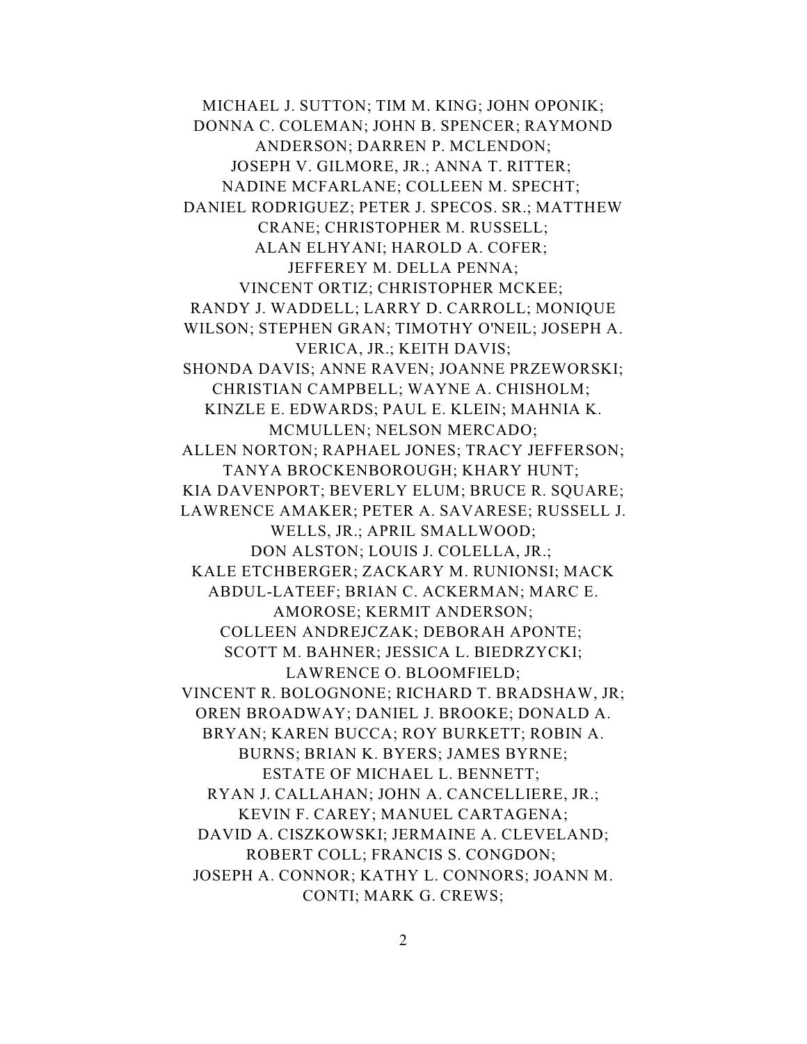MICHAEL J. SUTTON; TIM M. KING; JOHN OPONIK; DONNA C. COLEMAN; JOHN B. SPENCER; RAYMOND ANDERSON; DARREN P. MCLENDON; JOSEPH V. GILMORE, JR.; ANNA T. RITTER; NADINE MCFARLANE; COLLEEN M. SPECHT; DANIEL RODRIGUEZ; PETER J. SPECOS. SR.; MATTHEW CRANE; CHRISTOPHER M. RUSSELL; ALAN ELHYANI; HAROLD A. COFER; JEFFEREY M. DELLA PENNA; VINCENT ORTIZ; CHRISTOPHER MCKEE; RANDY J. WADDELL; LARRY D. CARROLL; MONIQUE WILSON; STEPHEN GRAN; TIMOTHY O'NEIL; JOSEPH A. VERICA, JR.; KEITH DAVIS; SHONDA DAVIS; ANNE RAVEN; JOANNE PRZEWORSKI; CHRISTIAN CAMPBELL; WAYNE A. CHISHOLM; KINZLE E. EDWARDS; PAUL E. KLEIN; MAHNIA K. MCMULLEN; NELSON MERCADO; ALLEN NORTON; RAPHAEL JONES; TRACY JEFFERSON; TANYA BROCKENBOROUGH; KHARY HUNT; KIA DAVENPORT; BEVERLY ELUM; BRUCE R. SQUARE; LAWRENCE AMAKER; PETER A. SAVARESE; RUSSELL J. WELLS, JR.; APRIL SMALLWOOD; DON ALSTON; LOUIS J. COLELLA, JR.; KALE ETCHBERGER; ZACKARY M. RUNIONSI; MACK ABDUL-LATEEF; BRIAN C. ACKERMAN; MARC E. AMOROSE; KERMIT ANDERSON; COLLEEN ANDREJCZAK; DEBORAH APONTE; SCOTT M. BAHNER; JESSICA L. BIEDRZYCKI; LAWRENCE O. BLOOMFIELD; VINCENT R. BOLOGNONE; RICHARD T. BRADSHAW, JR; OREN BROADWAY; DANIEL J. BROOKE; DONALD A. BRYAN; KAREN BUCCA; ROY BURKETT; ROBIN A. BURNS; BRIAN K. BYERS; JAMES BYRNE; ESTATE OF MICHAEL L. BENNETT; RYAN J. CALLAHAN; JOHN A. CANCELLIERE, JR.; KEVIN F. CAREY; MANUEL CARTAGENA; DAVID A. CISZKOWSKI; JERMAINE A. CLEVELAND; ROBERT COLL; FRANCIS S. CONGDON; JOSEPH A. CONNOR; KATHY L. CONNORS; JOANN M. CONTI; MARK G. CREWS;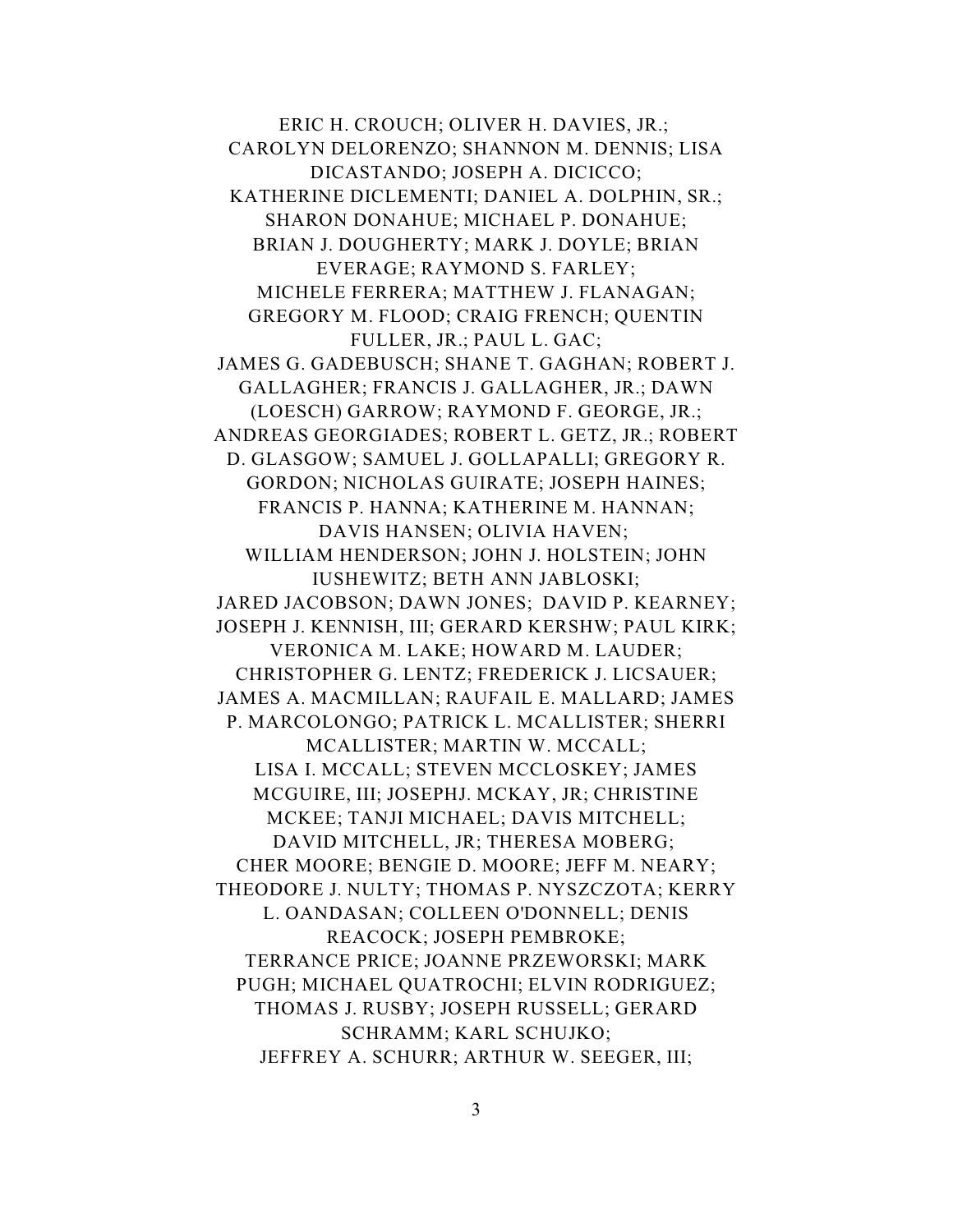ERIC H. CROUCH; OLIVER H. DAVIES, JR.;
CAROLYN DELORENZO; SHANNON M. DENNIS; LISA
DICASTANDO; JOSEPH A. DICICCO;
KATHERINE DICLEMENTI; DANIEL A. DOLPHIN, SR.;
SHARON DONAHUE; MICHAEL P. DONAHUE;
BRIAN J. DOUGHERTY; MARK J. DOYLE; BRIAN
EVERAGE; RAYMOND S. FARLEY;
MICHELE FERRERA; MATTHEW J. FLANAGAN;
GREGORY M. FLOOD; CRAIG FRENCH; QUENTIN
FULLER, JR.; PAUL L. GAC;
JAMES G. GADEBUSCH; SHANE T. GAGHAN; ROBERT J.
GALLAGHER; FRANCIS J. GALLAGHER, JR.; DAWN
(LOESCH) GARROW; RAYMOND F. GEORGE, JR.;
ANDREAS GEORGIADES; ROBERT L. GETZ, JR.; ROBERT
D. GLASGOW; SAMUEL J. GOLLAPALLI; GREGORY R.
GORDON; NICHOLAS GUIRATE; JOSEPH HAINES;
FRANCIS P. HANNA; KATHERINE M. HANNAN;
DAVIS HANSEN; OLIVIA HAVEN;
WILLIAM HENDERSON; JOHN J. HOLSTEIN; JOHN
IUSHEWITZ; BETH ANN JABLOSKI;
JARED JACOBSON; DAWN JONES; DAVID P. KEARNEY;
JOSEPH J. KENNISH, III; GERARD KERSHW; PAUL KIRK;
VERONICA M. LAKE; HOWARD M. LAUDER;
CHRISTOPHER G. LENTZ; FREDERICK J. LICSAUER;
JAMES A. MACMILLAN; RAUFAIL E. MALLARD; JAMES
P. MARCOLONGO; PATRICK L. MCALLISTER; SHERRI
MCALLISTER; MARTIN W. MCCALL;
LISA I. MCCALL; STEVEN MCCLOSKEY; JAMES
MCGUIRE, III; JOSEPHJ. MCKAY, JR; CHRISTINE
MCKEE; TANJI MICHAEL; DAVIS MITCHELL;
DAVID MITCHELL, JR; THERESA MOBERG;
CHER MOORE; BENGIE D. MOORE; JEFF M. NEARY;
THEODORE J. NULTY; THOMAS P. NYSZCZOTA; KERRY
L. OANDASAN; COLLEEN O'DONNELL; DENIS
REACOCK; JOSEPH PEMBROKE;
TERRANCE PRICE; JOANNE PRZEWORSKI; MARK
PUGH; MICHAEL QUATROCHI; ELVIN RODRIGUEZ;
THOMAS J. RUSBY; JOSEPH RUSSELL; GERARD
SCHRAMM; KARL SCHUJKO;
JEFFREY A. SCHURR; ARTHUR W. SEEGER, III;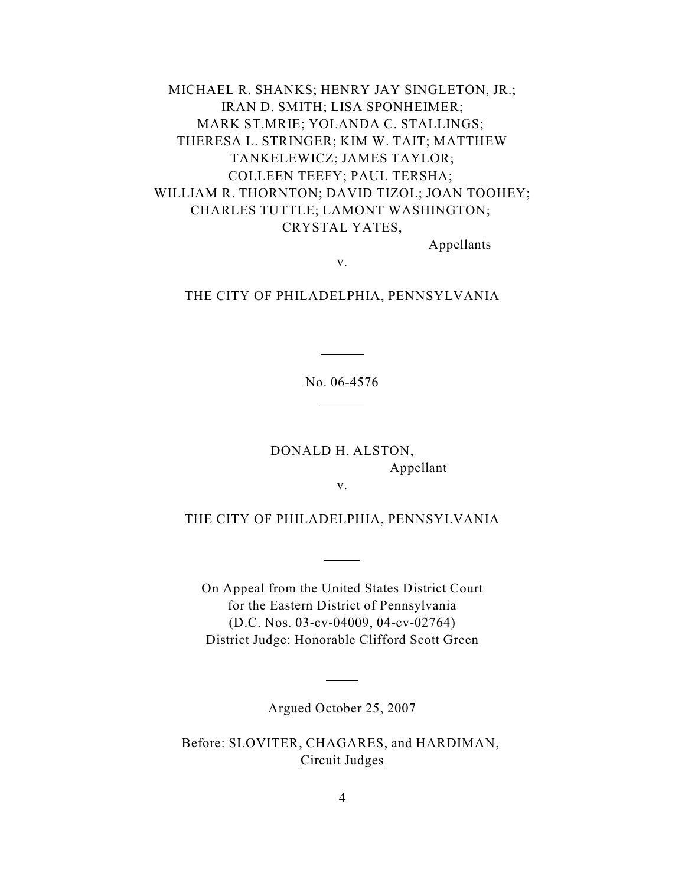MICHAEL R. SHANKS; HENRY JAY SINGLETON, JR.;
IRAN D. SMITH; LISA SPONHEIMER;
MARK ST.MRIE; YOLANDA C. STALLINGS;
THERESA L. STRINGER; KIM W. TAIT; MATTHEW
TANKELEWICZ; JAMES TAYLOR;
COLLEEN TEEFY; PAUL TERSHA;
WILLIAM R. THORNTON; DAVID TIZOL; JOAN TOOHEY;
CHARLES TUTTLE; LAMONT WASHINGTON;
CRYSTAL YATES,

Appellants

v.

THE CITY OF PHILADELPHIA, PENNSYLVANIA

---

No. 06-4576

---

DONALD H. ALSTON,

Appellant

v.

THE CITY OF PHILADELPHIA, PENNSYLVANIA

---

On Appeal from the United States District Court
for the Eastern District of Pennsylvania
(D.C. Nos. 03-cv-04009, 04-cv-02764)
District Judge: Honorable Clifford Scott Green

---

Argued October 25, 2007

Before: SLOVITER, CHAGARES, and HARDIMAN,
Circuit Judges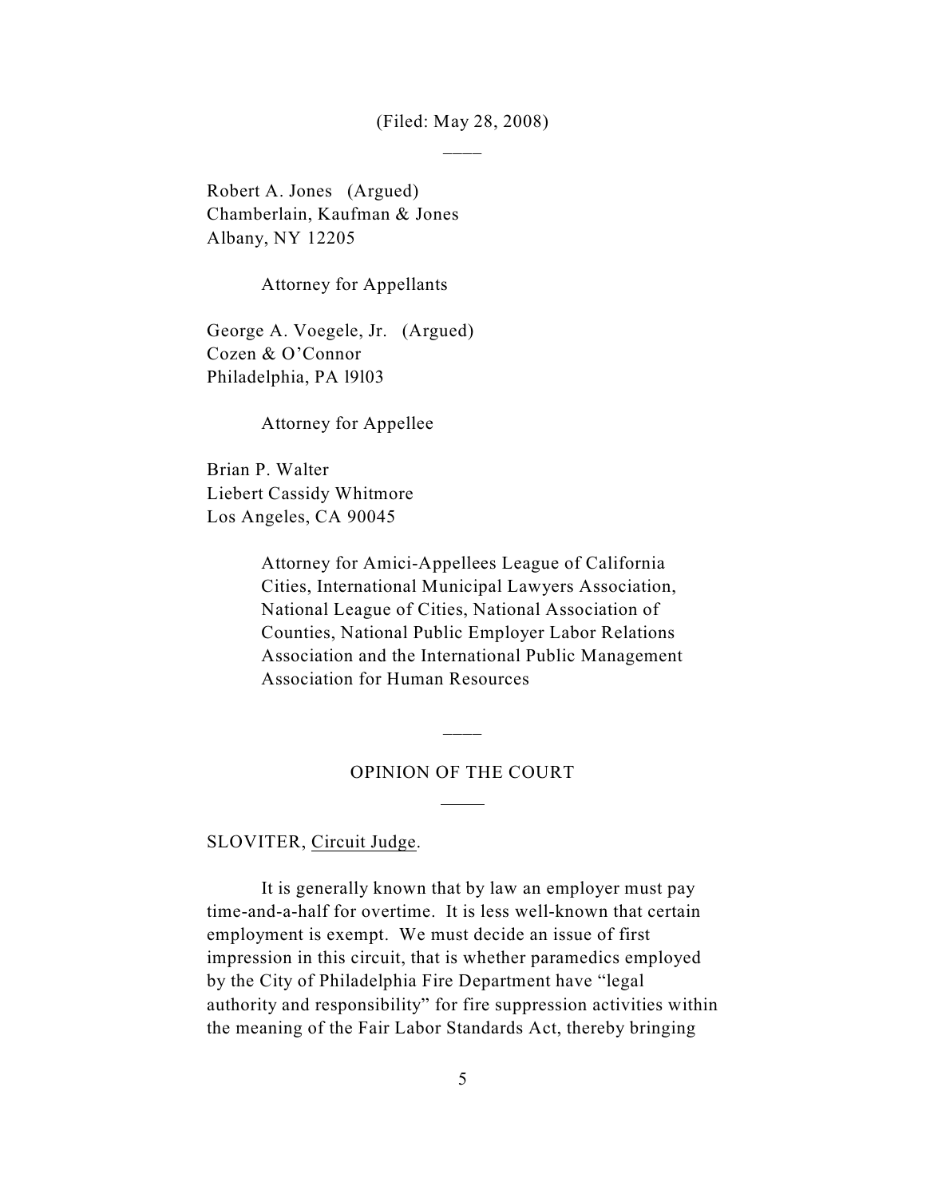(Filed: May 28, 2008)

\_\_\_\_

Robert A. Jones (Argued)
Chamberlain, Kaufman & Jones
Albany, NY 12205

Attorney for Appellants

George A. Voegele, Jr. (Argued)
Cozen & O'Connor
Philadelphia, PA 19103

Attorney for Appellee

Brian P. Walter
Liebert Cassidy Whitmore
Los Angeles, CA 90045

Attorney for Amici-Appellees League of California Cities, International Municipal Lawyers Association, National League of Cities, National Association of Counties, National Public Employer Labor Relations Association and the International Public Management Association for Human Resources

\_\_\_\_

OPINION OF THE COURT

\_\_\_\_\_

SLOVITER, Circuit Judge.

It is generally known that by law an employer must pay time-and-a-half for overtime. It is less well-known that certain employment is exempt. We must decide an issue of first impression in this circuit, that is whether paramedics employed by the City of Philadelphia Fire Department have "legal authority and responsibility" for fire suppression activities within the meaning of the Fair Labor Standards Act, thereby bringing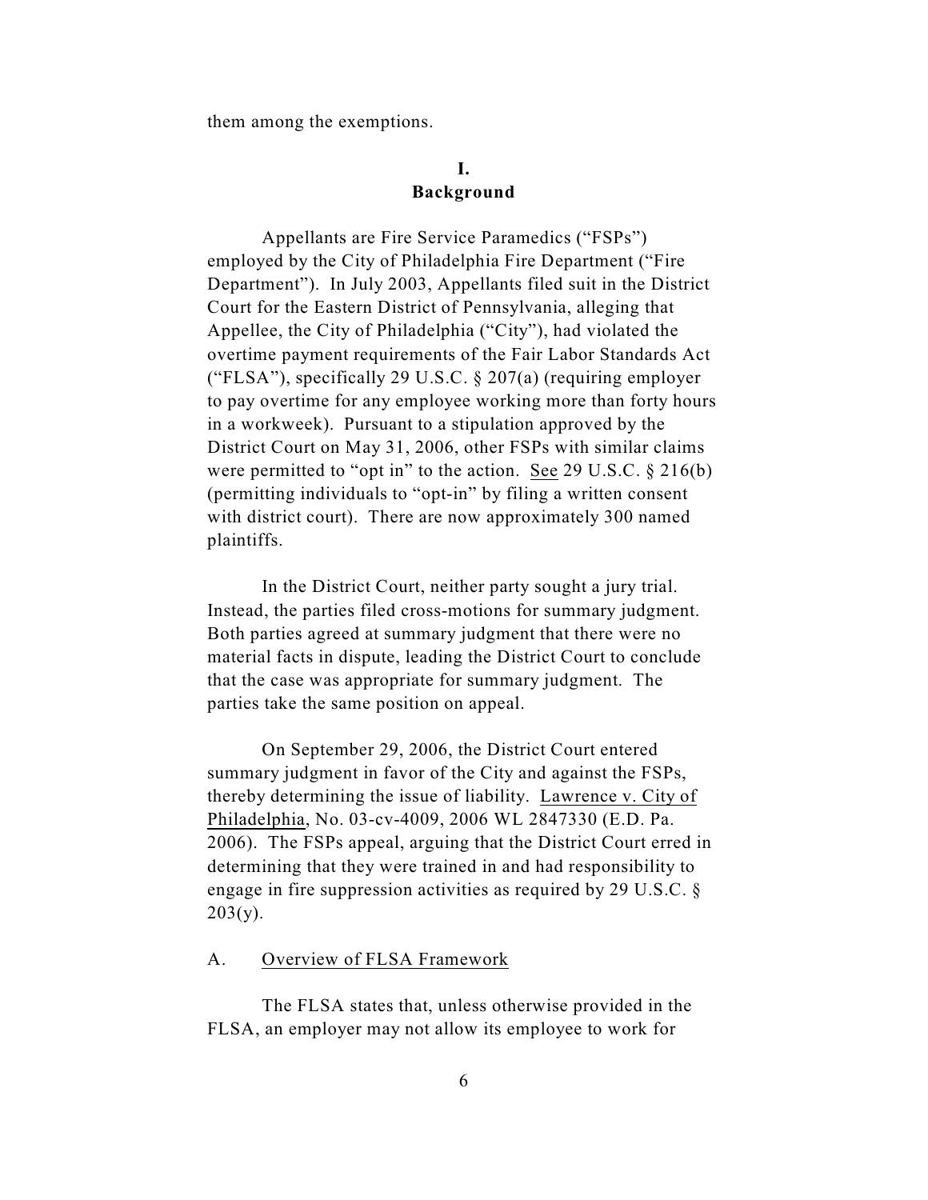them among the exemptions.

## I.
## Background

Appellants are Fire Service Paramedics ("FSPs") employed by the City of Philadelphia Fire Department ("Fire Department"). In July 2003, Appellants filed suit in the District Court for the Eastern District of Pennsylvania, alleging that Appellee, the City of Philadelphia ("City"), had violated the overtime payment requirements of the Fair Labor Standards Act ("FLSA"), specifically 29 U.S.C. § 207(a) (requiring employer to pay overtime for any employee working more than forty hours in a workweek). Pursuant to a stipulation approved by the District Court on May 31, 2006, other FSPs with similar claims were permitted to "opt in" to the action. See 29 U.S.C. § 216(b) (permitting individuals to "opt-in" by filing a written consent with district court). There are now approximately 300 named plaintiffs.

In the District Court, neither party sought a jury trial. Instead, the parties filed cross-motions for summary judgment. Both parties agreed at summary judgment that there were no material facts in dispute, leading the District Court to conclude that the case was appropriate for summary judgment. The parties take the same position on appeal.

On September 29, 2006, the District Court entered summary judgment in favor of the City and against the FSPs, thereby determining the issue of liability. Lawrence v. City of Philadelphia, No. 03-cv-4009, 2006 WL 2847330 (E.D. Pa. 2006). The FSPs appeal, arguing that the District Court erred in determining that they were trained in and had responsibility to engage in fire suppression activities as required by 29 U.S.C. § 203(y).

### A. Overview of FLSA Framework

The FLSA states that, unless otherwise provided in the FLSA, an employer may not allow its employee to work for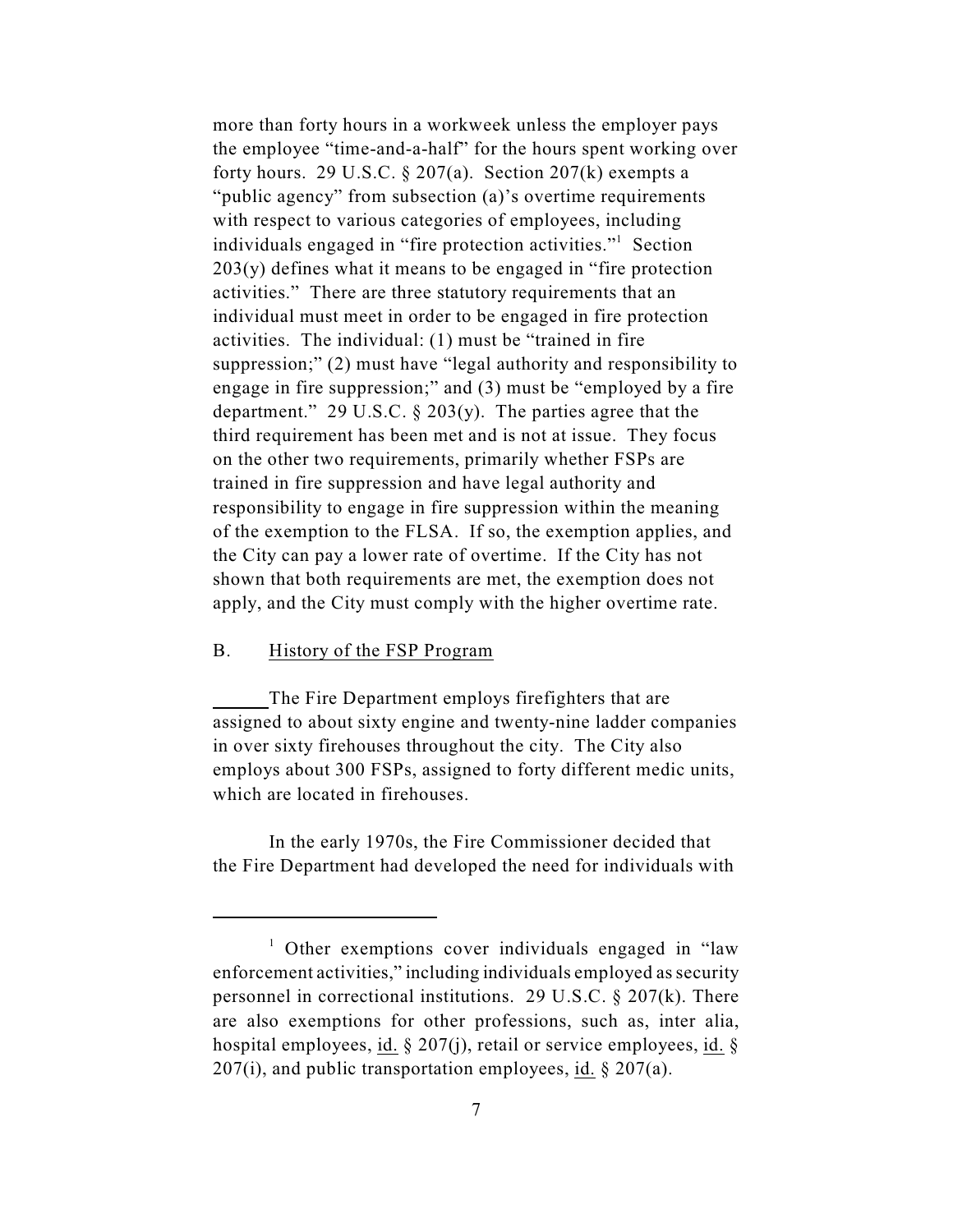more than forty hours in a workweek unless the employer pays the employee "time-and-a-half" for the hours spent working over forty hours. 29 U.S.C. § 207(a). Section 207(k) exempts a "public agency" from subsection (a)'s overtime requirements with respect to various categories of employees, including individuals engaged in "fire protection activities."[1] Section 203(y) defines what it means to be engaged in "fire protection activities." There are three statutory requirements that an individual must meet in order to be engaged in fire protection activities. The individual: (1) must be "trained in fire suppression;" (2) must have "legal authority and responsibility to engage in fire suppression;" and (3) must be "employed by a fire department." 29 U.S.C. § 203(y). The parties agree that the third requirement has been met and is not at issue. They focus on the other two requirements, primarily whether FSPs are trained in fire suppression and have legal authority and responsibility to engage in fire suppression within the meaning of the exemption to the FLSA. If so, the exemption applies, and the City can pay a lower rate of overtime. If the City has not shown that both requirements are met, the exemption does not apply, and the City must comply with the higher overtime rate.

B. History of the FSP Program

The Fire Department employs firefighters that are assigned to about sixty engine and twenty-nine ladder companies in over sixty firehouses throughout the city. The City also employs about 300 FSPs, assigned to forty different medic units, which are located in firehouses.

In the early 1970s, the Fire Commissioner decided that the Fire Department had developed the need for individuals with

[1] Other exemptions cover individuals engaged in "law enforcement activities," including individuals employed as security personnel in correctional institutions. 29 U.S.C. § 207(k). There are also exemptions for other professions, such as, inter alia, hospital employees, id. § 207(j), retail or service employees, id. § 207(i), and public transportation employees, id. § 207(a).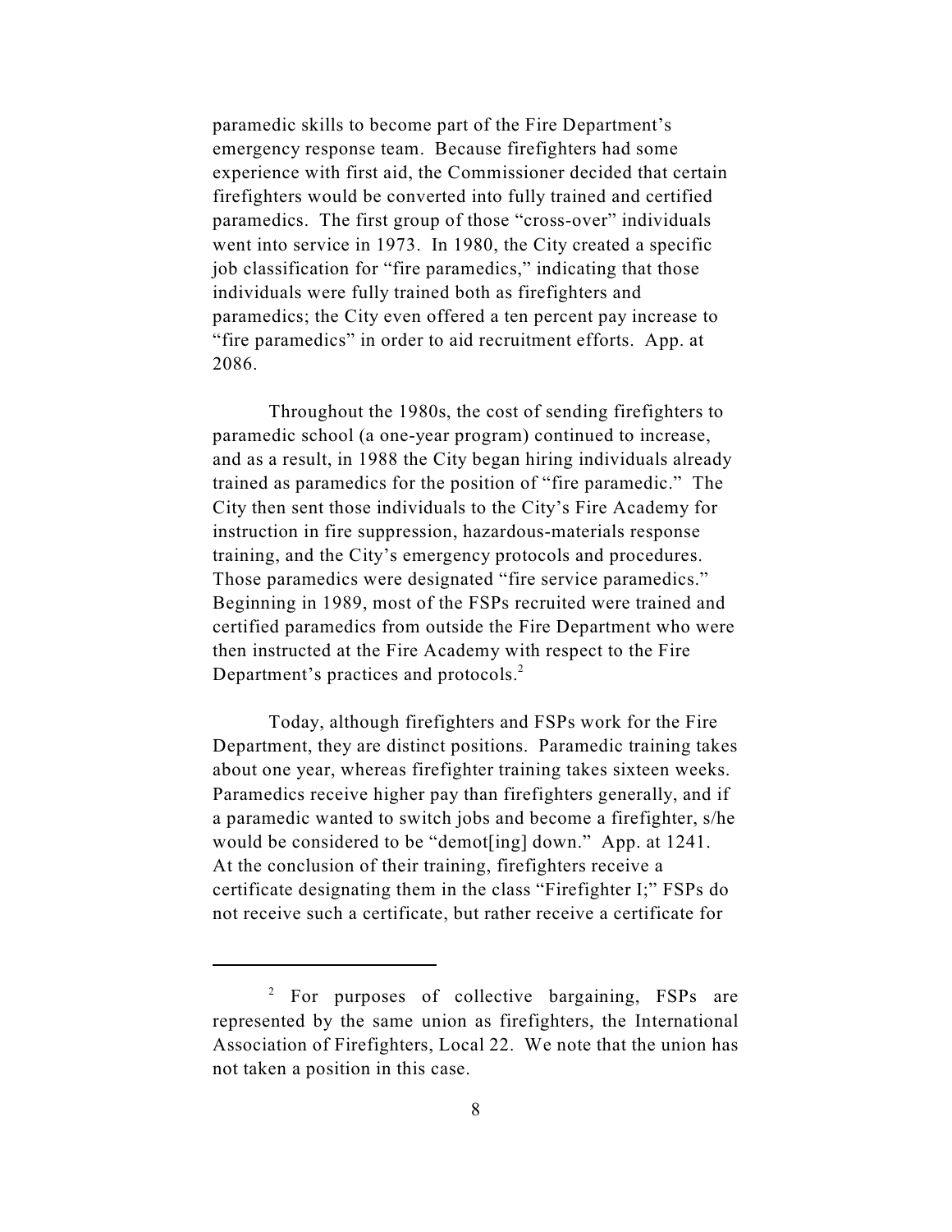paramedic skills to become part of the Fire Department's emergency response team. Because firefighters had some experience with first aid, the Commissioner decided that certain firefighters would be converted into fully trained and certified paramedics. The first group of those "cross-over" individuals went into service in 1973. In 1980, the City created a specific job classification for "fire paramedics," indicating that those individuals were fully trained both as firefighters and paramedics; the City even offered a ten percent pay increase to "fire paramedics" in order to aid recruitment efforts. App. at 2086.

Throughout the 1980s, the cost of sending firefighters to paramedic school (a one-year program) continued to increase, and as a result, in 1988 the City began hiring individuals already trained as paramedics for the position of "fire paramedic." The City then sent those individuals to the City's Fire Academy for instruction in fire suppression, hazardous-materials response training, and the City's emergency protocols and procedures. Those paramedics were designated "fire service paramedics." Beginning in 1989, most of the FSPs recruited were trained and certified paramedics from outside the Fire Department who were then instructed at the Fire Academy with respect to the Fire Department's practices and protocols.[2]

Today, although firefighters and FSPs work for the Fire Department, they are distinct positions. Paramedic training takes about one year, whereas firefighter training takes sixteen weeks. Paramedics receive higher pay than firefighters generally, and if a paramedic wanted to switch jobs and become a firefighter, s/he would be considered to be "demot[ing] down." App. at 1241. At the conclusion of their training, firefighters receive a certificate designating them in the class "Firefighter I;" FSPs do not receive such a certificate, but rather receive a certificate for

[2] For purposes of collective bargaining, FSPs are represented by the same union as firefighters, the International Association of Firefighters, Local 22. We note that the union has not taken a position in this case.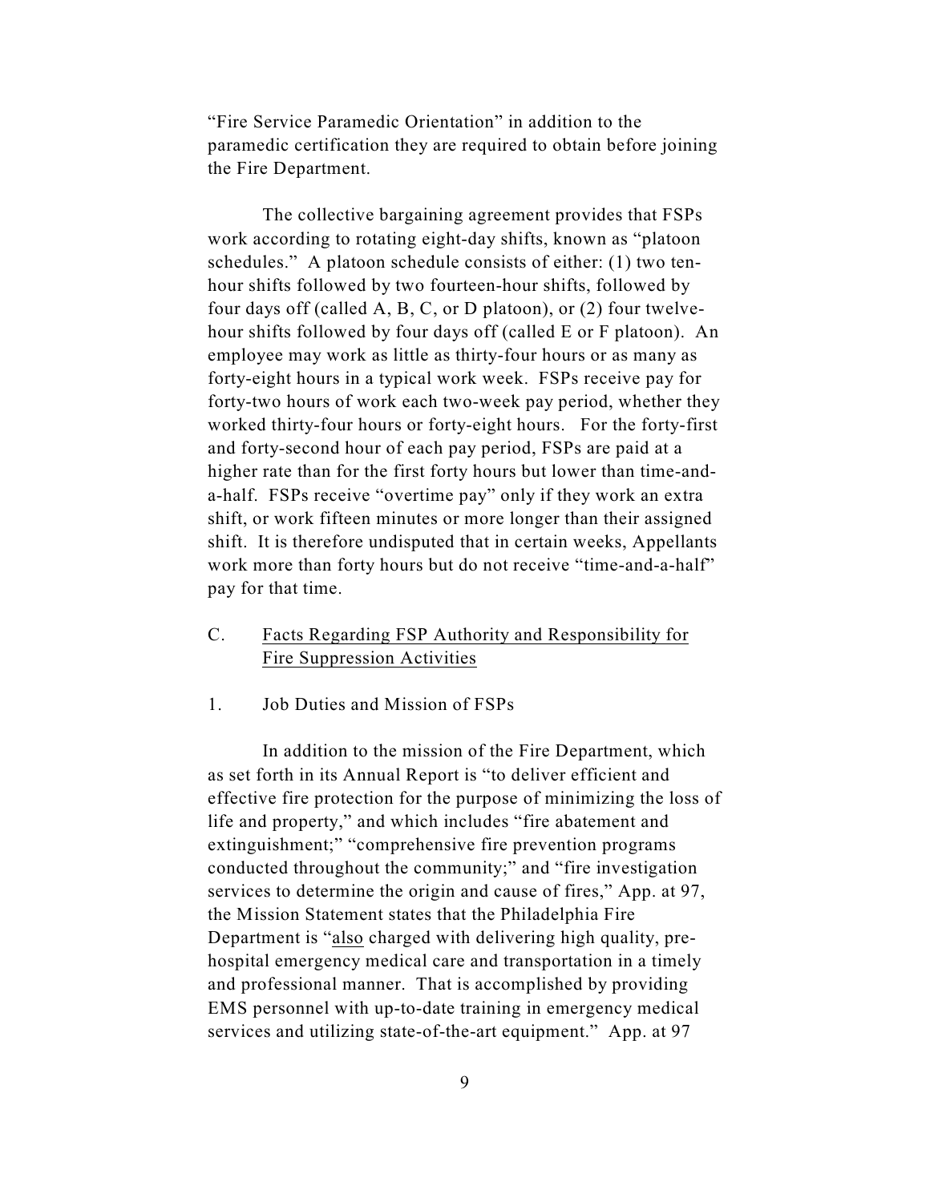"Fire Service Paramedic Orientation" in addition to the paramedic certification they are required to obtain before joining the Fire Department.

The collective bargaining agreement provides that FSPs work according to rotating eight-day shifts, known as "platoon schedules." A platoon schedule consists of either: (1) two ten-hour shifts followed by two fourteen-hour shifts, followed by four days off (called A, B, C, or D platoon), or (2) four twelve-hour shifts followed by four days off (called E or F platoon). An employee may work as little as thirty-four hours or as many as forty-eight hours in a typical work week. FSPs receive pay for forty-two hours of work each two-week pay period, whether they worked thirty-four hours or forty-eight hours. For the forty-first and forty-second hour of each pay period, FSPs are paid at a higher rate than for the first forty hours but lower than time-and-a-half. FSPs receive "overtime pay" only if they work an extra shift, or work fifteen minutes or more longer than their assigned shift. It is therefore undisputed that in certain weeks, Appellants work more than forty hours but do not receive "time-and-a-half" pay for that time.

### C. Facts Regarding FSP Authority and Responsibility for Fire Suppression Activities

#### 1. Job Duties and Mission of FSPs

In addition to the mission of the Fire Department, which as set forth in its Annual Report is "to deliver efficient and effective fire protection for the purpose of minimizing the loss of life and property," and which includes "fire abatement and extinguishment;" "comprehensive fire prevention programs conducted throughout the community;" and "fire investigation services to determine the origin and cause of fires," App. at 97, the Mission Statement states that the Philadelphia Fire Department is "<u>also</u> charged with delivering high quality, pre-hospital emergency medical care and transportation in a timely and professional manner. That is accomplished by providing EMS personnel with up-to-date training in emergency medical services and utilizing state-of-the-art equipment." App. at 97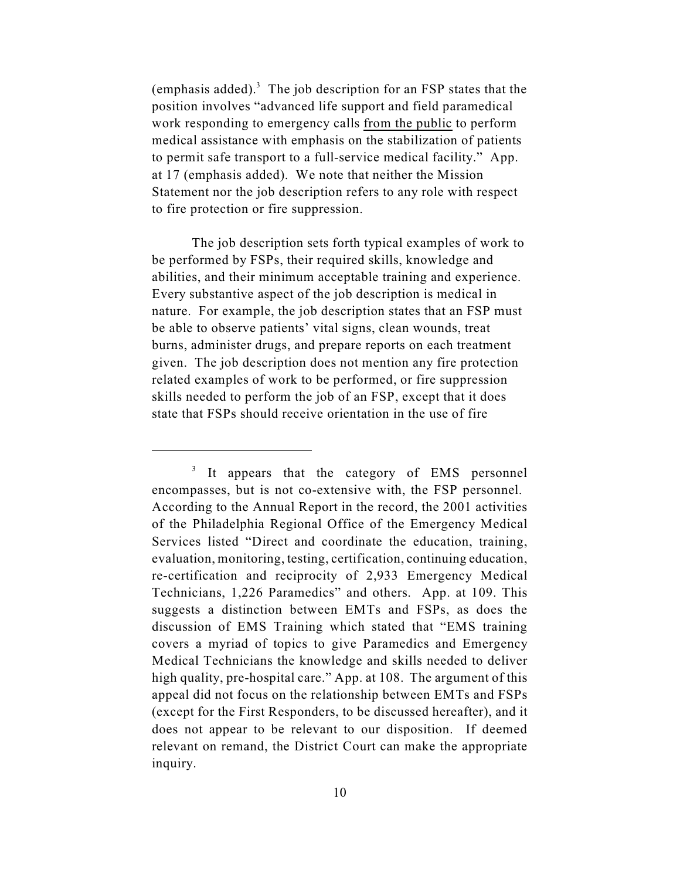(emphasis added).[3] The job description for an FSP states that the position involves "advanced life support and field paramedical work responding to emergency calls from the public to perform medical assistance with emphasis on the stabilization of patients to permit safe transport to a full-service medical facility." App. at 17 (emphasis added). We note that neither the Mission Statement nor the job description refers to any role with respect to fire protection or fire suppression.

The job description sets forth typical examples of work to be performed by FSPs, their required skills, knowledge and abilities, and their minimum acceptable training and experience. Every substantive aspect of the job description is medical in nature. For example, the job description states that an FSP must be able to observe patients' vital signs, clean wounds, treat burns, administer drugs, and prepare reports on each treatment given. The job description does not mention any fire protection related examples of work to be performed, or fire suppression skills needed to perform the job of an FSP, except that it does state that FSPs should receive orientation in the use of fire

---

[3] It appears that the category of EMS personnel encompasses, but is not co-extensive with, the FSP personnel. According to the Annual Report in the record, the 2001 activities of the Philadelphia Regional Office of the Emergency Medical Services listed "Direct and coordinate the education, training, evaluation, monitoring, testing, certification, continuing education, re-certification and reciprocity of 2,933 Emergency Medical Technicians, 1,226 Paramedics" and others. App. at 109. This suggests a distinction between EMTs and FSPs, as does the discussion of EMS Training which stated that "EMS training covers a myriad of topics to give Paramedics and Emergency Medical Technicians the knowledge and skills needed to deliver high quality, pre-hospital care." App. at 108. The argument of this appeal did not focus on the relationship between EMTs and FSPs (except for the First Responders, to be discussed hereafter), and it does not appear to be relevant to our disposition. If deemed relevant on remand, the District Court can make the appropriate inquiry.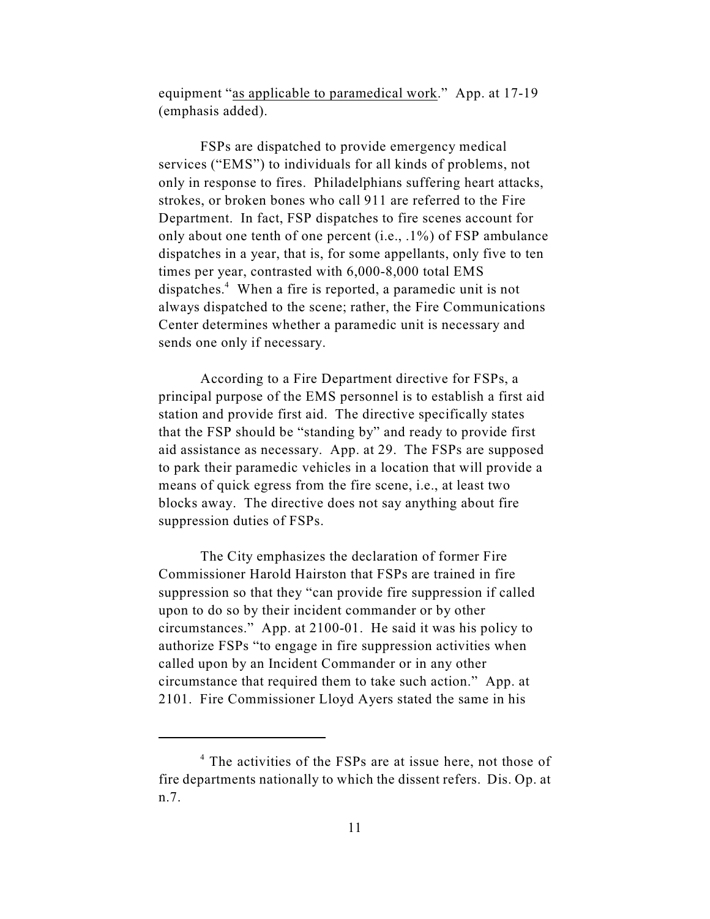equipment "<u>as applicable to paramedical work</u>." App. at 17-19 (emphasis added).

FSPs are dispatched to provide emergency medical services ("EMS") to individuals for all kinds of problems, not only in response to fires. Philadelphians suffering heart attacks, strokes, or broken bones who call 911 are referred to the Fire Department. In fact, FSP dispatches to fire scenes account for only about one tenth of one percent (i.e., .1%) of FSP ambulance dispatches in a year, that is, for some appellants, only five to ten times per year, contrasted with 6,000-8,000 total EMS dispatches.[4] When a fire is reported, a paramedic unit is not always dispatched to the scene; rather, the Fire Communications Center determines whether a paramedic unit is necessary and sends one only if necessary.

According to a Fire Department directive for FSPs, a principal purpose of the EMS personnel is to establish a first aid station and provide first aid. The directive specifically states that the FSP should be "standing by" and ready to provide first aid assistance as necessary. App. at 29. The FSPs are supposed to park their paramedic vehicles in a location that will provide a means of quick egress from the fire scene, i.e., at least two blocks away. The directive does not say anything about fire suppression duties of FSPs.

The City emphasizes the declaration of former Fire Commissioner Harold Hairston that FSPs are trained in fire suppression so that they "can provide fire suppression if called upon to do so by their incident commander or by other circumstances." App. at 2100-01. He said it was his policy to authorize FSPs "to engage in fire suppression activities when called upon by an Incident Commander or in any other circumstance that required them to take such action." App. at 2101. Fire Commissioner Lloyd Ayers stated the same in his

---

[4] The activities of the FSPs are at issue here, not those of fire departments nationally to which the dissent refers. Dis. Op. at n.7.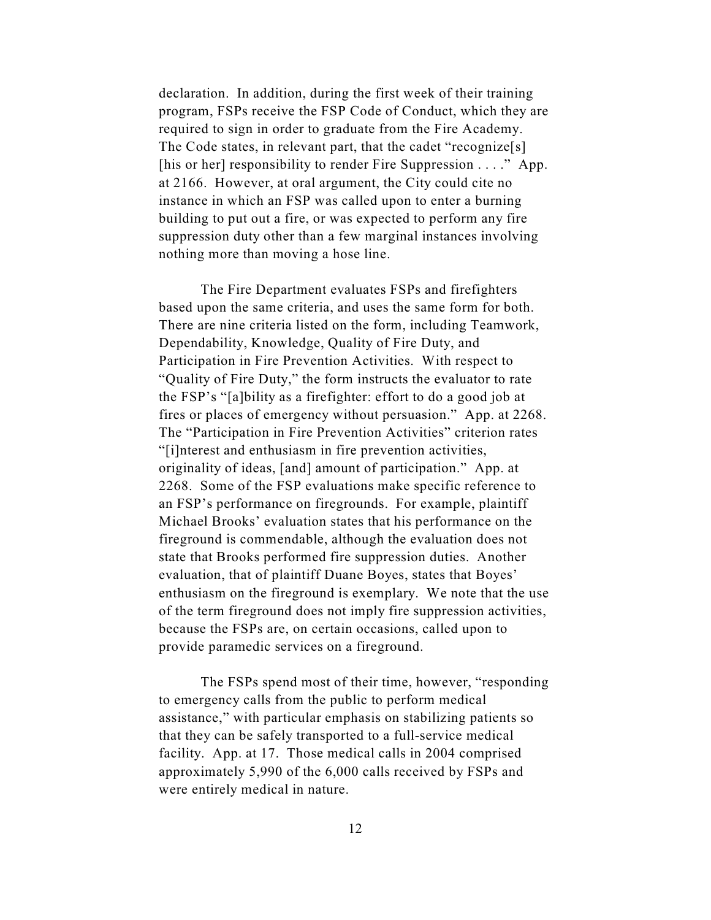declaration. In addition, during the first week of their training program, FSPs receive the FSP Code of Conduct, which they are required to sign in order to graduate from the Fire Academy. The Code states, in relevant part, that the cadet "recognize[s] [his or her] responsibility to render Fire Suppression . . . ." App. at 2166. However, at oral argument, the City could cite no instance in which an FSP was called upon to enter a burning building to put out a fire, or was expected to perform any fire suppression duty other than a few marginal instances involving nothing more than moving a hose line.

The Fire Department evaluates FSPs and firefighters based upon the same criteria, and uses the same form for both. There are nine criteria listed on the form, including Teamwork, Dependability, Knowledge, Quality of Fire Duty, and Participation in Fire Prevention Activities. With respect to "Quality of Fire Duty," the form instructs the evaluator to rate the FSP's "[a]bility as a firefighter: effort to do a good job at fires or places of emergency without persuasion." App. at 2268. The "Participation in Fire Prevention Activities" criterion rates "[i]nterest and enthusiasm in fire prevention activities, originality of ideas, [and] amount of participation." App. at 2268. Some of the FSP evaluations make specific reference to an FSP's performance on firegrounds. For example, plaintiff Michael Brooks' evaluation states that his performance on the fireground is commendable, although the evaluation does not state that Brooks performed fire suppression duties. Another evaluation, that of plaintiff Duane Boyes, states that Boyes' enthusiasm on the fireground is exemplary. We note that the use of the term fireground does not imply fire suppression activities, because the FSPs are, on certain occasions, called upon to provide paramedic services on a fireground.

The FSPs spend most of their time, however, "responding to emergency calls from the public to perform medical assistance," with particular emphasis on stabilizing patients so that they can be safely transported to a full-service medical facility. App. at 17. Those medical calls in 2004 comprised approximately 5,990 of the 6,000 calls received by FSPs and were entirely medical in nature.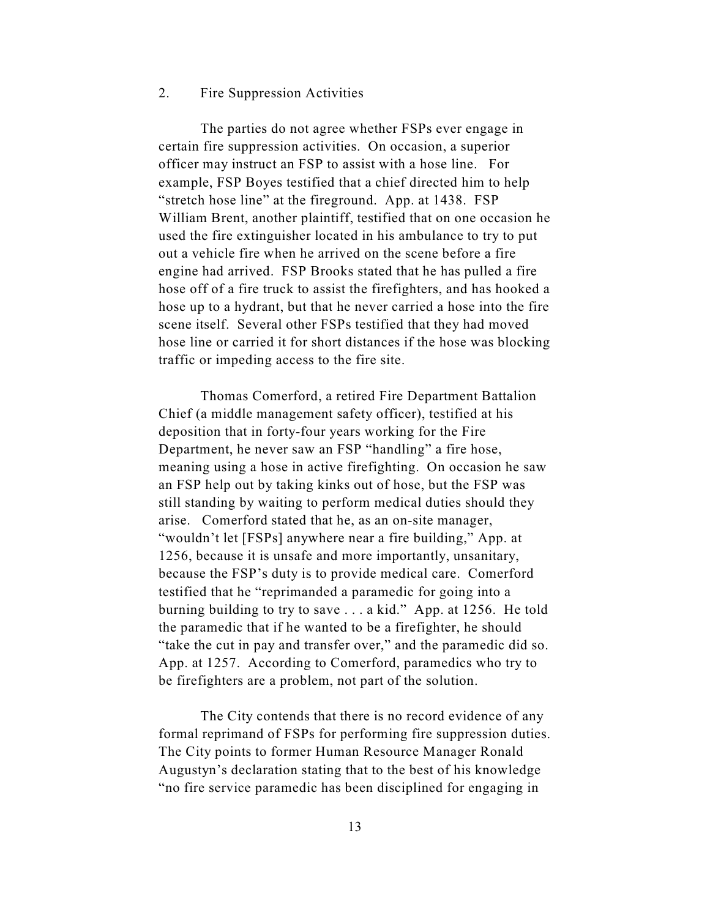## 2. Fire Suppression Activities

The parties do not agree whether FSPs ever engage in certain fire suppression activities. On occasion, a superior officer may instruct an FSP to assist with a hose line. For example, FSP Boyes testified that a chief directed him to help "stretch hose line" at the fireground. App. at 1438. FSP William Brent, another plaintiff, testified that on one occasion he used the fire extinguisher located in his ambulance to try to put out a vehicle fire when he arrived on the scene before a fire engine had arrived. FSP Brooks stated that he has pulled a fire hose off of a fire truck to assist the firefighters, and has hooked a hose up to a hydrant, but that he never carried a hose into the fire scene itself. Several other FSPs testified that they had moved hose line or carried it for short distances if the hose was blocking traffic or impeding access to the fire site.

Thomas Comerford, a retired Fire Department Battalion Chief (a middle management safety officer), testified at his deposition that in forty-four years working for the Fire Department, he never saw an FSP "handling" a fire hose, meaning using a hose in active firefighting. On occasion he saw an FSP help out by taking kinks out of hose, but the FSP was still standing by waiting to perform medical duties should they arise. Comerford stated that he, as an on-site manager, "wouldn't let [FSPs] anywhere near a fire building," App. at 1256, because it is unsafe and more importantly, unsanitary, because the FSP's duty is to provide medical care. Comerford testified that he "reprimanded a paramedic for going into a burning building to try to save . . . a kid." App. at 1256. He told the paramedic that if he wanted to be a firefighter, he should "take the cut in pay and transfer over," and the paramedic did so. App. at 1257. According to Comerford, paramedics who try to be firefighters are a problem, not part of the solution.

The City contends that there is no record evidence of any formal reprimand of FSPs for performing fire suppression duties. The City points to former Human Resource Manager Ronald Augustyn's declaration stating that to the best of his knowledge "no fire service paramedic has been disciplined for engaging in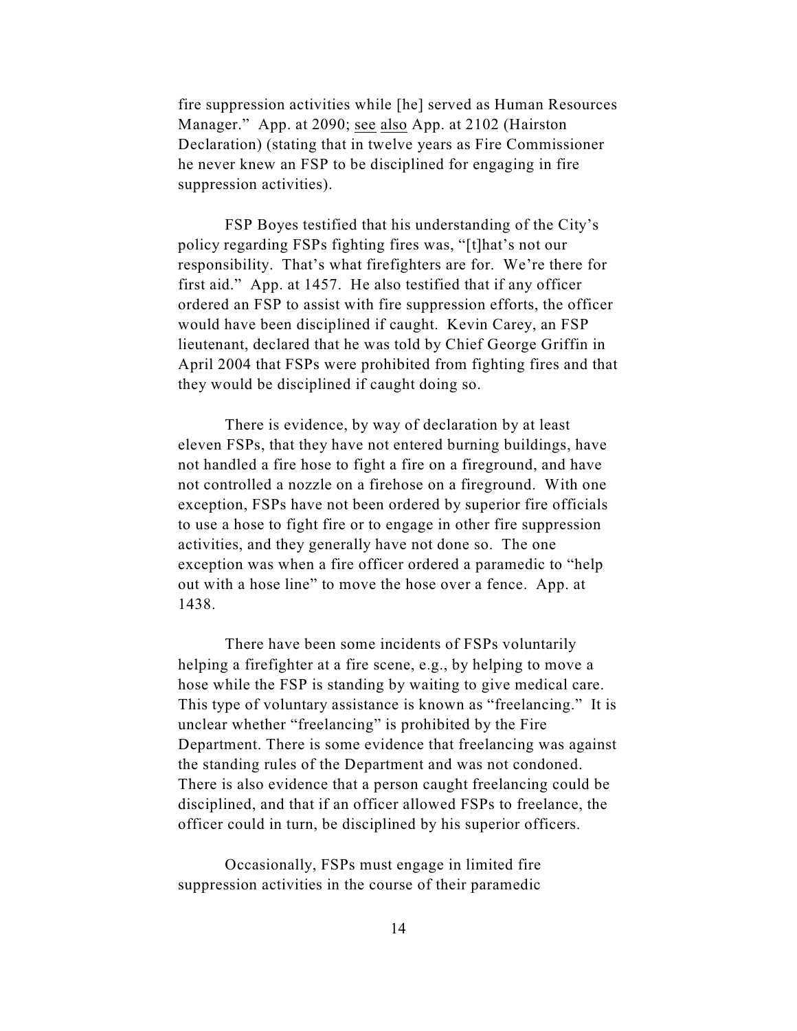fire suppression activities while [he] served as Human Resources Manager." App. at 2090; see also App. at 2102 (Hairston Declaration) (stating that in twelve years as Fire Commissioner he never knew an FSP to be disciplined for engaging in fire suppression activities).

FSP Boyes testified that his understanding of the City's policy regarding FSPs fighting fires was, "[t]hat's not our responsibility. That's what firefighters are for. We're there for first aid." App. at 1457. He also testified that if any officer ordered an FSP to assist with fire suppression efforts, the officer would have been disciplined if caught. Kevin Carey, an FSP lieutenant, declared that he was told by Chief George Griffin in April 2004 that FSPs were prohibited from fighting fires and that they would be disciplined if caught doing so.

There is evidence, by way of declaration by at least eleven FSPs, that they have not entered burning buildings, have not handled a fire hose to fight a fire on a fireground, and have not controlled a nozzle on a firehose on a fireground. With one exception, FSPs have not been ordered by superior fire officials to use a hose to fight fire or to engage in other fire suppression activities, and they generally have not done so. The one exception was when a fire officer ordered a paramedic to "help out with a hose line" to move the hose over a fence. App. at 1438.

There have been some incidents of FSPs voluntarily helping a firefighter at a fire scene, e.g., by helping to move a hose while the FSP is standing by waiting to give medical care. This type of voluntary assistance is known as "freelancing." It is unclear whether "freelancing" is prohibited by the Fire Department. There is some evidence that freelancing was against the standing rules of the Department and was not condoned. There is also evidence that a person caught freelancing could be disciplined, and that if an officer allowed FSPs to freelance, the officer could in turn, be disciplined by his superior officers.

Occasionally, FSPs must engage in limited fire suppression activities in the course of their paramedic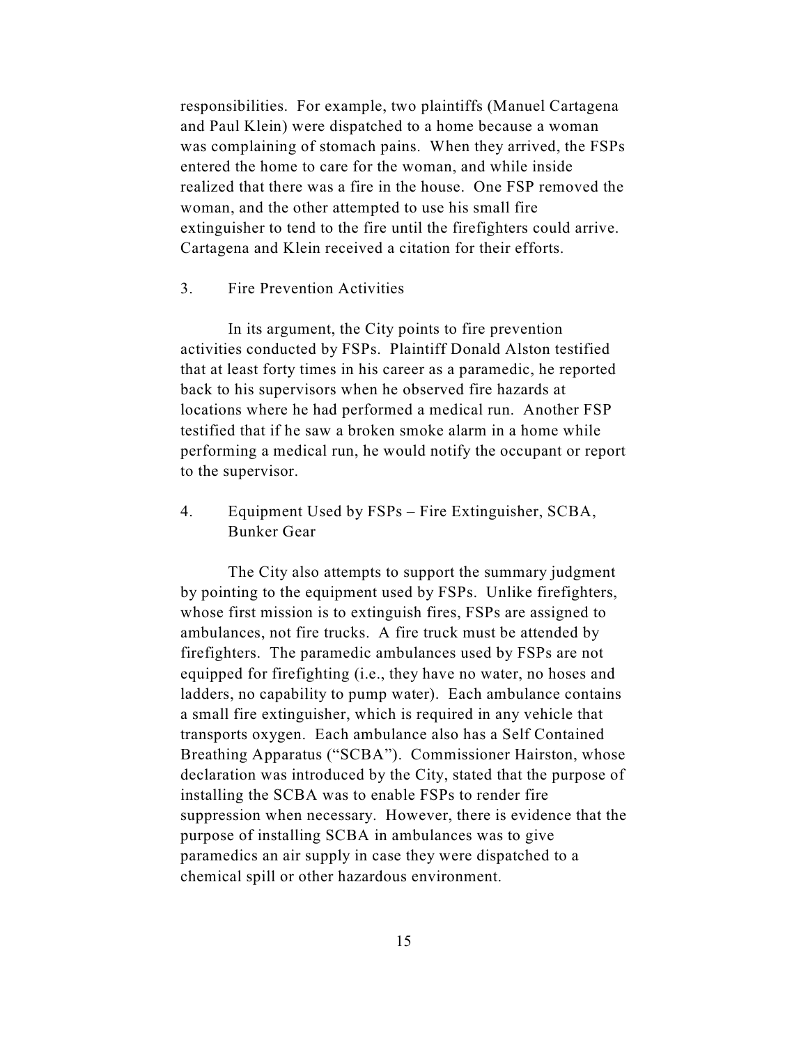responsibilities. For example, two plaintiffs (Manuel Cartagena and Paul Klein) were dispatched to a home because a woman was complaining of stomach pains. When they arrived, the FSPs entered the home to care for the woman, and while inside realized that there was a fire in the house. One FSP removed the woman, and the other attempted to use his small fire extinguisher to tend to the fire until the firefighters could arrive. Cartagena and Klein received a citation for their efforts.

### 3. Fire Prevention Activities

In its argument, the City points to fire prevention activities conducted by FSPs. Plaintiff Donald Alston testified that at least forty times in his career as a paramedic, he reported back to his supervisors when he observed fire hazards at locations where he had performed a medical run. Another FSP testified that if he saw a broken smoke alarm in a home while performing a medical run, he would notify the occupant or report to the supervisor.

### 4. Equipment Used by FSPs – Fire Extinguisher, SCBA, Bunker Gear

The City also attempts to support the summary judgment by pointing to the equipment used by FSPs. Unlike firefighters, whose first mission is to extinguish fires, FSPs are assigned to ambulances, not fire trucks. A fire truck must be attended by firefighters. The paramedic ambulances used by FSPs are not equipped for firefighting (i.e., they have no water, no hoses and ladders, no capability to pump water). Each ambulance contains a small fire extinguisher, which is required in any vehicle that transports oxygen. Each ambulance also has a Self Contained Breathing Apparatus ("SCBA"). Commissioner Hairston, whose declaration was introduced by the City, stated that the purpose of installing the SCBA was to enable FSPs to render fire suppression when necessary. However, there is evidence that the purpose of installing SCBA in ambulances was to give paramedics an air supply in case they were dispatched to a chemical spill or other hazardous environment.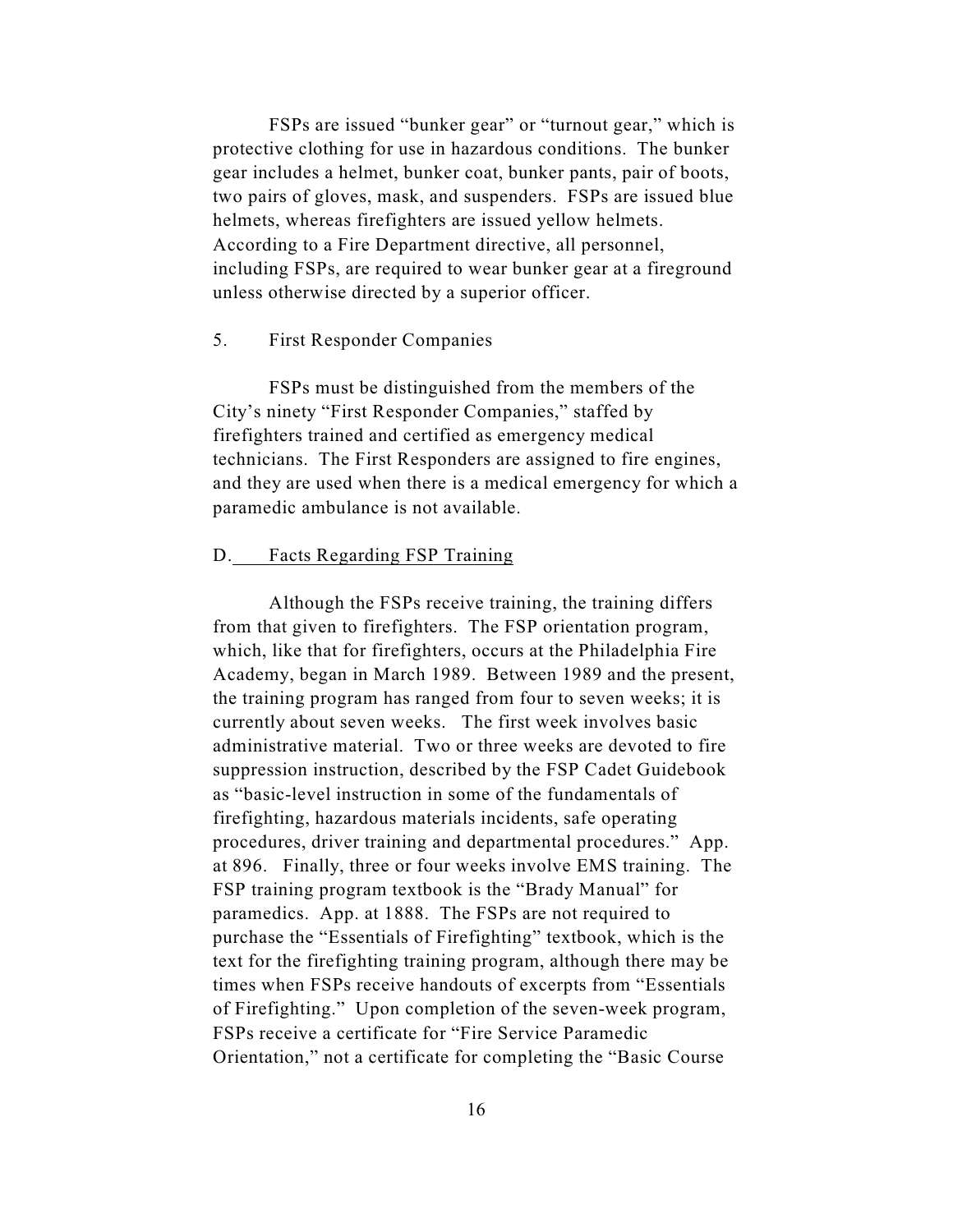FSPs are issued "bunker gear" or "turnout gear," which is protective clothing for use in hazardous conditions. The bunker gear includes a helmet, bunker coat, bunker pants, pair of boots, two pairs of gloves, mask, and suspenders. FSPs are issued blue helmets, whereas firefighters are issued yellow helmets. According to a Fire Department directive, all personnel, including FSPs, are required to wear bunker gear at a fireground unless otherwise directed by a superior officer.

5. First Responder Companies

FSPs must be distinguished from the members of the City's ninety "First Responder Companies," staffed by firefighters trained and certified as emergency medical technicians. The First Responders are assigned to fire engines, and they are used when there is a medical emergency for which a paramedic ambulance is not available.

D. Facts Regarding FSP Training

Although the FSPs receive training, the training differs from that given to firefighters. The FSP orientation program, which, like that for firefighters, occurs at the Philadelphia Fire Academy, began in March 1989. Between 1989 and the present, the training program has ranged from four to seven weeks; it is currently about seven weeks. The first week involves basic administrative material. Two or three weeks are devoted to fire suppression instruction, described by the FSP Cadet Guidebook as "basic-level instruction in some of the fundamentals of firefighting, hazardous materials incidents, safe operating procedures, driver training and departmental procedures." App. at 896. Finally, three or four weeks involve EMS training. The FSP training program textbook is the "Brady Manual" for paramedics. App. at 1888. The FSPs are not required to purchase the "Essentials of Firefighting" textbook, which is the text for the firefighting training program, although there may be times when FSPs receive handouts of excerpts from "Essentials of Firefighting." Upon completion of the seven-week program, FSPs receive a certificate for "Fire Service Paramedic Orientation," not a certificate for completing the "Basic Course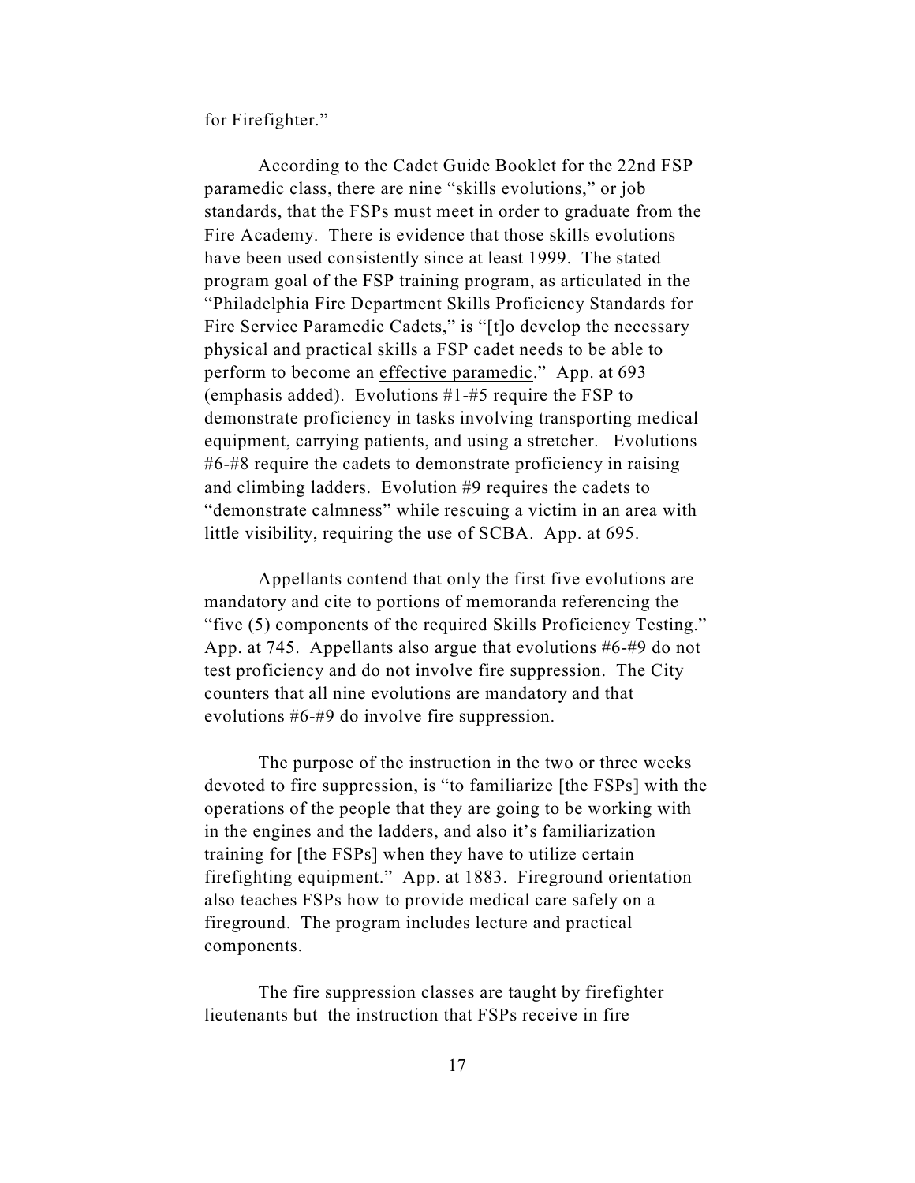for Firefighter."

According to the Cadet Guide Booklet for the 22nd FSP paramedic class, there are nine "skills evolutions," or job standards, that the FSPs must meet in order to graduate from the Fire Academy. There is evidence that those skills evolutions have been used consistently since at least 1999. The stated program goal of the FSP training program, as articulated in the "Philadelphia Fire Department Skills Proficiency Standards for Fire Service Paramedic Cadets," is "[t]o develop the necessary physical and practical skills a FSP cadet needs to be able to perform to become an <u>effective paramedic</u>." App. at 693 (emphasis added). Evolutions #1-#5 require the FSP to demonstrate proficiency in tasks involving transporting medical equipment, carrying patients, and using a stretcher. Evolutions #6-#8 require the cadets to demonstrate proficiency in raising and climbing ladders. Evolution #9 requires the cadets to "demonstrate calmness" while rescuing a victim in an area with little visibility, requiring the use of SCBA. App. at 695.

Appellants contend that only the first five evolutions are mandatory and cite to portions of memoranda referencing the "five (5) components of the required Skills Proficiency Testing." App. at 745. Appellants also argue that evolutions #6-#9 do not test proficiency and do not involve fire suppression. The City counters that all nine evolutions are mandatory and that evolutions #6-#9 do involve fire suppression.

The purpose of the instruction in the two or three weeks devoted to fire suppression, is "to familiarize [the FSPs] with the operations of the people that they are going to be working with in the engines and the ladders, and also it's familiarization training for [the FSPs] when they have to utilize certain firefighting equipment." App. at 1883. Fireground orientation also teaches FSPs how to provide medical care safely on a fireground. The program includes lecture and practical components.

The fire suppression classes are taught by firefighter lieutenants but the instruction that FSPs receive in fire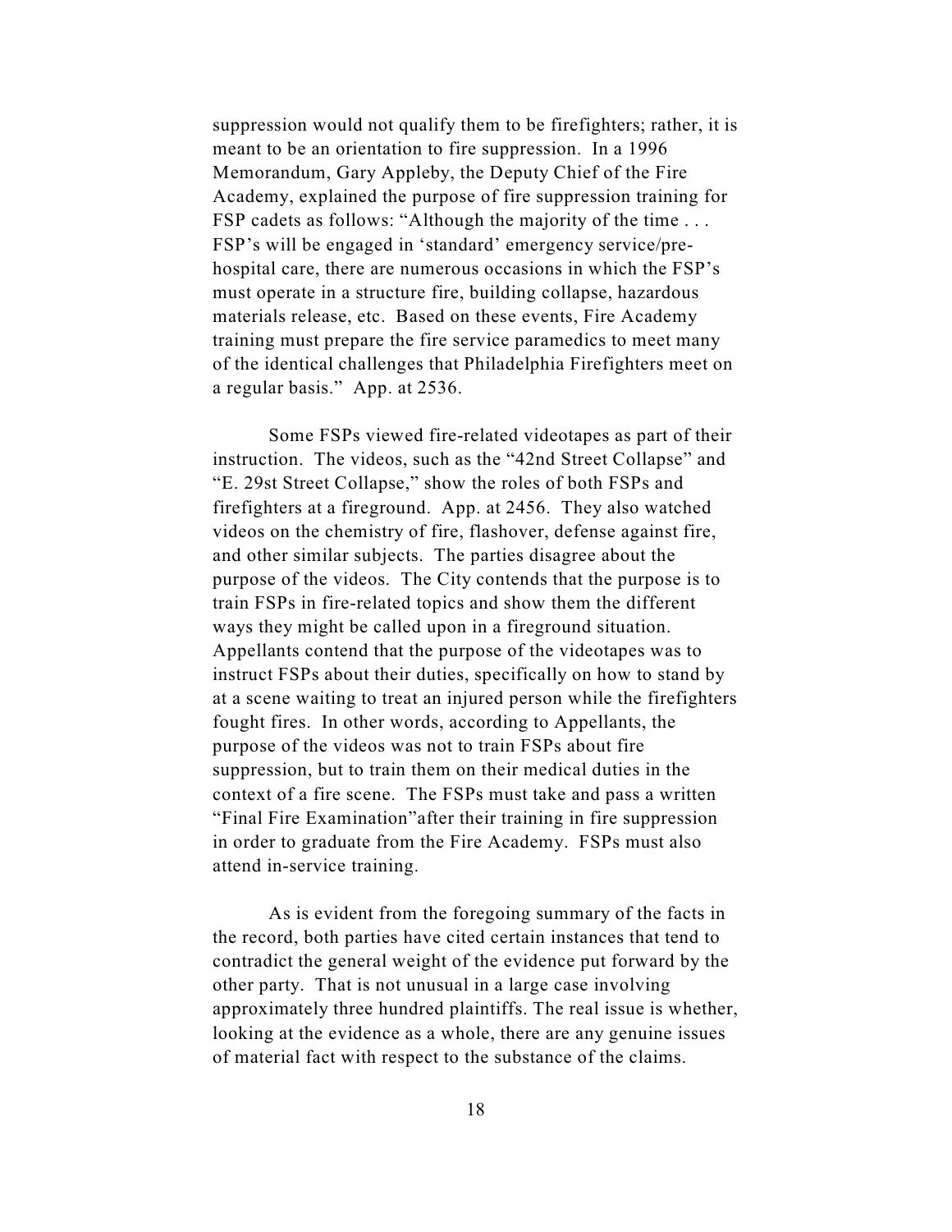suppression would not qualify them to be firefighters; rather, it is meant to be an orientation to fire suppression. In a 1996 Memorandum, Gary Appleby, the Deputy Chief of the Fire Academy, explained the purpose of fire suppression training for FSP cadets as follows: "Although the majority of the time . . . FSP's will be engaged in 'standard' emergency service/pre-hospital care, there are numerous occasions in which the FSP's must operate in a structure fire, building collapse, hazardous materials release, etc. Based on these events, Fire Academy training must prepare the fire service paramedics to meet many of the identical challenges that Philadelphia Firefighters meet on a regular basis." App. at 2536.

Some FSPs viewed fire-related videotapes as part of their instruction. The videos, such as the "42nd Street Collapse" and "E. 29st Street Collapse," show the roles of both FSPs and firefighters at a fireground. App. at 2456. They also watched videos on the chemistry of fire, flashover, defense against fire, and other similar subjects. The parties disagree about the purpose of the videos. The City contends that the purpose is to train FSPs in fire-related topics and show them the different ways they might be called upon in a fireground situation. Appellants contend that the purpose of the videotapes was to instruct FSPs about their duties, specifically on how to stand by at a scene waiting to treat an injured person while the firefighters fought fires. In other words, according to Appellants, the purpose of the videos was not to train FSPs about fire suppression, but to train them on their medical duties in the context of a fire scene. The FSPs must take and pass a written "Final Fire Examination"after their training in fire suppression in order to graduate from the Fire Academy. FSPs must also attend in-service training.

As is evident from the foregoing summary of the facts in the record, both parties have cited certain instances that tend to contradict the general weight of the evidence put forward by the other party. That is not unusual in a large case involving approximately three hundred plaintiffs. The real issue is whether, looking at the evidence as a whole, there are any genuine issues of material fact with respect to the substance of the claims.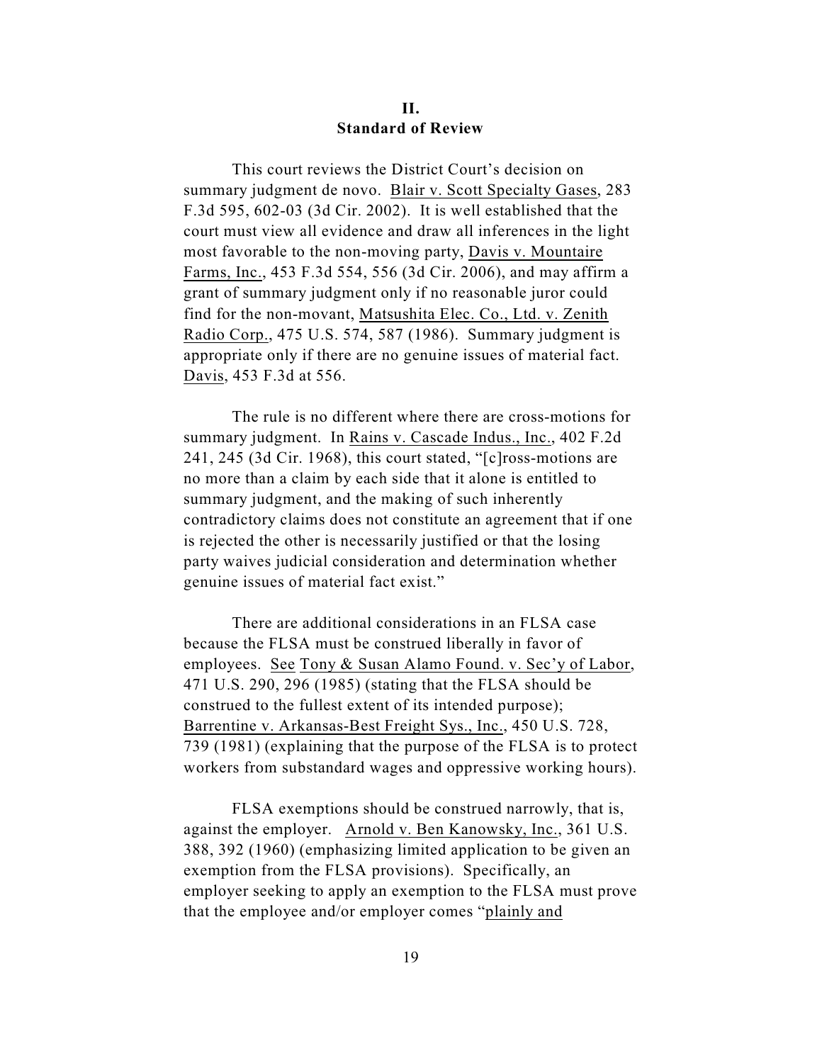## II.
## Standard of Review

This court reviews the District Court's decision on summary judgment de novo. Blair v. Scott Specialty Gases, 283 F.3d 595, 602-03 (3d Cir. 2002). It is well established that the court must view all evidence and draw all inferences in the light most favorable to the non-moving party, Davis v. Mountaire Farms, Inc., 453 F.3d 554, 556 (3d Cir. 2006), and may affirm a grant of summary judgment only if no reasonable juror could find for the non-movant, Matsushita Elec. Co., Ltd. v. Zenith Radio Corp., 475 U.S. 574, 587 (1986). Summary judgment is appropriate only if there are no genuine issues of material fact. Davis, 453 F.3d at 556.

The rule is no different where there are cross-motions for summary judgment. In Rains v. Cascade Indus., Inc., 402 F.2d 241, 245 (3d Cir. 1968), this court stated, "[c]ross-motions are no more than a claim by each side that it alone is entitled to summary judgment, and the making of such inherently contradictory claims does not constitute an agreement that if one is rejected the other is necessarily justified or that the losing party waives judicial consideration and determination whether genuine issues of material fact exist."

There are additional considerations in an FLSA case because the FLSA must be construed liberally in favor of employees. See Tony & Susan Alamo Found. v. Sec'y of Labor, 471 U.S. 290, 296 (1985) (stating that the FLSA should be construed to the fullest extent of its intended purpose); Barrentine v. Arkansas-Best Freight Sys., Inc., 450 U.S. 728, 739 (1981) (explaining that the purpose of the FLSA is to protect workers from substandard wages and oppressive working hours).

FLSA exemptions should be construed narrowly, that is, against the employer. Arnold v. Ben Kanowsky, Inc., 361 U.S. 388, 392 (1960) (emphasizing limited application to be given an exemption from the FLSA provisions). Specifically, an employer seeking to apply an exemption to the FLSA must prove that the employee and/or employer comes "plainly and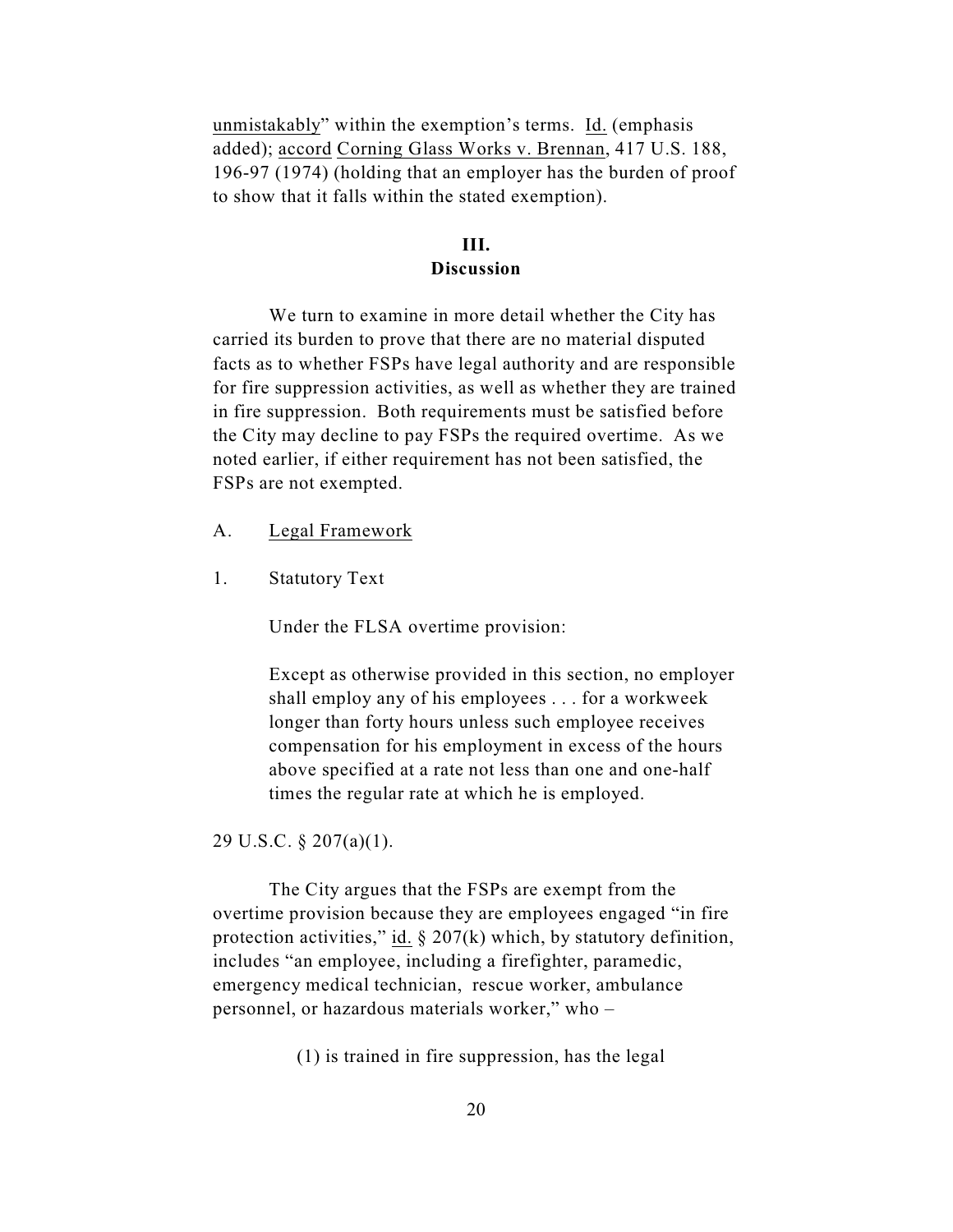unmistakably" within the exemption's terms. Id. (emphasis added); accord Corning Glass Works v. Brennan, 417 U.S. 188, 196-97 (1974) (holding that an employer has the burden of proof to show that it falls within the stated exemption).

## III.
## Discussion

We turn to examine in more detail whether the City has carried its burden to prove that there are no material disputed facts as to whether FSPs have legal authority and are responsible for fire suppression activities, as well as whether they are trained in fire suppression. Both requirements must be satisfied before the City may decline to pay FSPs the required overtime. As we noted earlier, if either requirement has not been satisfied, the FSPs are not exempted.

A. Legal Framework

1. Statutory Text

Under the FLSA overtime provision:

> Except as otherwise provided in this section, no employer shall employ any of his employees . . . for a workweek longer than forty hours unless such employee receives compensation for his employment in excess of the hours above specified at a rate not less than one and one-half times the regular rate at which he is employed.

29 U.S.C. § 207(a)(1).

The City argues that the FSPs are exempt from the overtime provision because they are employees engaged "in fire protection activities," id. § 207(k) which, by statutory definition, includes "an employee, including a firefighter, paramedic, emergency medical technician, rescue worker, ambulance personnel, or hazardous materials worker," who –

> (1) is trained in fire suppression, has the legal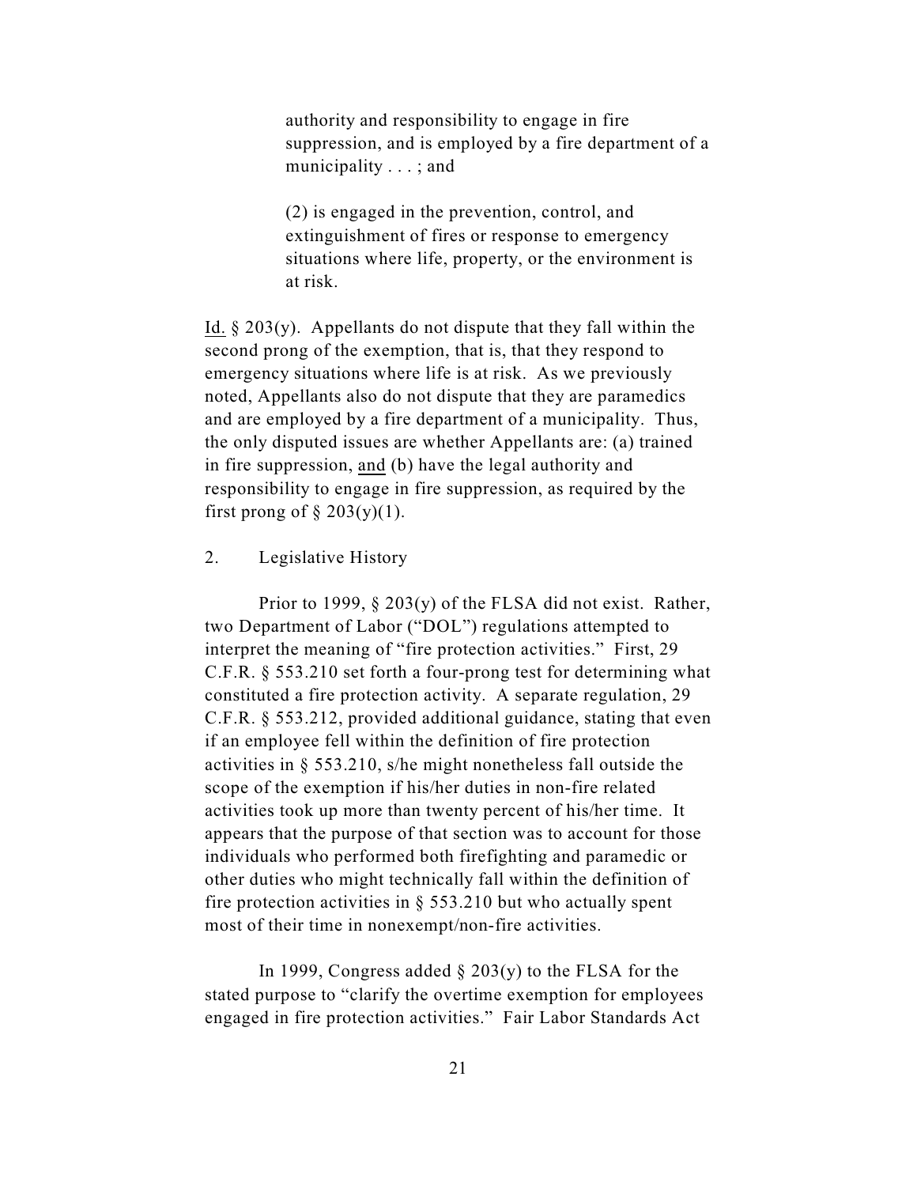> authority and responsibility to engage in fire suppression, and is employed by a fire department of a municipality . . . ; and
>
> (2) is engaged in the prevention, control, and extinguishment of fires or response to emergency situations where life, property, or the environment is at risk.

Id. § 203(y). Appellants do not dispute that they fall within the second prong of the exemption, that is, that they respond to emergency situations where life is at risk. As we previously noted, Appellants also do not dispute that they are paramedics and are employed by a fire department of a municipality. Thus, the only disputed issues are whether Appellants are: (a) trained in fire suppression, and (b) have the legal authority and responsibility to engage in fire suppression, as required by the first prong of § 203(y)(1).

2. Legislative History

Prior to 1999, § 203(y) of the FLSA did not exist. Rather, two Department of Labor ("DOL") regulations attempted to interpret the meaning of "fire protection activities." First, 29 C.F.R. § 553.210 set forth a four-prong test for determining what constituted a fire protection activity. A separate regulation, 29 C.F.R. § 553.212, provided additional guidance, stating that even if an employee fell within the definition of fire protection activities in § 553.210, s/he might nonetheless fall outside the scope of the exemption if his/her duties in non-fire related activities took up more than twenty percent of his/her time. It appears that the purpose of that section was to account for those individuals who performed both firefighting and paramedic or other duties who might technically fall within the definition of fire protection activities in § 553.210 but who actually spent most of their time in nonexempt/non-fire activities.

In 1999, Congress added § 203(y) to the FLSA for the stated purpose to "clarify the overtime exemption for employees engaged in fire protection activities." Fair Labor Standards Act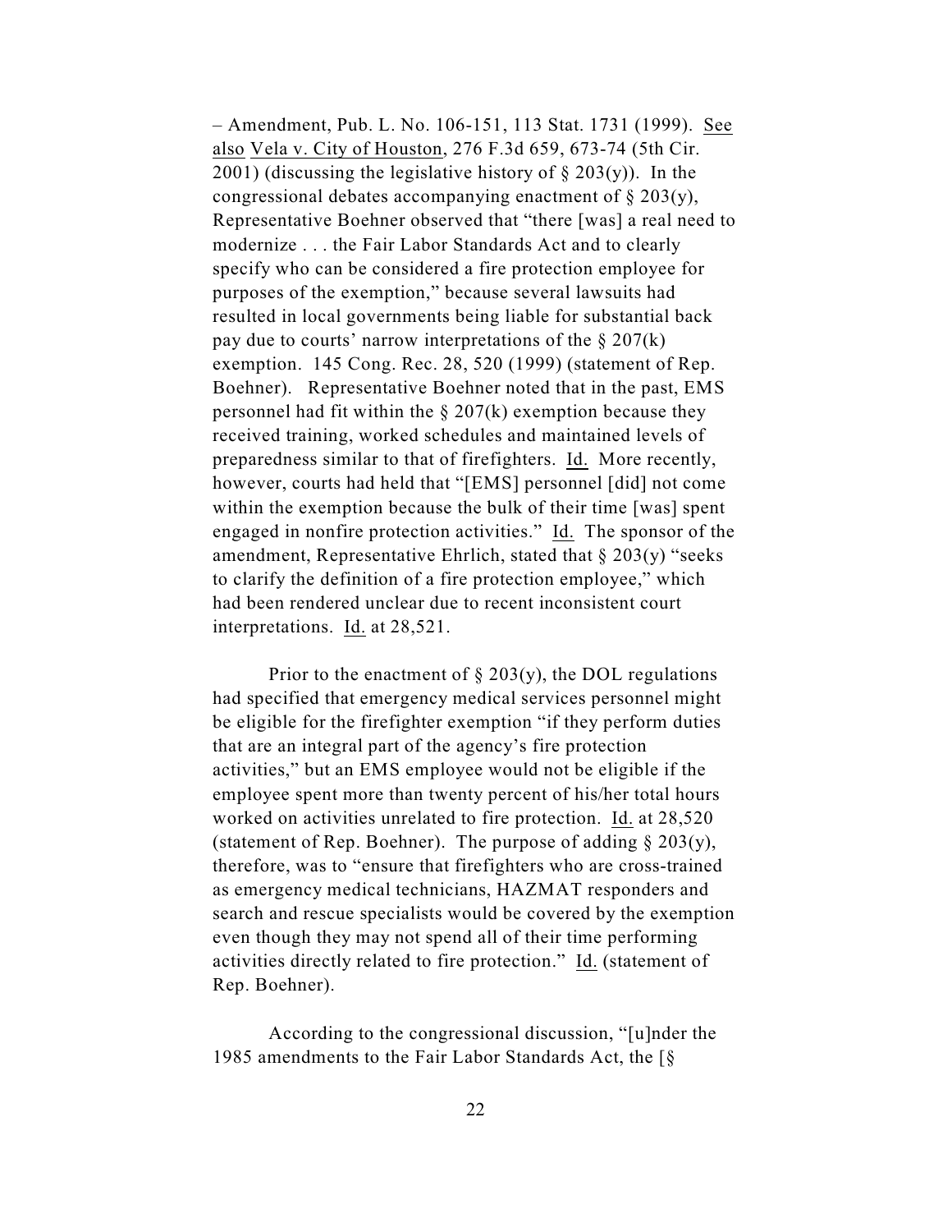– Amendment, Pub. L. No. 106-151, 113 Stat. 1731 (1999). See also Vela v. City of Houston, 276 F.3d 659, 673-74 (5th Cir. 2001) (discussing the legislative history of § 203(y)). In the congressional debates accompanying enactment of § 203(y), Representative Boehner observed that "there [was] a real need to modernize . . . the Fair Labor Standards Act and to clearly specify who can be considered a fire protection employee for purposes of the exemption," because several lawsuits had resulted in local governments being liable for substantial back pay due to courts' narrow interpretations of the § 207(k) exemption. 145 Cong. Rec. 28, 520 (1999) (statement of Rep. Boehner). Representative Boehner noted that in the past, EMS personnel had fit within the § 207(k) exemption because they received training, worked schedules and maintained levels of preparedness similar to that of firefighters. Id. More recently, however, courts had held that "[EMS] personnel [did] not come within the exemption because the bulk of their time [was] spent engaged in nonfire protection activities." Id. The sponsor of the amendment, Representative Ehrlich, stated that § 203(y) "seeks to clarify the definition of a fire protection employee," which had been rendered unclear due to recent inconsistent court interpretations. Id. at 28,521.

Prior to the enactment of § 203(y), the DOL regulations had specified that emergency medical services personnel might be eligible for the firefighter exemption "if they perform duties that are an integral part of the agency's fire protection activities," but an EMS employee would not be eligible if the employee spent more than twenty percent of his/her total hours worked on activities unrelated to fire protection. Id. at 28,520 (statement of Rep. Boehner). The purpose of adding § 203(y), therefore, was to "ensure that firefighters who are cross-trained as emergency medical technicians, HAZMAT responders and search and rescue specialists would be covered by the exemption even though they may not spend all of their time performing activities directly related to fire protection." Id. (statement of Rep. Boehner).

According to the congressional discussion, "[u]nder the 1985 amendments to the Fair Labor Standards Act, the [§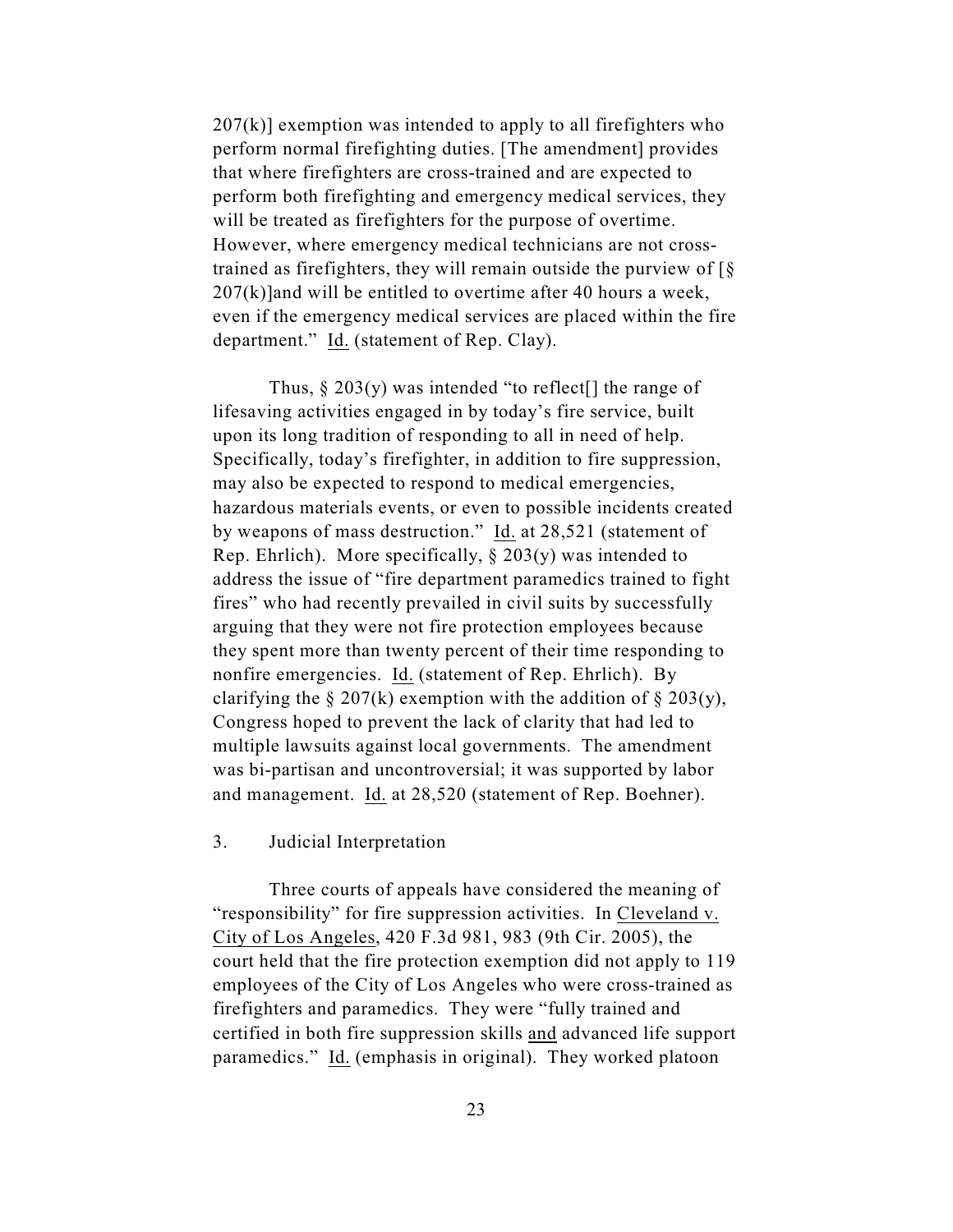207(k)] exemption was intended to apply to all firefighters who perform normal firefighting duties. [The amendment] provides that where firefighters are cross-trained and are expected to perform both firefighting and emergency medical services, they will be treated as firefighters for the purpose of overtime. However, where emergency medical technicians are not cross-trained as firefighters, they will remain outside the purview of [§ 207(k)]and will be entitled to overtime after 40 hours a week, even if the emergency medical services are placed within the fire department." Id. (statement of Rep. Clay).

Thus, § 203(y) was intended "to reflect[] the range of lifesaving activities engaged in by today's fire service, built upon its long tradition of responding to all in need of help. Specifically, today's firefighter, in addition to fire suppression, may also be expected to respond to medical emergencies, hazardous materials events, or even to possible incidents created by weapons of mass destruction." Id. at 28,521 (statement of Rep. Ehrlich). More specifically, § 203(y) was intended to address the issue of "fire department paramedics trained to fight fires" who had recently prevailed in civil suits by successfully arguing that they were not fire protection employees because they spent more than twenty percent of their time responding to nonfire emergencies. Id. (statement of Rep. Ehrlich). By clarifying the § 207(k) exemption with the addition of § 203(y), Congress hoped to prevent the lack of clarity that had led to multiple lawsuits against local governments. The amendment was bi-partisan and uncontroversial; it was supported by labor and management. Id. at 28,520 (statement of Rep. Boehner).

3. Judicial Interpretation

Three courts of appeals have considered the meaning of "responsibility" for fire suppression activities. In Cleveland v. City of Los Angeles, 420 F.3d 981, 983 (9th Cir. 2005), the court held that the fire protection exemption did not apply to 119 employees of the City of Los Angeles who were cross-trained as firefighters and paramedics. They were "fully trained and certified in both fire suppression skills and advanced life support paramedics." Id. (emphasis in original). They worked platoon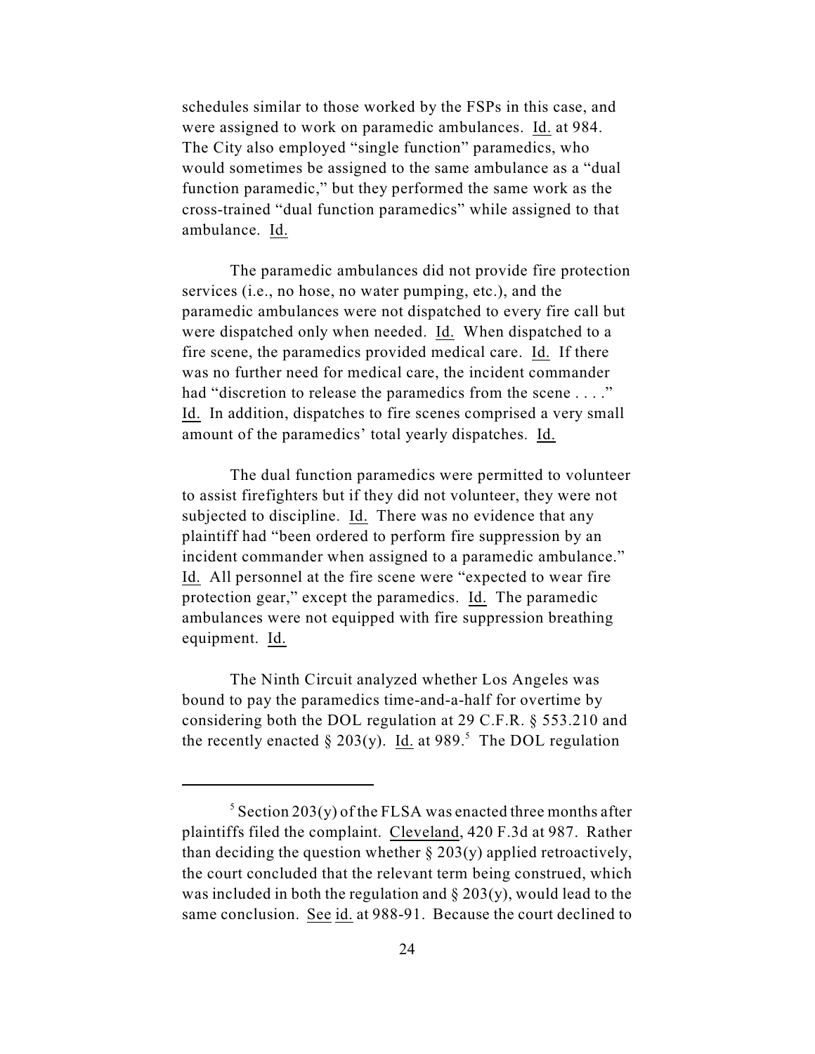schedules similar to those worked by the FSPs in this case, and were assigned to work on paramedic ambulances. Id. at 984. The City also employed "single function" paramedics, who would sometimes be assigned to the same ambulance as a "dual function paramedic," but they performed the same work as the cross-trained "dual function paramedics" while assigned to that ambulance. Id.

The paramedic ambulances did not provide fire protection services (i.e., no hose, no water pumping, etc.), and the paramedic ambulances were not dispatched to every fire call but were dispatched only when needed. Id. When dispatched to a fire scene, the paramedics provided medical care. Id. If there was no further need for medical care, the incident commander had "discretion to release the paramedics from the scene . . . ." Id. In addition, dispatches to fire scenes comprised a very small amount of the paramedics' total yearly dispatches. Id.

The dual function paramedics were permitted to volunteer to assist firefighters but if they did not volunteer, they were not subjected to discipline. Id. There was no evidence that any plaintiff had "been ordered to perform fire suppression by an incident commander when assigned to a paramedic ambulance." Id. All personnel at the fire scene were "expected to wear fire protection gear," except the paramedics. Id. The paramedic ambulances were not equipped with fire suppression breathing equipment. Id.

The Ninth Circuit analyzed whether Los Angeles was bound to pay the paramedics time-and-a-half for overtime by considering both the DOL regulation at 29 C.F.R. § 553.210 and the recently enacted § 203(y). Id. at 989.[5] The DOL regulation

---

[5] Section 203(y) of the FLSA was enacted three months after plaintiffs filed the complaint. Cleveland, 420 F.3d at 987. Rather than deciding the question whether § 203(y) applied retroactively, the court concluded that the relevant term being construed, which was included in both the regulation and § 203(y), would lead to the same conclusion. See id. at 988-91. Because the court declined to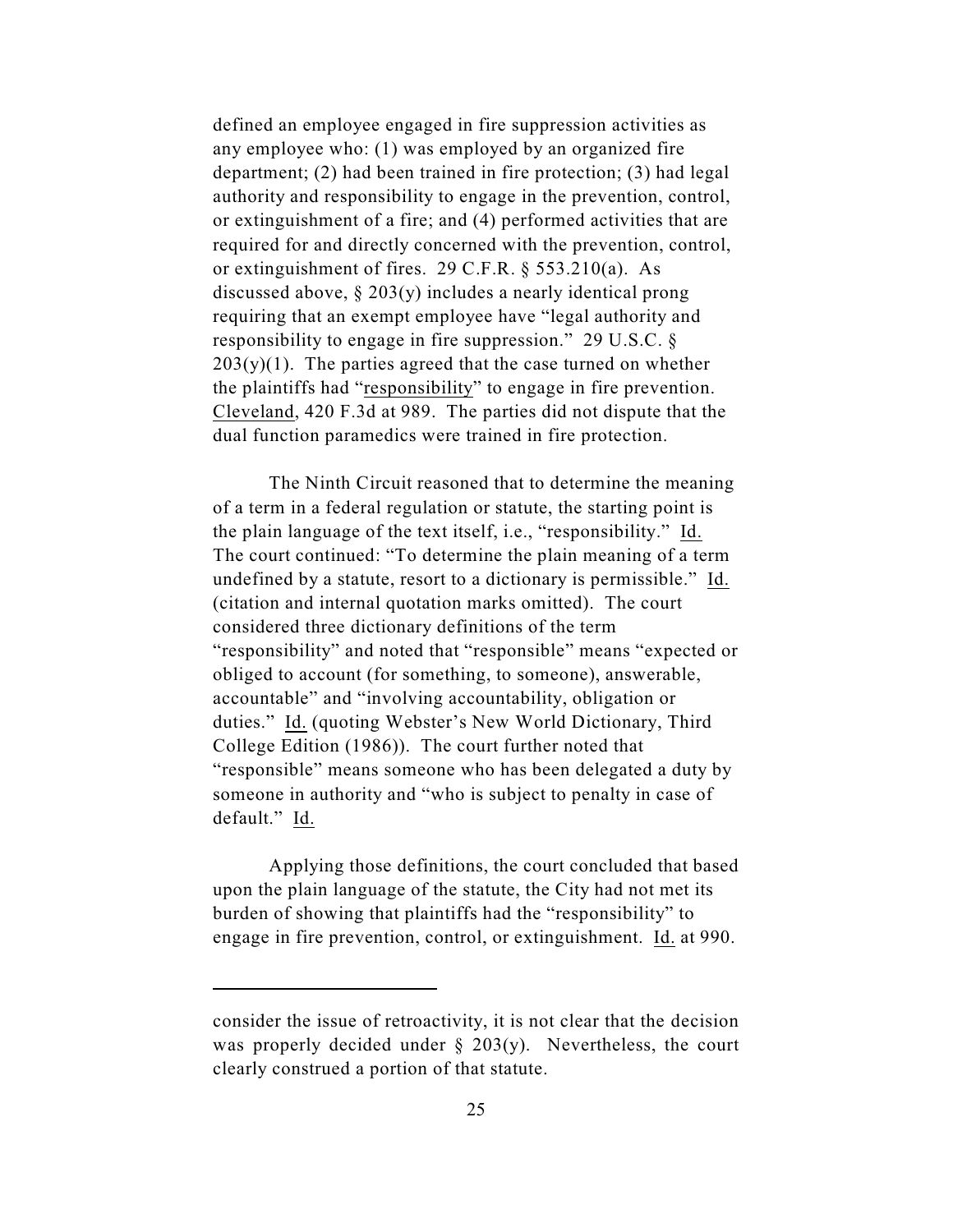defined an employee engaged in fire suppression activities as any employee who: (1) was employed by an organized fire department; (2) had been trained in fire protection; (3) had legal authority and responsibility to engage in the prevention, control, or extinguishment of a fire; and (4) performed activities that are required for and directly concerned with the prevention, control, or extinguishment of fires. 29 C.F.R. § 553.210(a). As discussed above, § 203(y) includes a nearly identical prong requiring that an exempt employee have "legal authority and responsibility to engage in fire suppression." 29 U.S.C. § 203(y)(1). The parties agreed that the case turned on whether the plaintiffs had "responsibility" to engage in fire prevention. Cleveland, 420 F.3d at 989. The parties did not dispute that the dual function paramedics were trained in fire protection.

The Ninth Circuit reasoned that to determine the meaning of a term in a federal regulation or statute, the starting point is the plain language of the text itself, i.e., "responsibility." Id. The court continued: "To determine the plain meaning of a term undefined by a statute, resort to a dictionary is permissible." Id. (citation and internal quotation marks omitted). The court considered three dictionary definitions of the term "responsibility" and noted that "responsible" means "expected or obliged to account (for something, to someone), answerable, accountable" and "involving accountability, obligation or duties." Id. (quoting Webster's New World Dictionary, Third College Edition (1986)). The court further noted that "responsible" means someone who has been delegated a duty by someone in authority and "who is subject to penalty in case of default." Id.

Applying those definitions, the court concluded that based upon the plain language of the statute, the City had not met its burden of showing that plaintiffs had the "responsibility" to engage in fire prevention, control, or extinguishment. Id. at 990.

---

consider the issue of retroactivity, it is not clear that the decision was properly decided under § 203(y). Nevertheless, the court clearly construed a portion of that statute.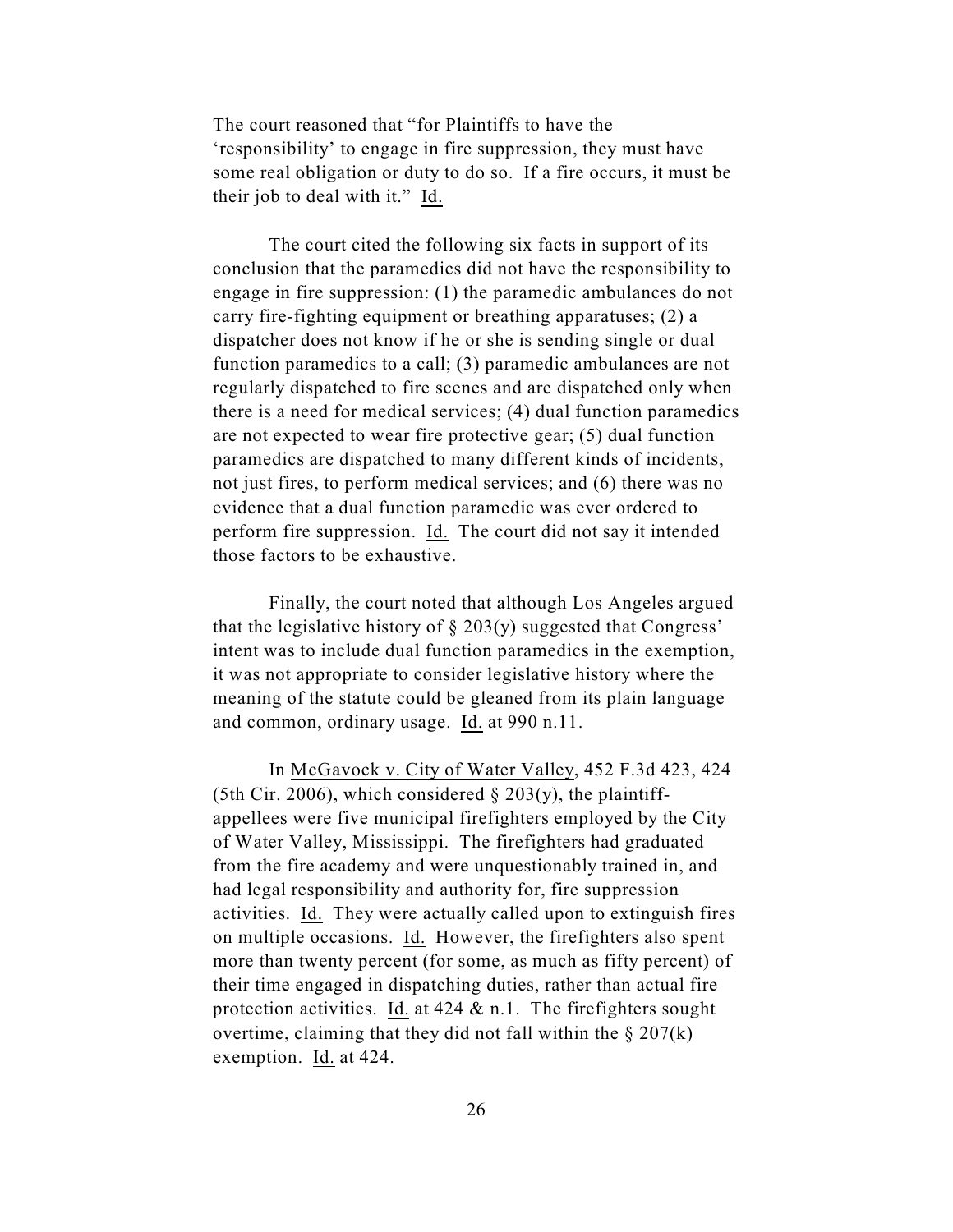The court reasoned that "for Plaintiffs to have the 'responsibility' to engage in fire suppression, they must have some real obligation or duty to do so. If a fire occurs, it must be their job to deal with it." Id.

The court cited the following six facts in support of its conclusion that the paramedics did not have the responsibility to engage in fire suppression: (1) the paramedic ambulances do not carry fire-fighting equipment or breathing apparatuses; (2) a dispatcher does not know if he or she is sending single or dual function paramedics to a call; (3) paramedic ambulances are not regularly dispatched to fire scenes and are dispatched only when there is a need for medical services; (4) dual function paramedics are not expected to wear fire protective gear; (5) dual function paramedics are dispatched to many different kinds of incidents, not just fires, to perform medical services; and (6) there was no evidence that a dual function paramedic was ever ordered to perform fire suppression. Id. The court did not say it intended those factors to be exhaustive.

Finally, the court noted that although Los Angeles argued that the legislative history of § 203(y) suggested that Congress' intent was to include dual function paramedics in the exemption, it was not appropriate to consider legislative history where the meaning of the statute could be gleaned from its plain language and common, ordinary usage. Id. at 990 n.11.

In McGavock v. City of Water Valley, 452 F.3d 423, 424 (5th Cir. 2006), which considered § 203(y), the plaintiff-appellees were five municipal firefighters employed by the City of Water Valley, Mississippi. The firefighters had graduated from the fire academy and were unquestionably trained in, and had legal responsibility and authority for, fire suppression activities. Id. They were actually called upon to extinguish fires on multiple occasions. Id. However, the firefighters also spent more than twenty percent (for some, as much as fifty percent) of their time engaged in dispatching duties, rather than actual fire protection activities. Id. at 424 & n.1. The firefighters sought overtime, claiming that they did not fall within the § 207(k) exemption. Id. at 424.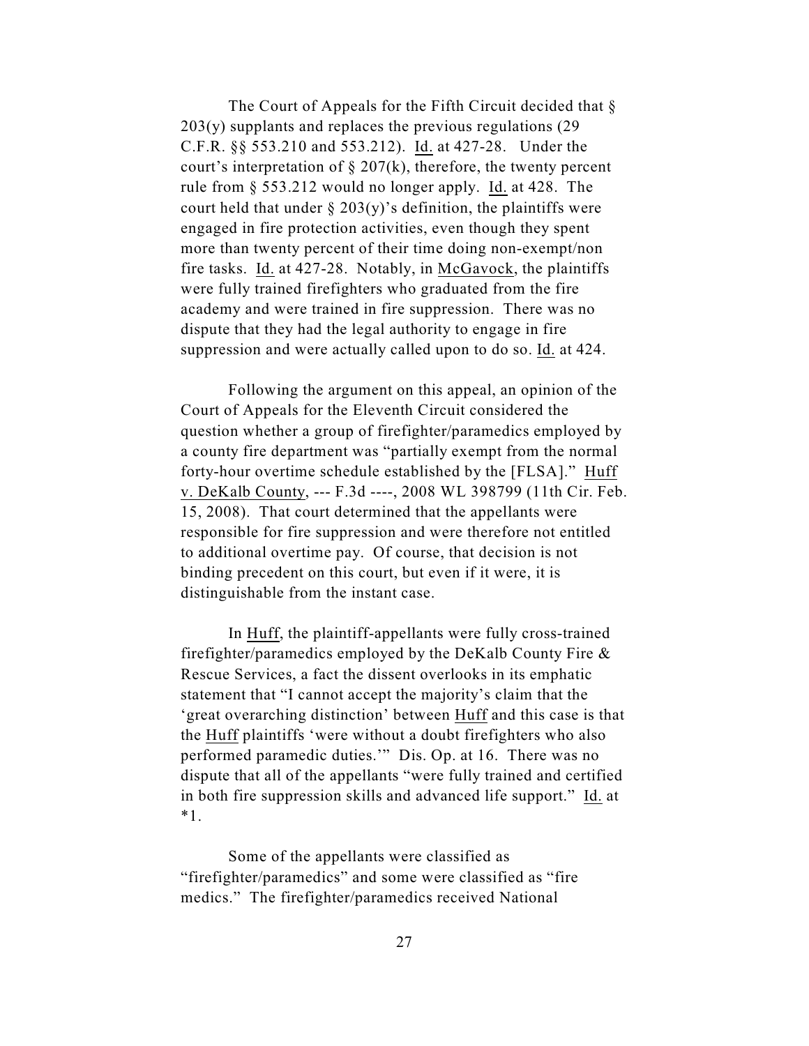The Court of Appeals for the Fifth Circuit decided that § 203(y) supplants and replaces the previous regulations (29 C.F.R. §§ 553.210 and 553.212). Id. at 427-28. Under the court's interpretation of § 207(k), therefore, the twenty percent rule from § 553.212 would no longer apply. Id. at 428. The court held that under § 203(y)'s definition, the plaintiffs were engaged in fire protection activities, even though they spent more than twenty percent of their time doing non-exempt/non fire tasks. Id. at 427-28. Notably, in McGavock, the plaintiffs were fully trained firefighters who graduated from the fire academy and were trained in fire suppression. There was no dispute that they had the legal authority to engage in fire suppression and were actually called upon to do so. Id. at 424.

Following the argument on this appeal, an opinion of the Court of Appeals for the Eleventh Circuit considered the question whether a group of firefighter/paramedics employed by a county fire department was "partially exempt from the normal forty-hour overtime schedule established by the [FLSA]." Huff v. DeKalb County, --- F.3d ----, 2008 WL 398799 (11th Cir. Feb. 15, 2008). That court determined that the appellants were responsible for fire suppression and were therefore not entitled to additional overtime pay. Of course, that decision is not binding precedent on this court, but even if it were, it is distinguishable from the instant case.

In Huff, the plaintiff-appellants were fully cross-trained firefighter/paramedics employed by the DeKalb County Fire & Rescue Services, a fact the dissent overlooks in its emphatic statement that "I cannot accept the majority's claim that the 'great overarching distinction' between Huff and this case is that the Huff plaintiffs 'were without a doubt firefighters who also performed paramedic duties.'" Dis. Op. at 16. There was no dispute that all of the appellants "were fully trained and certified in both fire suppression skills and advanced life support." Id. at *1.

Some of the appellants were classified as "firefighter/paramedics" and some were classified as "fire medics." The firefighter/paramedics received National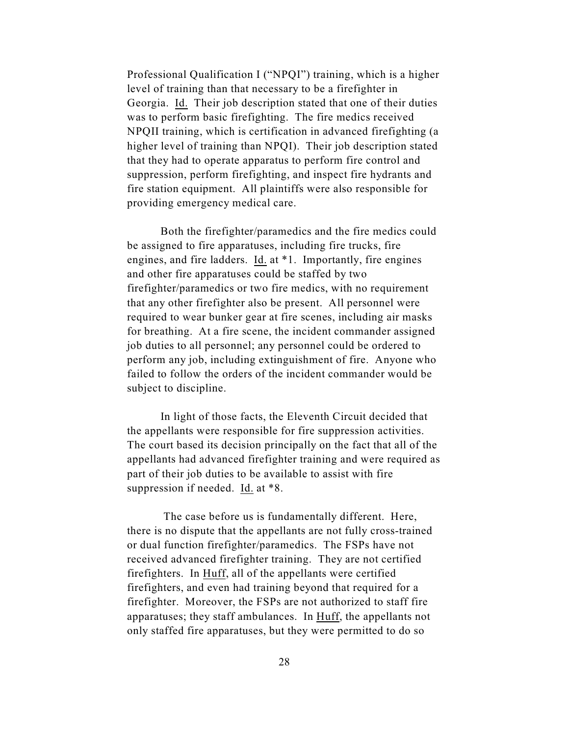Professional Qualification I ("NPQI") training, which is a higher level of training than that necessary to be a firefighter in Georgia. Id. Their job description stated that one of their duties was to perform basic firefighting. The fire medics received NPQII training, which is certification in advanced firefighting (a higher level of training than NPQI). Their job description stated that they had to operate apparatus to perform fire control and suppression, perform firefighting, and inspect fire hydrants and fire station equipment. All plaintiffs were also responsible for providing emergency medical care.

Both the firefighter/paramedics and the fire medics could be assigned to fire apparatuses, including fire trucks, fire engines, and fire ladders. Id. at *1. Importantly, fire engines and other fire apparatuses could be staffed by two firefighter/paramedics or two fire medics, with no requirement that any other firefighter also be present. All personnel were required to wear bunker gear at fire scenes, including air masks for breathing. At a fire scene, the incident commander assigned job duties to all personnel; any personnel could be ordered to perform any job, including extinguishment of fire. Anyone who failed to follow the orders of the incident commander would be subject to discipline.

In light of those facts, the Eleventh Circuit decided that the appellants were responsible for fire suppression activities. The court based its decision principally on the fact that all of the appellants had advanced firefighter training and were required as part of their job duties to be available to assist with fire suppression if needed. Id. at *8.

The case before us is fundamentally different. Here, there is no dispute that the appellants are not fully cross-trained or dual function firefighter/paramedics. The FSPs have not received advanced firefighter training. They are not certified firefighters. In Huff, all of the appellants were certified firefighters, and even had training beyond that required for a firefighter. Moreover, the FSPs are not authorized to staff fire apparatuses; they staff ambulances. In Huff, the appellants not only staffed fire apparatuses, but they were permitted to do so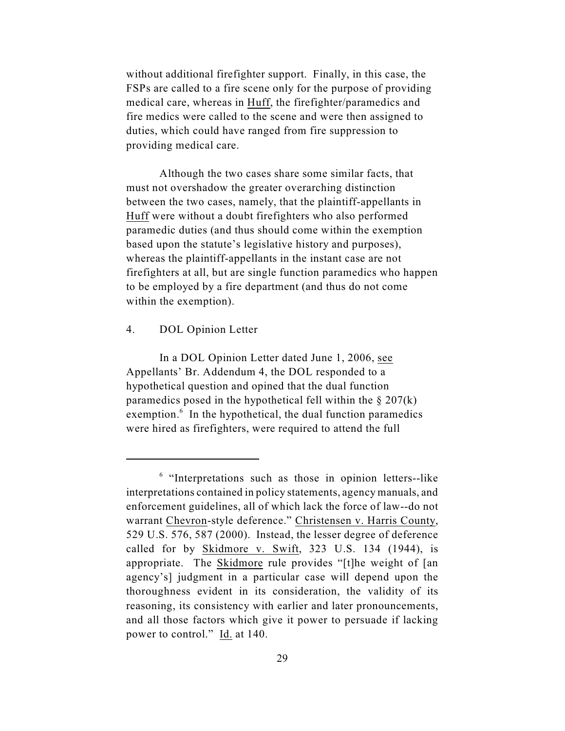without additional firefighter support. Finally, in this case, the FSPs are called to a fire scene only for the purpose of providing medical care, whereas in Huff, the firefighter/paramedics and fire medics were called to the scene and were then assigned to duties, which could have ranged from fire suppression to providing medical care.

Although the two cases share some similar facts, that must not overshadow the greater overarching distinction between the two cases, namely, that the plaintiff-appellants in Huff were without a doubt firefighters who also performed paramedic duties (and thus should come within the exemption based upon the statute's legislative history and purposes), whereas the plaintiff-appellants in the instant case are not firefighters at all, but are single function paramedics who happen to be employed by a fire department (and thus do not come within the exemption).

4. DOL Opinion Letter

In a DOL Opinion Letter dated June 1, 2006, see Appellants' Br. Addendum 4, the DOL responded to a hypothetical question and opined that the dual function paramedics posed in the hypothetical fell within the § 207(k) exemption.[6] In the hypothetical, the dual function paramedics were hired as firefighters, were required to attend the full

---

[6] "Interpretations such as those in opinion letters--like interpretations contained in policy statements, agency manuals, and enforcement guidelines, all of which lack the force of law--do not warrant Chevron-style deference." Christensen v. Harris County, 529 U.S. 576, 587 (2000). Instead, the lesser degree of deference called for by Skidmore v. Swift, 323 U.S. 134 (1944), is appropriate. The Skidmore rule provides "[t]he weight of [an agency's] judgment in a particular case will depend upon the thoroughness evident in its consideration, the validity of its reasoning, its consistency with earlier and later pronouncements, and all those factors which give it power to persuade if lacking power to control." Id. at 140.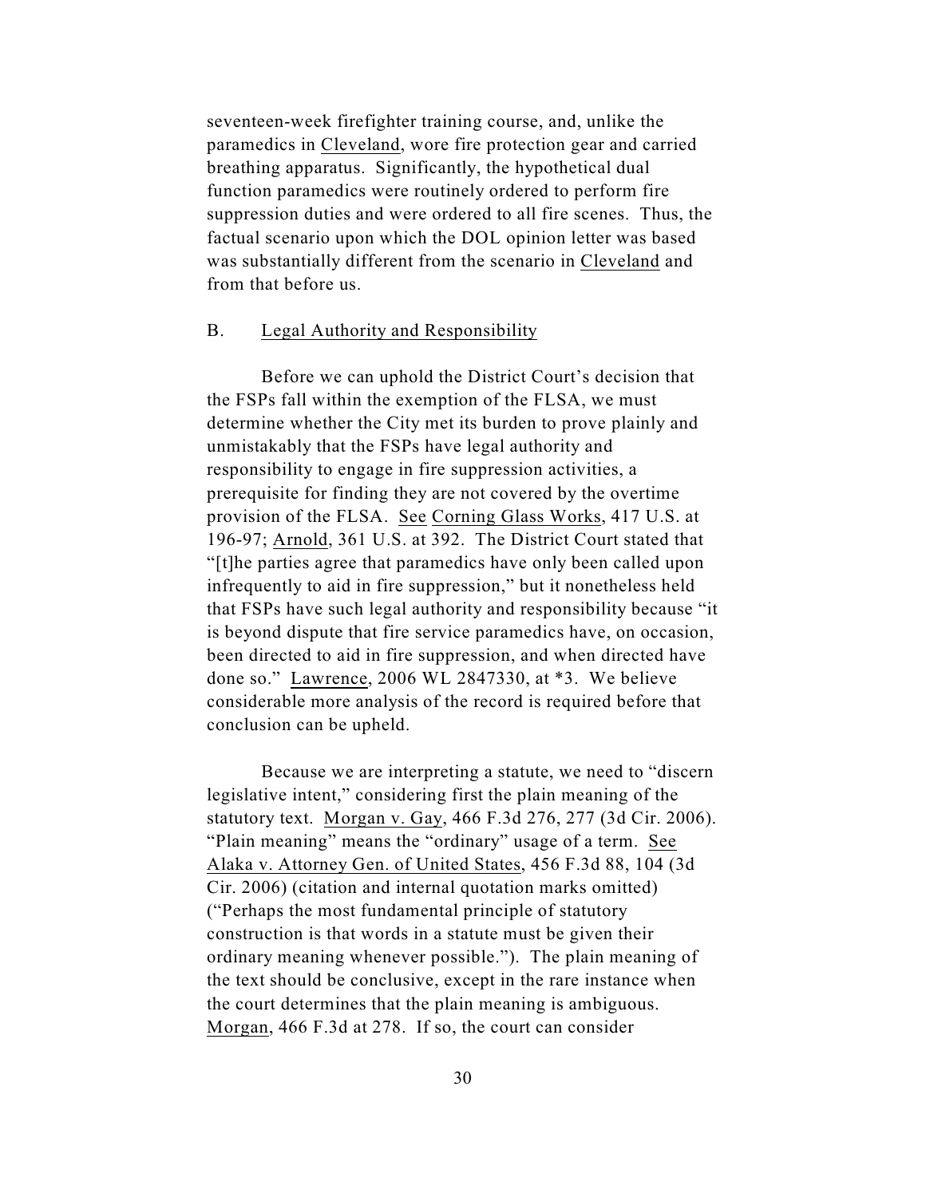seventeen-week firefighter training course, and, unlike the paramedics in Cleveland, wore fire protection gear and carried breathing apparatus. Significantly, the hypothetical dual function paramedics were routinely ordered to perform fire suppression duties and were ordered to all fire scenes. Thus, the factual scenario upon which the DOL opinion letter was based was substantially different from the scenario in Cleveland and from that before us.

B. Legal Authority and Responsibility

Before we can uphold the District Court's decision that the FSPs fall within the exemption of the FLSA, we must determine whether the City met its burden to prove plainly and unmistakably that the FSPs have legal authority and responsibility to engage in fire suppression activities, a prerequisite for finding they are not covered by the overtime provision of the FLSA. See Corning Glass Works, 417 U.S. at 196-97; Arnold, 361 U.S. at 392. The District Court stated that "[t]he parties agree that paramedics have only been called upon infrequently to aid in fire suppression," but it nonetheless held that FSPs have such legal authority and responsibility because "it is beyond dispute that fire service paramedics have, on occasion, been directed to aid in fire suppression, and when directed have done so." Lawrence, 2006 WL 2847330, at *3. We believe considerable more analysis of the record is required before that conclusion can be upheld.

Because we are interpreting a statute, we need to "discern legislative intent," considering first the plain meaning of the statutory text. Morgan v. Gay, 466 F.3d 276, 277 (3d Cir. 2006). "Plain meaning" means the "ordinary" usage of a term. See Alaka v. Attorney Gen. of United States, 456 F.3d 88, 104 (3d Cir. 2006) (citation and internal quotation marks omitted) ("Perhaps the most fundamental principle of statutory construction is that words in a statute must be given their ordinary meaning whenever possible."). The plain meaning of the text should be conclusive, except in the rare instance when the court determines that the plain meaning is ambiguous. Morgan, 466 F.3d at 278. If so, the court can consider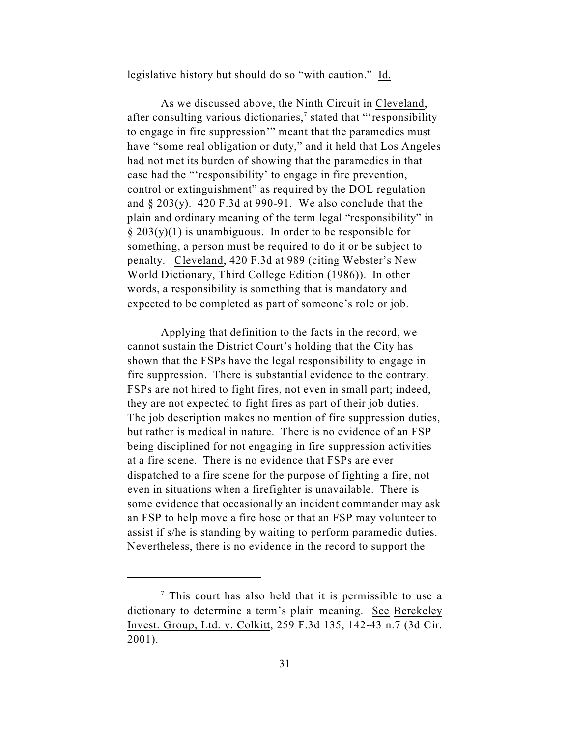legislative history but should do so "with caution." Id.

As we discussed above, the Ninth Circuit in Cleveland, after consulting various dictionaries,[7] stated that "'responsibility to engage in fire suppression'" meant that the paramedics must have "some real obligation or duty," and it held that Los Angeles had not met its burden of showing that the paramedics in that case had the "'responsibility' to engage in fire prevention, control or extinguishment" as required by the DOL regulation and § 203(y). 420 F.3d at 990-91. We also conclude that the plain and ordinary meaning of the term legal "responsibility" in § 203(y)(1) is unambiguous. In order to be responsible for something, a person must be required to do it or be subject to penalty. Cleveland, 420 F.3d at 989 (citing Webster's New World Dictionary, Third College Edition (1986)). In other words, a responsibility is something that is mandatory and expected to be completed as part of someone's role or job.

Applying that definition to the facts in the record, we cannot sustain the District Court's holding that the City has shown that the FSPs have the legal responsibility to engage in fire suppression. There is substantial evidence to the contrary. FSPs are not hired to fight fires, not even in small part; indeed, they are not expected to fight fires as part of their job duties. The job description makes no mention of fire suppression duties, but rather is medical in nature. There is no evidence of an FSP being disciplined for not engaging in fire suppression activities at a fire scene. There is no evidence that FSPs are ever dispatched to a fire scene for the purpose of fighting a fire, not even in situations when a firefighter is unavailable. There is some evidence that occasionally an incident commander may ask an FSP to help move a fire hose or that an FSP may volunteer to assist if s/he is standing by waiting to perform paramedic duties. Nevertheless, there is no evidence in the record to support the

---

[7] This court has also held that it is permissible to use a dictionary to determine a term's plain meaning. See Berckeley Invest. Group, Ltd. v. Colkitt, 259 F.3d 135, 142-43 n.7 (3d Cir. 2001).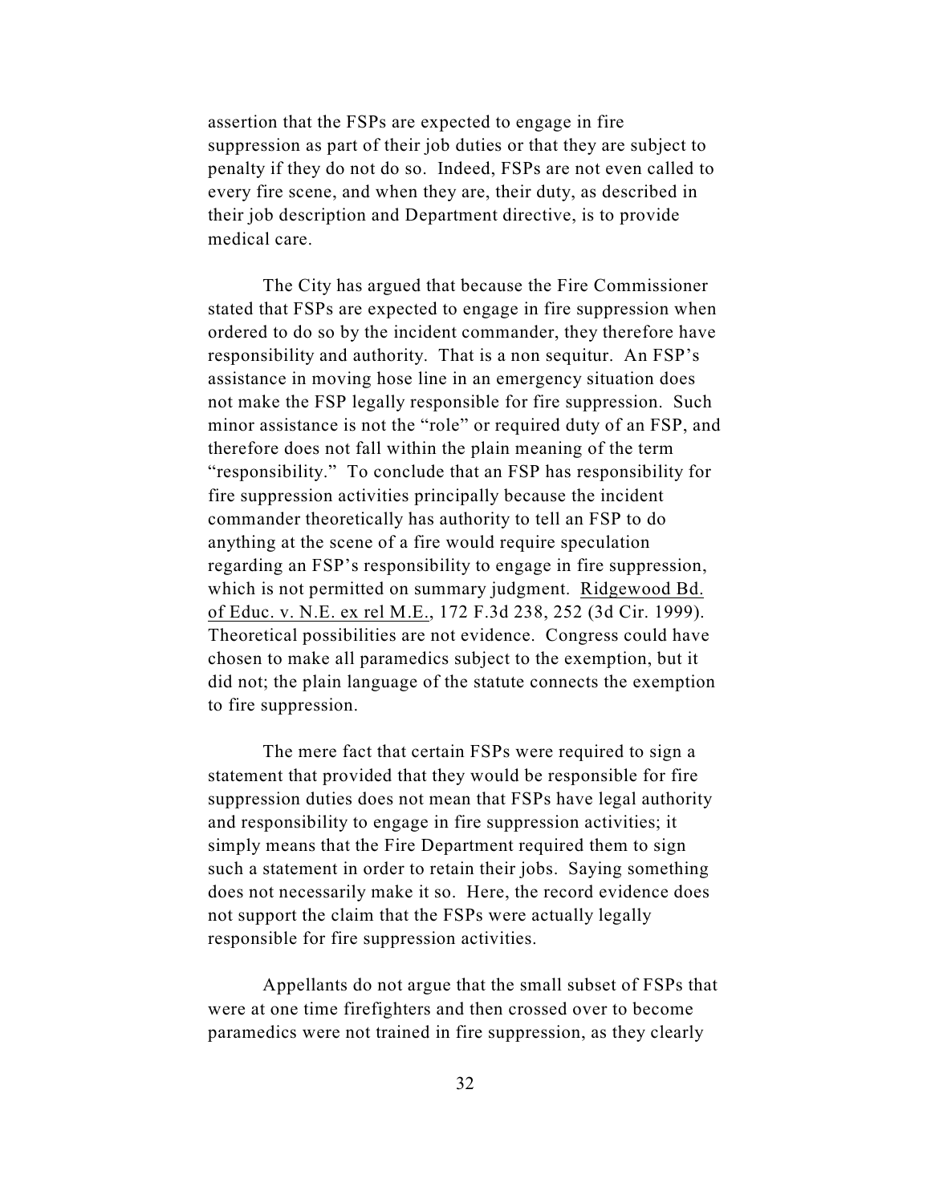assertion that the FSPs are expected to engage in fire suppression as part of their job duties or that they are subject to penalty if they do not do so. Indeed, FSPs are not even called to every fire scene, and when they are, their duty, as described in their job description and Department directive, is to provide medical care.

The City has argued that because the Fire Commissioner stated that FSPs are expected to engage in fire suppression when ordered to do so by the incident commander, they therefore have responsibility and authority. That is a non sequitur. An FSP's assistance in moving hose line in an emergency situation does not make the FSP legally responsible for fire suppression. Such minor assistance is not the "role" or required duty of an FSP, and therefore does not fall within the plain meaning of the term "responsibility." To conclude that an FSP has responsibility for fire suppression activities principally because the incident commander theoretically has authority to tell an FSP to do anything at the scene of a fire would require speculation regarding an FSP's responsibility to engage in fire suppression, which is not permitted on summary judgment. Ridgewood Bd. of Educ. v. N.E. ex rel M.E., 172 F.3d 238, 252 (3d Cir. 1999). Theoretical possibilities are not evidence. Congress could have chosen to make all paramedics subject to the exemption, but it did not; the plain language of the statute connects the exemption to fire suppression.

The mere fact that certain FSPs were required to sign a statement that provided that they would be responsible for fire suppression duties does not mean that FSPs have legal authority and responsibility to engage in fire suppression activities; it simply means that the Fire Department required them to sign such a statement in order to retain their jobs. Saying something does not necessarily make it so. Here, the record evidence does not support the claim that the FSPs were actually legally responsible for fire suppression activities.

Appellants do not argue that the small subset of FSPs that were at one time firefighters and then crossed over to become paramedics were not trained in fire suppression, as they clearly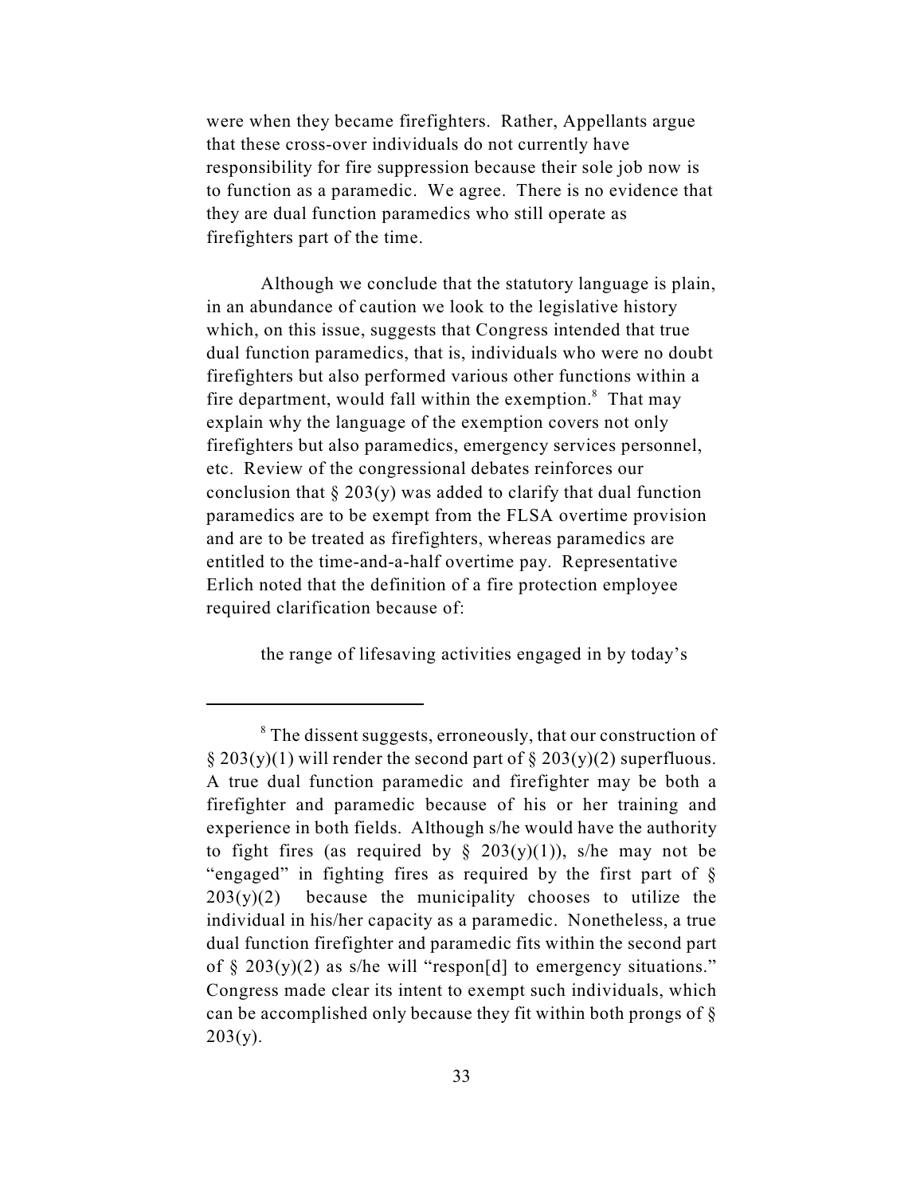were when they became firefighters. Rather, Appellants argue that these cross-over individuals do not currently have responsibility for fire suppression because their sole job now is to function as a paramedic. We agree. There is no evidence that they are dual function paramedics who still operate as firefighters part of the time.

Although we conclude that the statutory language is plain, in an abundance of caution we look to the legislative history which, on this issue, suggests that Congress intended that true dual function paramedics, that is, individuals who were no doubt firefighters but also performed various other functions within a fire department, would fall within the exemption.[8] That may explain why the language of the exemption covers not only firefighters but also paramedics, emergency services personnel, etc. Review of the congressional debates reinforces our conclusion that § 203(y) was added to clarify that dual function paramedics are to be exempt from the FLSA overtime provision and are to be treated as firefighters, whereas paramedics are entitled to the time-and-a-half overtime pay. Representative Erlich noted that the definition of a fire protection employee required clarification because of:

> the range of lifesaving activities engaged in by today's

---

[8] The dissent suggests, erroneously, that our construction of § 203(y)(1) will render the second part of § 203(y)(2) superfluous. A true dual function paramedic and firefighter may be both a firefighter and paramedic because of his or her training and experience in both fields. Although s/he would have the authority to fight fires (as required by § 203(y)(1)), s/he may not be "engaged" in fighting fires as required by the first part of § 203(y)(2) because the municipality chooses to utilize the individual in his/her capacity as a paramedic. Nonetheless, a true dual function firefighter and paramedic fits within the second part of § 203(y)(2) as s/he will "respon[d] to emergency situations." Congress made clear its intent to exempt such individuals, which can be accomplished only because they fit within both prongs of § 203(y).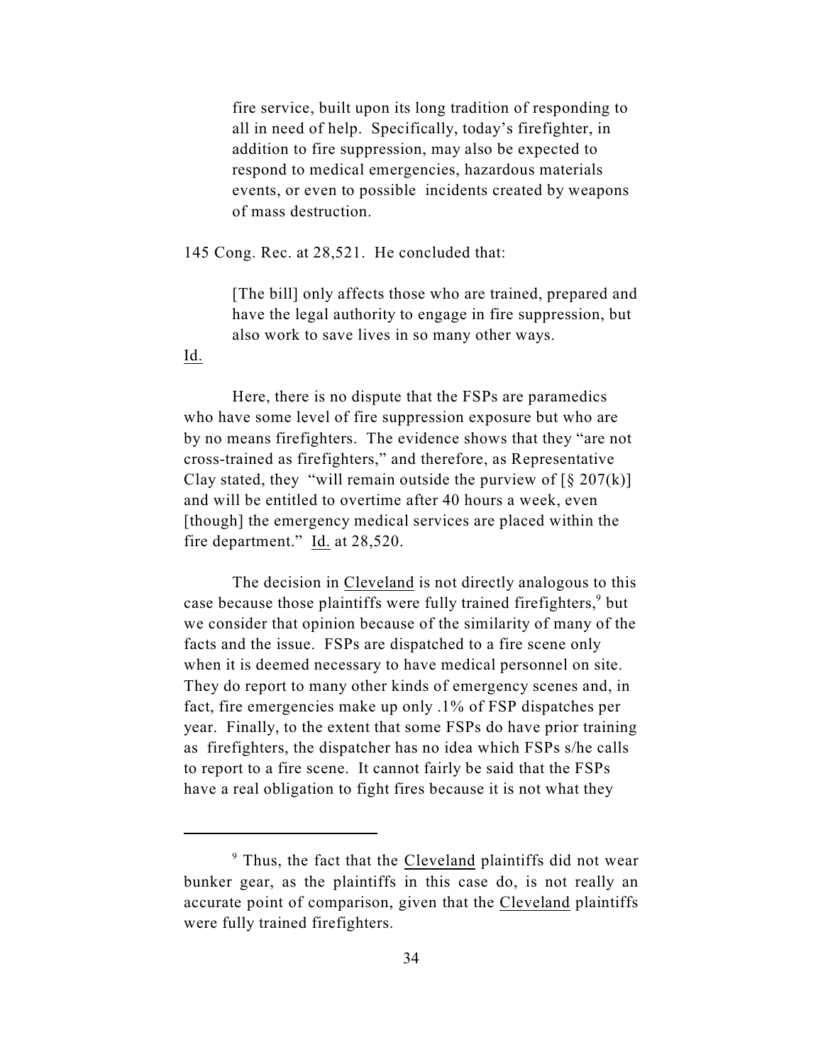> fire service, built upon its long tradition of responding to all in need of help. Specifically, today's firefighter, in addition to fire suppression, may also be expected to respond to medical emergencies, hazardous materials events, or even to possible incidents created by weapons of mass destruction.

145 Cong. Rec. at 28,521. He concluded that:

> [The bill] only affects those who are trained, prepared and have the legal authority to engage in fire suppression, but also work to save lives in so many other ways.

Id.

Here, there is no dispute that the FSPs are paramedics who have some level of fire suppression exposure but who are by no means firefighters. The evidence shows that they "are not cross-trained as firefighters," and therefore, as Representative Clay stated, they "will remain outside the purview of [§ 207(k)] and will be entitled to overtime after 40 hours a week, even [though] the emergency medical services are placed within the fire department." Id. at 28,520.

The decision in Cleveland is not directly analogous to this case because those plaintiffs were fully trained firefighters,[9] but we consider that opinion because of the similarity of many of the facts and the issue. FSPs are dispatched to a fire scene only when it is deemed necessary to have medical personnel on site. They do report to many other kinds of emergency scenes and, in fact, fire emergencies make up only .1% of FSP dispatches per year. Finally, to the extent that some FSPs do have prior training as firefighters, the dispatcher has no idea which FSPs s/he calls to report to a fire scene. It cannot fairly be said that the FSPs have a real obligation to fight fires because it is not what they

---

[9] Thus, the fact that the Cleveland plaintiffs did not wear bunker gear, as the plaintiffs in this case do, is not really an accurate point of comparison, given that the Cleveland plaintiffs were fully trained firefighters.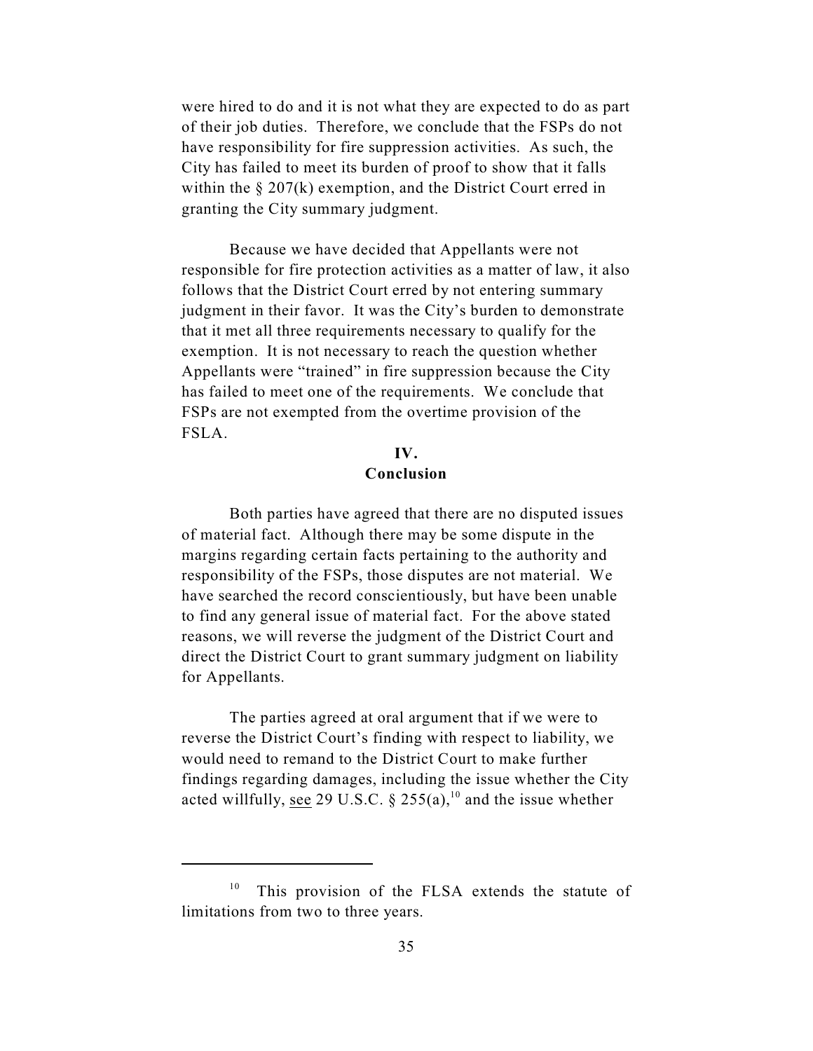were hired to do and it is not what they are expected to do as part of their job duties. Therefore, we conclude that the FSPs do not have responsibility for fire suppression activities. As such, the City has failed to meet its burden of proof to show that it falls within the § 207(k) exemption, and the District Court erred in granting the City summary judgment.

Because we have decided that Appellants were not responsible for fire protection activities as a matter of law, it also follows that the District Court erred by not entering summary judgment in their favor. It was the City's burden to demonstrate that it met all three requirements necessary to qualify for the exemption. It is not necessary to reach the question whether Appellants were "trained" in fire suppression because the City has failed to meet one of the requirements. We conclude that FSPs are not exempted from the overtime provision of the FSLA.

## IV. Conclusion

Both parties have agreed that there are no disputed issues of material fact. Although there may be some dispute in the margins regarding certain facts pertaining to the authority and responsibility of the FSPs, those disputes are not material. We have searched the record conscientiously, but have been unable to find any general issue of material fact. For the above stated reasons, we will reverse the judgment of the District Court and direct the District Court to grant summary judgment on liability for Appellants.

The parties agreed at oral argument that if we were to reverse the District Court's finding with respect to liability, we would need to remand to the District Court to make further findings regarding damages, including the issue whether the City acted willfully, see 29 U.S.C. § 255(a),[10] and the issue whether

---

[10] This provision of the FLSA extends the statute of limitations from two to three years.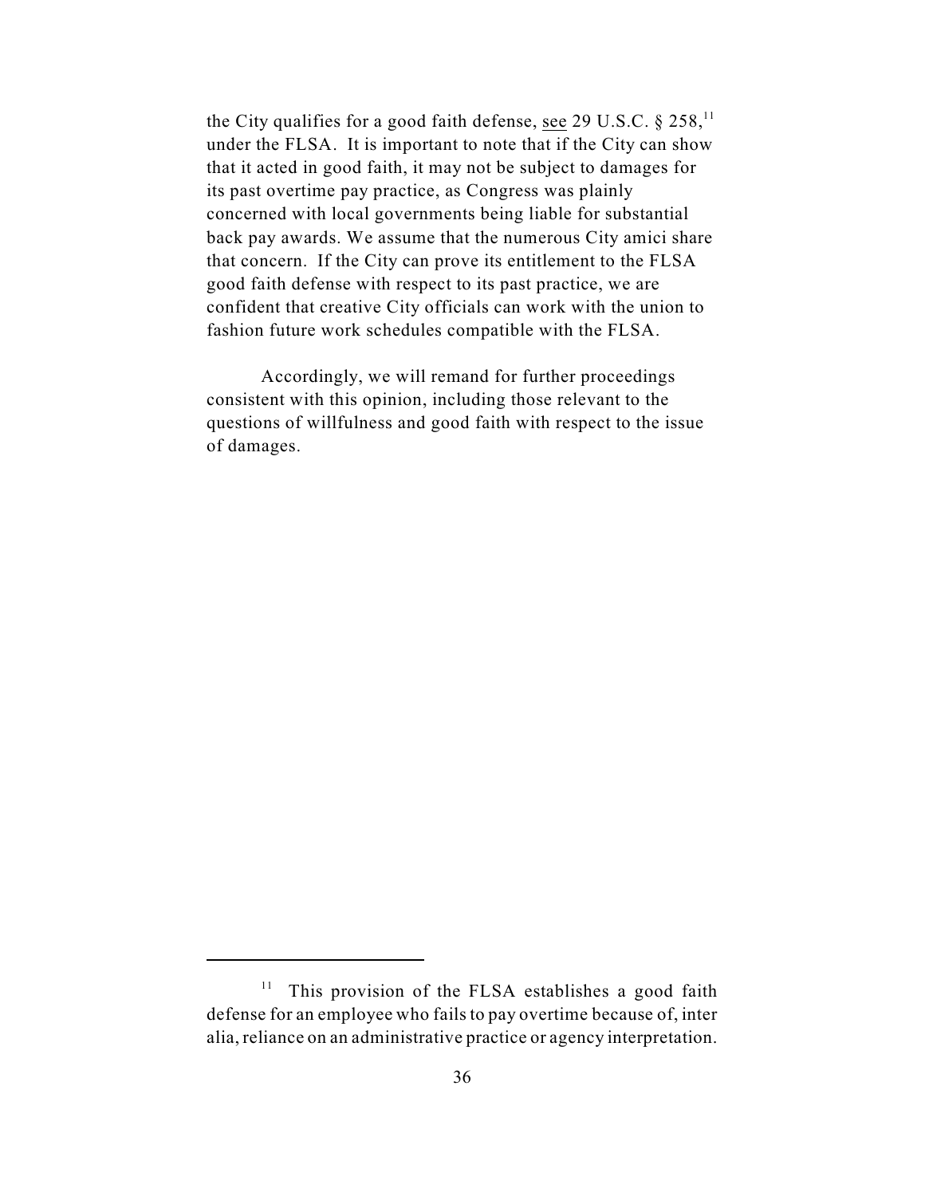the City qualifies for a good faith defense, see 29 U.S.C. § 258,[11] under the FLSA. It is important to note that if the City can show that it acted in good faith, it may not be subject to damages for its past overtime pay practice, as Congress was plainly concerned with local governments being liable for substantial back pay awards. We assume that the numerous City amici share that concern. If the City can prove its entitlement to the FLSA good faith defense with respect to its past practice, we are confident that creative City officials can work with the union to fashion future work schedules compatible with the FLSA.

Accordingly, we will remand for further proceedings consistent with this opinion, including those relevant to the questions of willfulness and good faith with respect to the issue of damages.

---

[11] This provision of the FLSA establishes a good faith defense for an employee who fails to pay overtime because of, inter alia, reliance on an administrative practice or agency interpretation.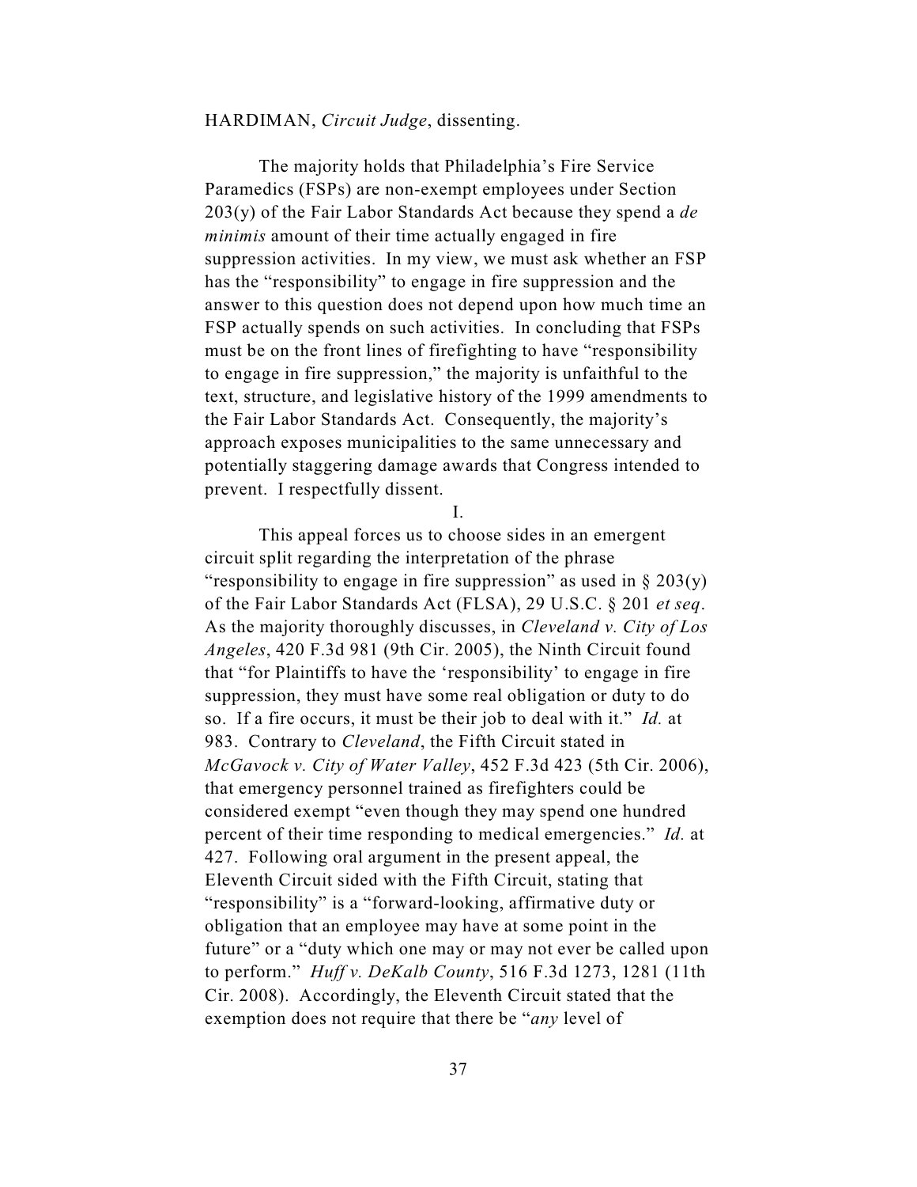HARDIMAN, *Circuit Judge*, dissenting.

The majority holds that Philadelphia's Fire Service Paramedics (FSPs) are non-exempt employees under Section 203(y) of the Fair Labor Standards Act because they spend a *de minimis* amount of their time actually engaged in fire suppression activities. In my view, we must ask whether an FSP has the "responsibility" to engage in fire suppression and the answer to this question does not depend upon how much time an FSP actually spends on such activities. In concluding that FSPs must be on the front lines of firefighting to have "responsibility to engage in fire suppression," the majority is unfaithful to the text, structure, and legislative history of the 1999 amendments to the Fair Labor Standards Act. Consequently, the majority's approach exposes municipalities to the same unnecessary and potentially staggering damage awards that Congress intended to prevent. I respectfully dissent.

I.

This appeal forces us to choose sides in an emergent circuit split regarding the interpretation of the phrase "responsibility to engage in fire suppression" as used in § 203(y) of the Fair Labor Standards Act (FLSA), 29 U.S.C. § 201 *et seq*. As the majority thoroughly discusses, in *Cleveland v. City of Los Angeles*, 420 F.3d 981 (9th Cir. 2005), the Ninth Circuit found that "for Plaintiffs to have the 'responsibility' to engage in fire suppression, they must have some real obligation or duty to do so. If a fire occurs, it must be their job to deal with it." *Id.* at 983. Contrary to *Cleveland*, the Fifth Circuit stated in *McGavock v. City of Water Valley*, 452 F.3d 423 (5th Cir. 2006), that emergency personnel trained as firefighters could be considered exempt "even though they may spend one hundred percent of their time responding to medical emergencies." *Id.* at 427. Following oral argument in the present appeal, the Eleventh Circuit sided with the Fifth Circuit, stating that "responsibility" is a "forward-looking, affirmative duty or obligation that an employee may have at some point in the future" or a "duty which one may or may not ever be called upon to perform." *Huff v. DeKalb County*, 516 F.3d 1273, 1281 (11th Cir. 2008). Accordingly, the Eleventh Circuit stated that the exemption does not require that there be "*any* level of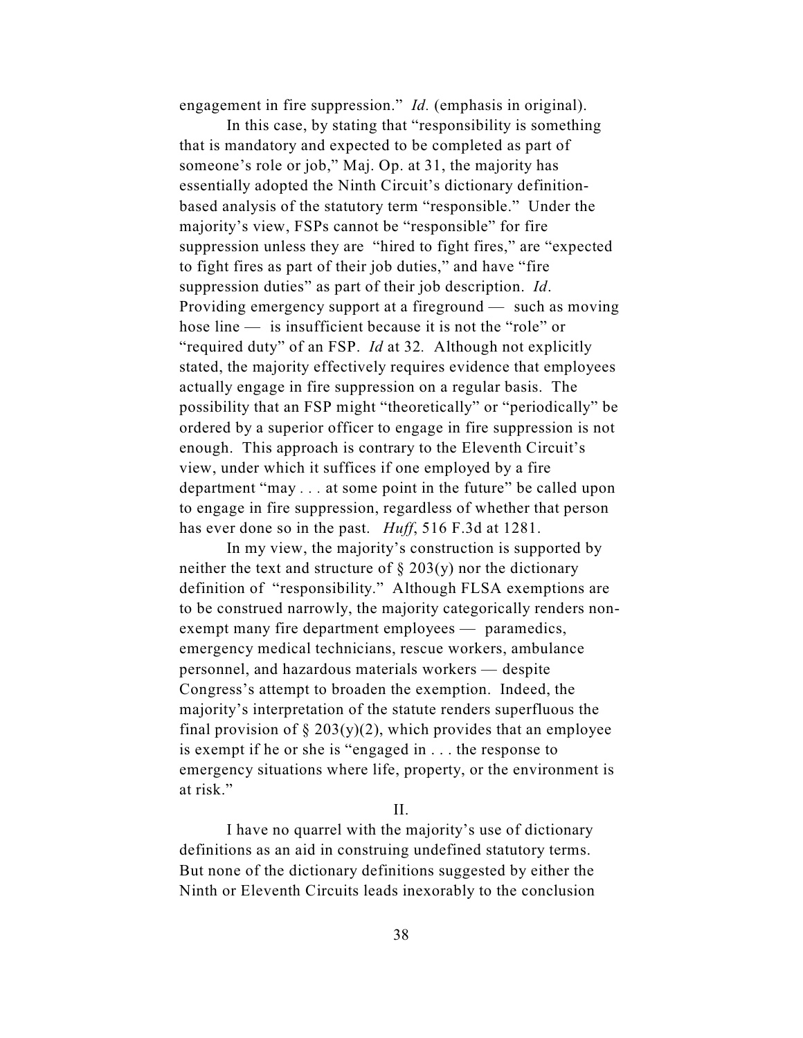engagement in fire suppression." *Id.* (emphasis in original).

In this case, by stating that "responsibility is something that is mandatory and expected to be completed as part of someone's role or job," Maj. Op. at 31, the majority has essentially adopted the Ninth Circuit's dictionary definition-based analysis of the statutory term "responsible." Under the majority's view, FSPs cannot be "responsible" for fire suppression unless they are "hired to fight fires," are "expected to fight fires as part of their job duties," and have "fire suppression duties" as part of their job description. *Id*. Providing emergency support at a fireground — such as moving hose line — is insufficient because it is not the "role" or "required duty" of an FSP. *Id* at 32. Although not explicitly stated, the majority effectively requires evidence that employees actually engage in fire suppression on a regular basis. The possibility that an FSP might "theoretically" or "periodically" be ordered by a superior officer to engage in fire suppression is not enough. This approach is contrary to the Eleventh Circuit's view, under which it suffices if one employed by a fire department "may . . . at some point in the future" be called upon to engage in fire suppression, regardless of whether that person has ever done so in the past. *Huff*, 516 F.3d at 1281.

In my view, the majority's construction is supported by neither the text and structure of § 203(y) nor the dictionary definition of "responsibility." Although FLSA exemptions are to be construed narrowly, the majority categorically renders non-exempt many fire department employees — paramedics, emergency medical technicians, rescue workers, ambulance personnel, and hazardous materials workers — despite Congress's attempt to broaden the exemption. Indeed, the majority's interpretation of the statute renders superfluous the final provision of § 203(y)(2), which provides that an employee is exempt if he or she is "engaged in . . . the response to emergency situations where life, property, or the environment is at risk."

## II.

I have no quarrel with the majority's use of dictionary definitions as an aid in construing undefined statutory terms. But none of the dictionary definitions suggested by either the Ninth or Eleventh Circuits leads inexorably to the conclusion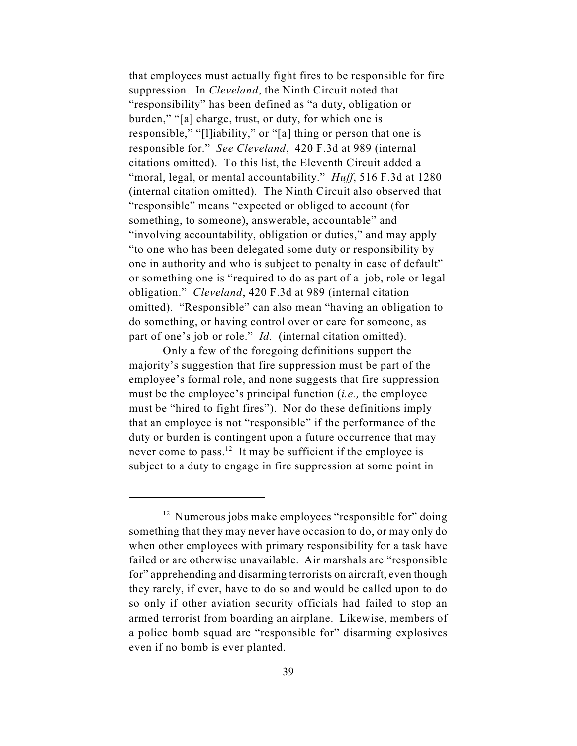that employees must actually fight fires to be responsible for fire suppression. In *Cleveland*, the Ninth Circuit noted that "responsibility" has been defined as "a duty, obligation or burden," "[a] charge, trust, or duty, for which one is responsible," "[l]iability," or "[a] thing or person that one is responsible for." *See Cleveland*, 420 F.3d at 989 (internal citations omitted). To this list, the Eleventh Circuit added a "moral, legal, or mental accountability." *Huff*, 516 F.3d at 1280 (internal citation omitted). The Ninth Circuit also observed that "responsible" means "expected or obliged to account (for something, to someone), answerable, accountable" and "involving accountability, obligation or duties," and may apply "to one who has been delegated some duty or responsibility by one in authority and who is subject to penalty in case of default" or something one is "required to do as part of a job, role or legal obligation." *Cleveland*, 420 F.3d at 989 (internal citation omitted). "Responsible" can also mean "having an obligation to do something, or having control over or care for someone, as part of one's job or role." *Id.* (internal citation omitted).

Only a few of the foregoing definitions support the majority's suggestion that fire suppression must be part of the employee's formal role, and none suggests that fire suppression must be the employee's principal function (*i.e.,* the employee must be "hired to fight fires"). Nor do these definitions imply that an employee is not "responsible" if the performance of the duty or burden is contingent upon a future occurrence that may never come to pass.[12] It may be sufficient if the employee is subject to a duty to engage in fire suppression at some point in

---

[12] Numerous jobs make employees "responsible for" doing something that they may never have occasion to do, or may only do when other employees with primary responsibility for a task have failed or are otherwise unavailable. Air marshals are "responsible for" apprehending and disarming terrorists on aircraft, even though they rarely, if ever, have to do so and would be called upon to do so only if other aviation security officials had failed to stop an armed terrorist from boarding an airplane. Likewise, members of a police bomb squad are "responsible for" disarming explosives even if no bomb is ever planted.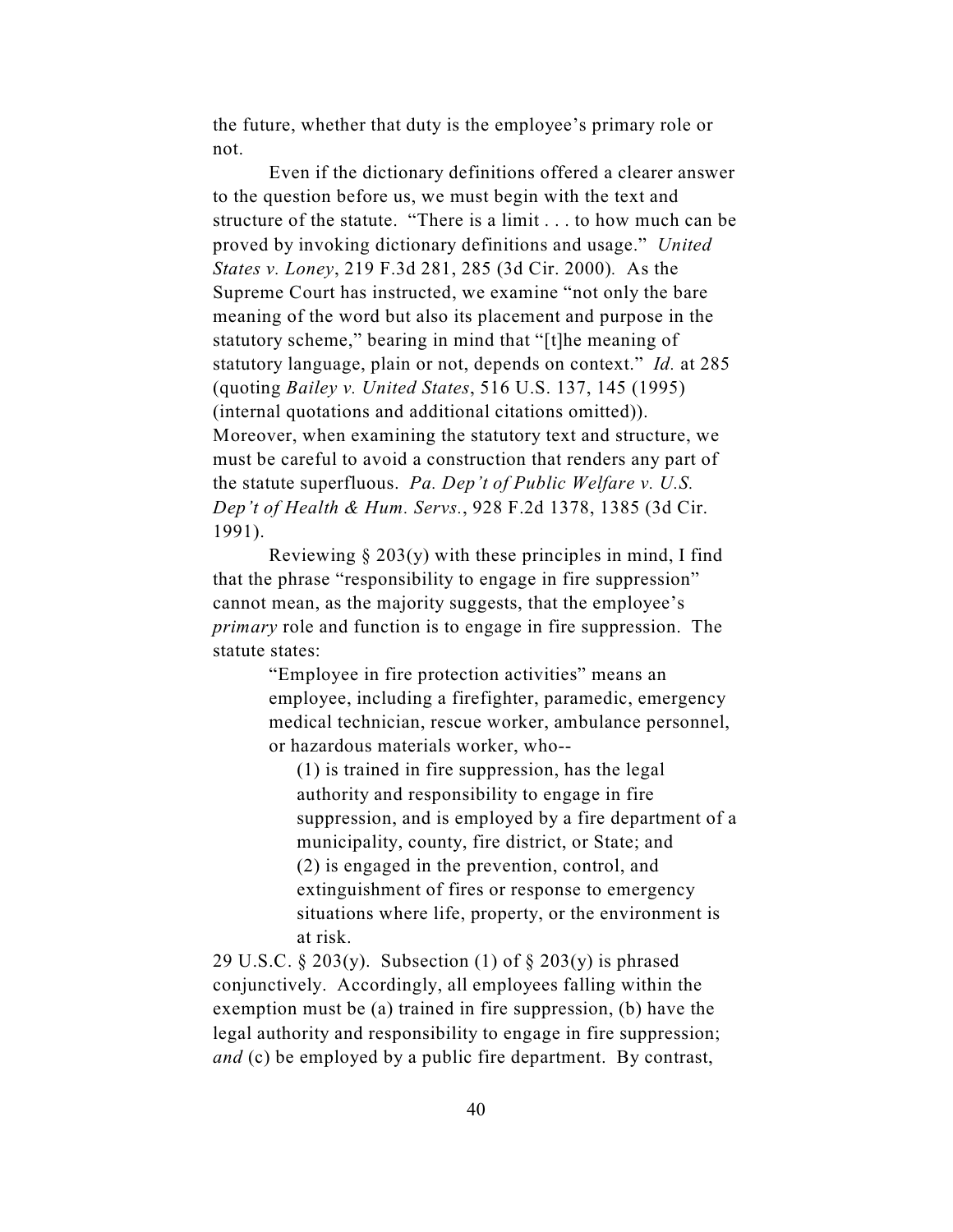the future, whether that duty is the employee's primary role or not.

Even if the dictionary definitions offered a clearer answer to the question before us, we must begin with the text and structure of the statute. "There is a limit . . . to how much can be proved by invoking dictionary definitions and usage." *United States v. Loney*, 219 F.3d 281, 285 (3d Cir. 2000). As the Supreme Court has instructed, we examine "not only the bare meaning of the word but also its placement and purpose in the statutory scheme," bearing in mind that "[t]he meaning of statutory language, plain or not, depends on context." *Id.* at 285 (quoting *Bailey v. United States*, 516 U.S. 137, 145 (1995) (internal quotations and additional citations omitted)). Moreover, when examining the statutory text and structure, we must be careful to avoid a construction that renders any part of the statute superfluous. *Pa. Dep't of Public Welfare v. U.S. Dep't of Health & Hum. Servs.*, 928 F.2d 1378, 1385 (3d Cir. 1991).

Reviewing § 203(y) with these principles in mind, I find that the phrase "responsibility to engage in fire suppression" cannot mean, as the majority suggests, that the employee's *primary* role and function is to engage in fire suppression. The statute states:

> "Employee in fire protection activities" means an employee, including a firefighter, paramedic, emergency medical technician, rescue worker, ambulance personnel, or hazardous materials worker, who--
>
> (1) is trained in fire suppression, has the legal authority and responsibility to engage in fire suppression, and is employed by a fire department of a municipality, county, fire district, or State; and
>
> (2) is engaged in the prevention, control, and extinguishment of fires or response to emergency situations where life, property, or the environment is at risk.

29 U.S.C. § 203(y). Subsection (1) of § 203(y) is phrased conjunctively. Accordingly, all employees falling within the exemption must be (a) trained in fire suppression, (b) have the legal authority and responsibility to engage in fire suppression; *and* (c) be employed by a public fire department. By contrast,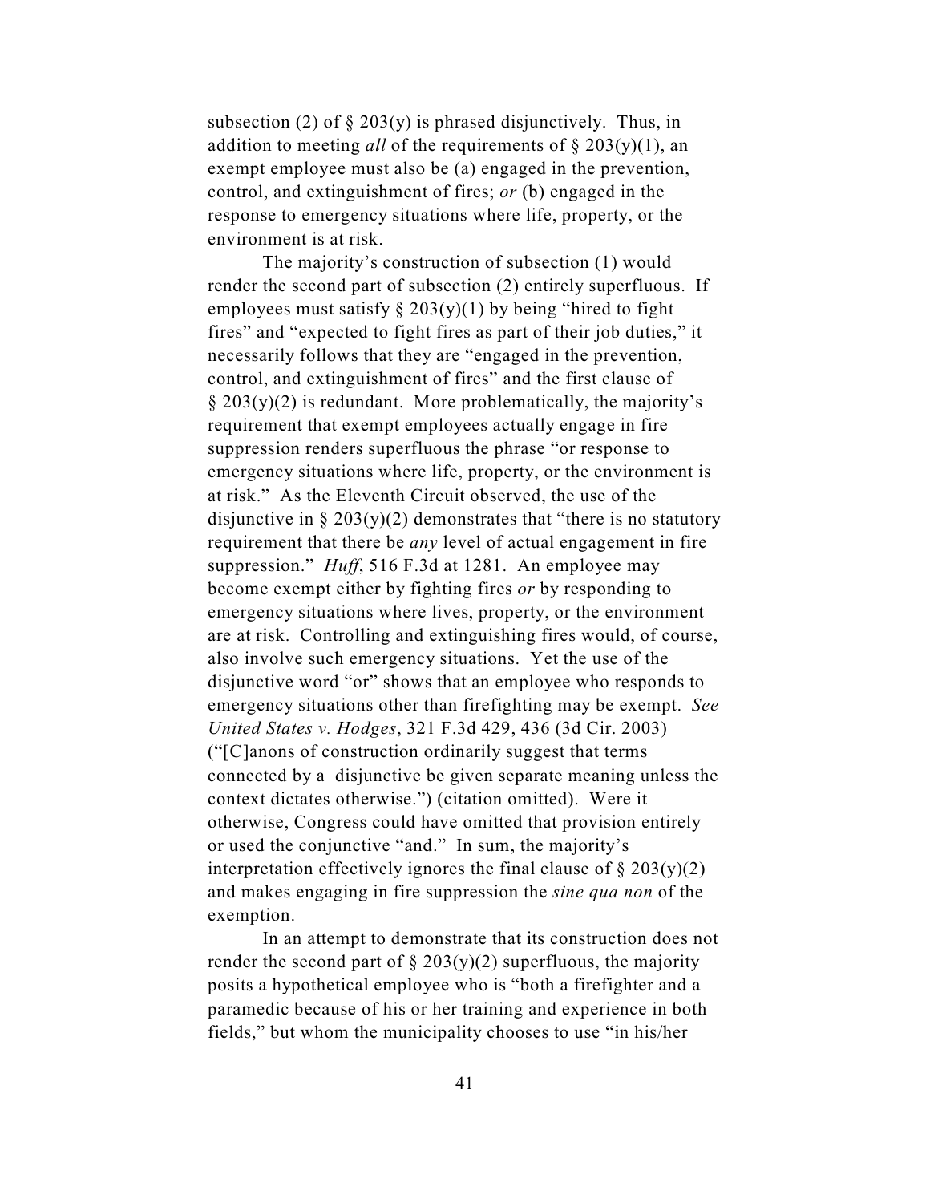subsection (2) of § 203(y) is phrased disjunctively. Thus, in addition to meeting *all* of the requirements of § 203(y)(1), an exempt employee must also be (a) engaged in the prevention, control, and extinguishment of fires; *or* (b) engaged in the response to emergency situations where life, property, or the environment is at risk.

The majority's construction of subsection (1) would render the second part of subsection (2) entirely superfluous. If employees must satisfy § 203(y)(1) by being "hired to fight fires" and "expected to fight fires as part of their job duties," it necessarily follows that they are "engaged in the prevention, control, and extinguishment of fires" and the first clause of § 203(y)(2) is redundant. More problematically, the majority's requirement that exempt employees actually engage in fire suppression renders superfluous the phrase "or response to emergency situations where life, property, or the environment is at risk." As the Eleventh Circuit observed, the use of the disjunctive in § 203(y)(2) demonstrates that "there is no statutory requirement that there be *any* level of actual engagement in fire suppression." *Huff*, 516 F.3d at 1281. An employee may become exempt either by fighting fires *or* by responding to emergency situations where lives, property, or the environment are at risk. Controlling and extinguishing fires would, of course, also involve such emergency situations. Yet the use of the disjunctive word "or" shows that an employee who responds to emergency situations other than firefighting may be exempt. *See United States v. Hodges*, 321 F.3d 429, 436 (3d Cir. 2003) ("[C]anons of construction ordinarily suggest that terms connected by a disjunctive be given separate meaning unless the context dictates otherwise.") (citation omitted). Were it otherwise, Congress could have omitted that provision entirely or used the conjunctive "and." In sum, the majority's interpretation effectively ignores the final clause of § 203(y)(2) and makes engaging in fire suppression the *sine qua non* of the exemption.

In an attempt to demonstrate that its construction does not render the second part of § 203(y)(2) superfluous, the majority posits a hypothetical employee who is "both a firefighter and a paramedic because of his or her training and experience in both fields," but whom the municipality chooses to use "in his/her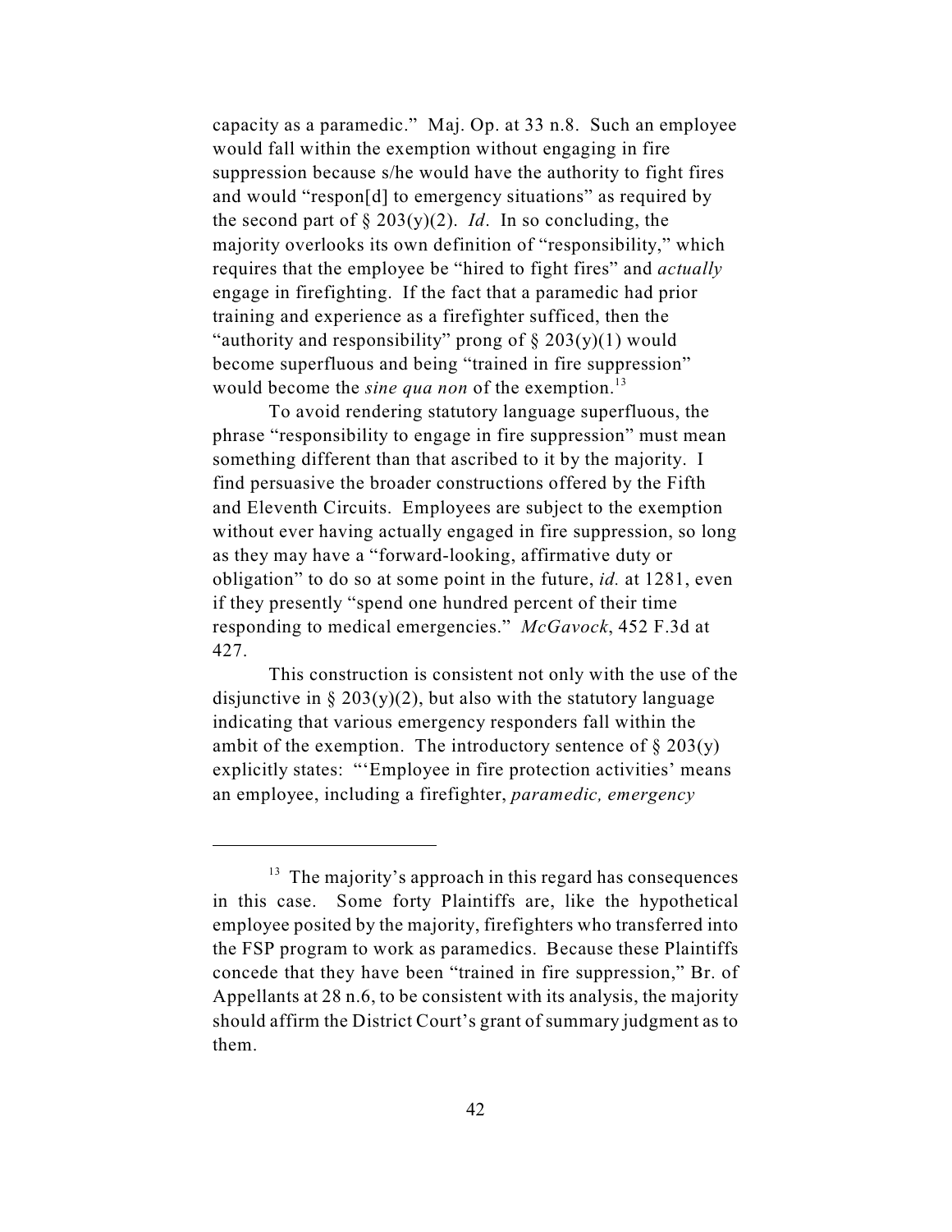capacity as a paramedic." Maj. Op. at 33 n.8. Such an employee would fall within the exemption without engaging in fire suppression because s/he would have the authority to fight fires and would "respon[d] to emergency situations" as required by the second part of § 203(y)(2). *Id*. In so concluding, the majority overlooks its own definition of "responsibility," which requires that the employee be "hired to fight fires" and *actually* engage in firefighting. If the fact that a paramedic had prior training and experience as a firefighter sufficed, then the "authority and responsibility" prong of § 203(y)(1) would become superfluous and being "trained in fire suppression" would become the *sine qua non* of the exemption.[13]

To avoid rendering statutory language superfluous, the phrase "responsibility to engage in fire suppression" must mean something different than that ascribed to it by the majority. I find persuasive the broader constructions offered by the Fifth and Eleventh Circuits. Employees are subject to the exemption without ever having actually engaged in fire suppression, so long as they may have a "forward-looking, affirmative duty or obligation" to do so at some point in the future, *id.* at 1281, even if they presently "spend one hundred percent of their time responding to medical emergencies." *McGavock*, 452 F.3d at 427.

This construction is consistent not only with the use of the disjunctive in § 203(y)(2), but also with the statutory language indicating that various emergency responders fall within the ambit of the exemption. The introductory sentence of § 203(y) explicitly states: "'Employee in fire protection activities' means an employee, including a firefighter, *paramedic, emergency*

---

[13] The majority's approach in this regard has consequences in this case. Some forty Plaintiffs are, like the hypothetical employee posited by the majority, firefighters who transferred into the FSP program to work as paramedics. Because these Plaintiffs concede that they have been "trained in fire suppression," Br. of Appellants at 28 n.6, to be consistent with its analysis, the majority should affirm the District Court's grant of summary judgment as to them.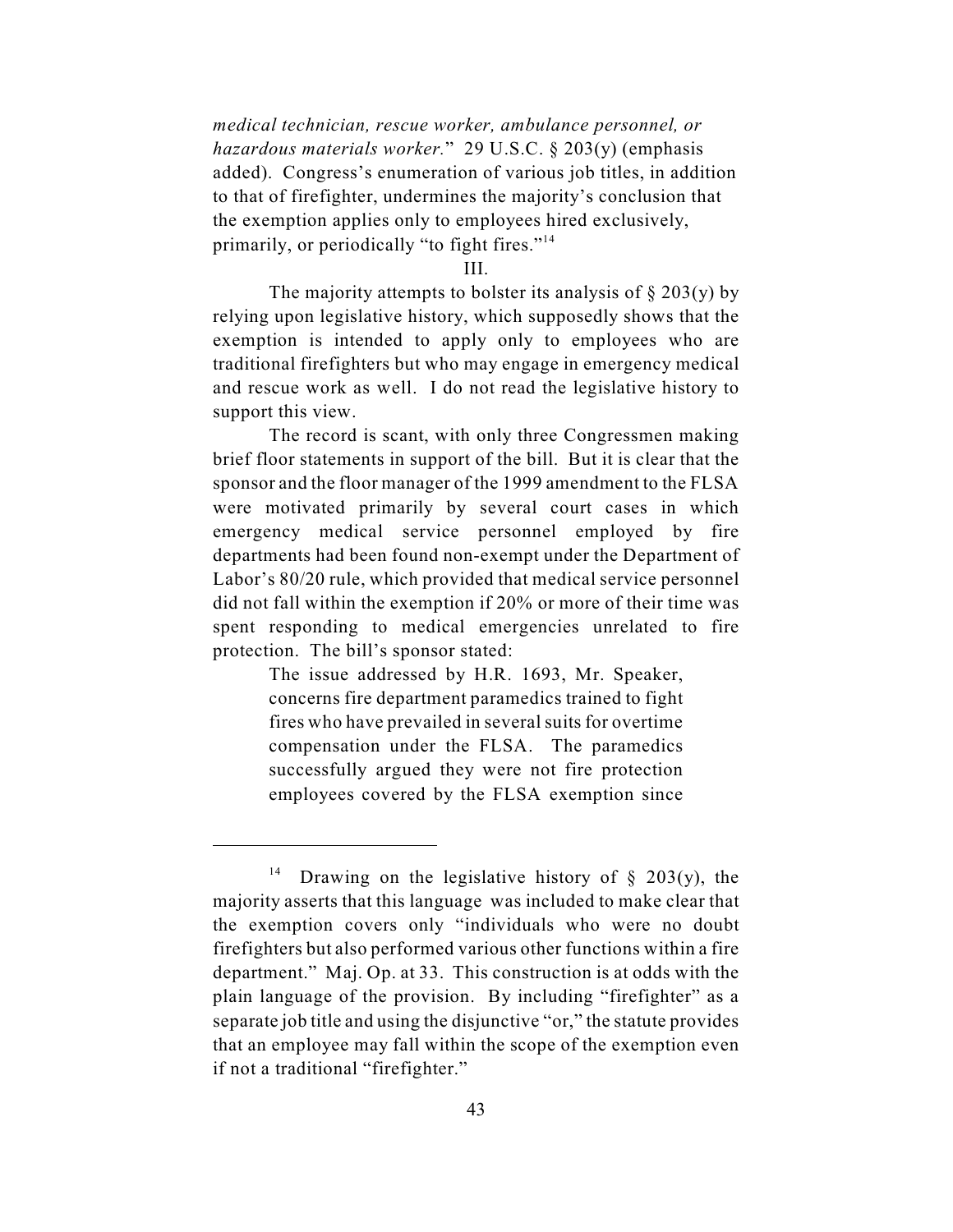*medical technician, rescue worker, ambulance personnel, or hazardous materials worker.*" 29 U.S.C. § 203(y) (emphasis added). Congress's enumeration of various job titles, in addition to that of firefighter, undermines the majority's conclusion that the exemption applies only to employees hired exclusively, primarily, or periodically "to fight fires."[14]

III.

The majority attempts to bolster its analysis of § 203(y) by relying upon legislative history, which supposedly shows that the exemption is intended to apply only to employees who are traditional firefighters but who may engage in emergency medical and rescue work as well. I do not read the legislative history to support this view.

The record is scant, with only three Congressmen making brief floor statements in support of the bill. But it is clear that the sponsor and the floor manager of the 1999 amendment to the FLSA were motivated primarily by several court cases in which emergency medical service personnel employed by fire departments had been found non-exempt under the Department of Labor's 80/20 rule, which provided that medical service personnel did not fall within the exemption if 20% or more of their time was spent responding to medical emergencies unrelated to fire protection. The bill's sponsor stated:

> The issue addressed by H.R. 1693, Mr. Speaker, concerns fire department paramedics trained to fight fires who have prevailed in several suits for overtime compensation under the FLSA. The paramedics successfully argued they were not fire protection employees covered by the FLSA exemption since

---

[14] Drawing on the legislative history of § 203(y), the majority asserts that this language was included to make clear that the exemption covers only "individuals who were no doubt firefighters but also performed various other functions within a fire department." Maj. Op. at 33. This construction is at odds with the plain language of the provision. By including "firefighter" as a separate job title and using the disjunctive "or," the statute provides that an employee may fall within the scope of the exemption even if not a traditional "firefighter."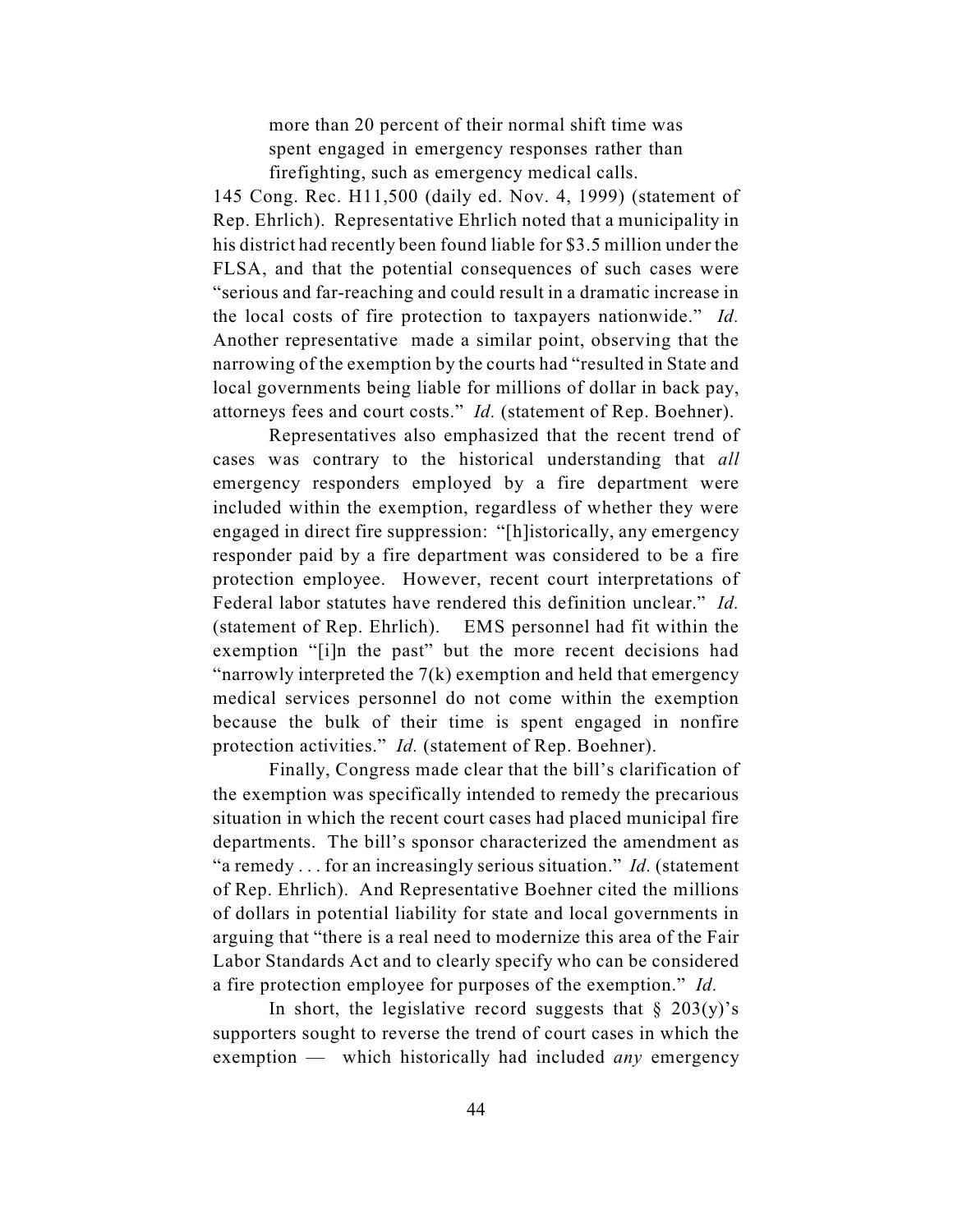> more than 20 percent of their normal shift time was spent engaged in emergency responses rather than firefighting, such as emergency medical calls.

145 Cong. Rec. H11,500 (daily ed. Nov. 4, 1999) (statement of Rep. Ehrlich). Representative Ehrlich noted that a municipality in his district had recently been found liable for $3.5 million under the FLSA, and that the potential consequences of such cases were "serious and far-reaching and could result in a dramatic increase in the local costs of fire protection to taxpayers nationwide." *Id.* Another representative made a similar point, observing that the narrowing of the exemption by the courts had "resulted in State and local governments being liable for millions of dollar in back pay, attorneys fees and court costs." *Id.* (statement of Rep. Boehner).

Representatives also emphasized that the recent trend of cases was contrary to the historical understanding that *all* emergency responders employed by a fire department were included within the exemption, regardless of whether they were engaged in direct fire suppression: "[h]istorically, any emergency responder paid by a fire department was considered to be a fire protection employee. However, recent court interpretations of Federal labor statutes have rendered this definition unclear." *Id.* (statement of Rep. Ehrlich). EMS personnel had fit within the exemption "[i]n the past" but the more recent decisions had "narrowly interpreted the 7(k) exemption and held that emergency medical services personnel do not come within the exemption because the bulk of their time is spent engaged in nonfire protection activities." *Id.* (statement of Rep. Boehner).

Finally, Congress made clear that the bill's clarification of the exemption was specifically intended to remedy the precarious situation in which the recent court cases had placed municipal fire departments. The bill's sponsor characterized the amendment as "a remedy . . . for an increasingly serious situation." *Id.* (statement of Rep. Ehrlich). And Representative Boehner cited the millions of dollars in potential liability for state and local governments in arguing that "there is a real need to modernize this area of the Fair Labor Standards Act and to clearly specify who can be considered a fire protection employee for purposes of the exemption." *Id.*

In short, the legislative record suggests that § 203(y)'s supporters sought to reverse the trend of court cases in which the exemption — which historically had included *any* emergency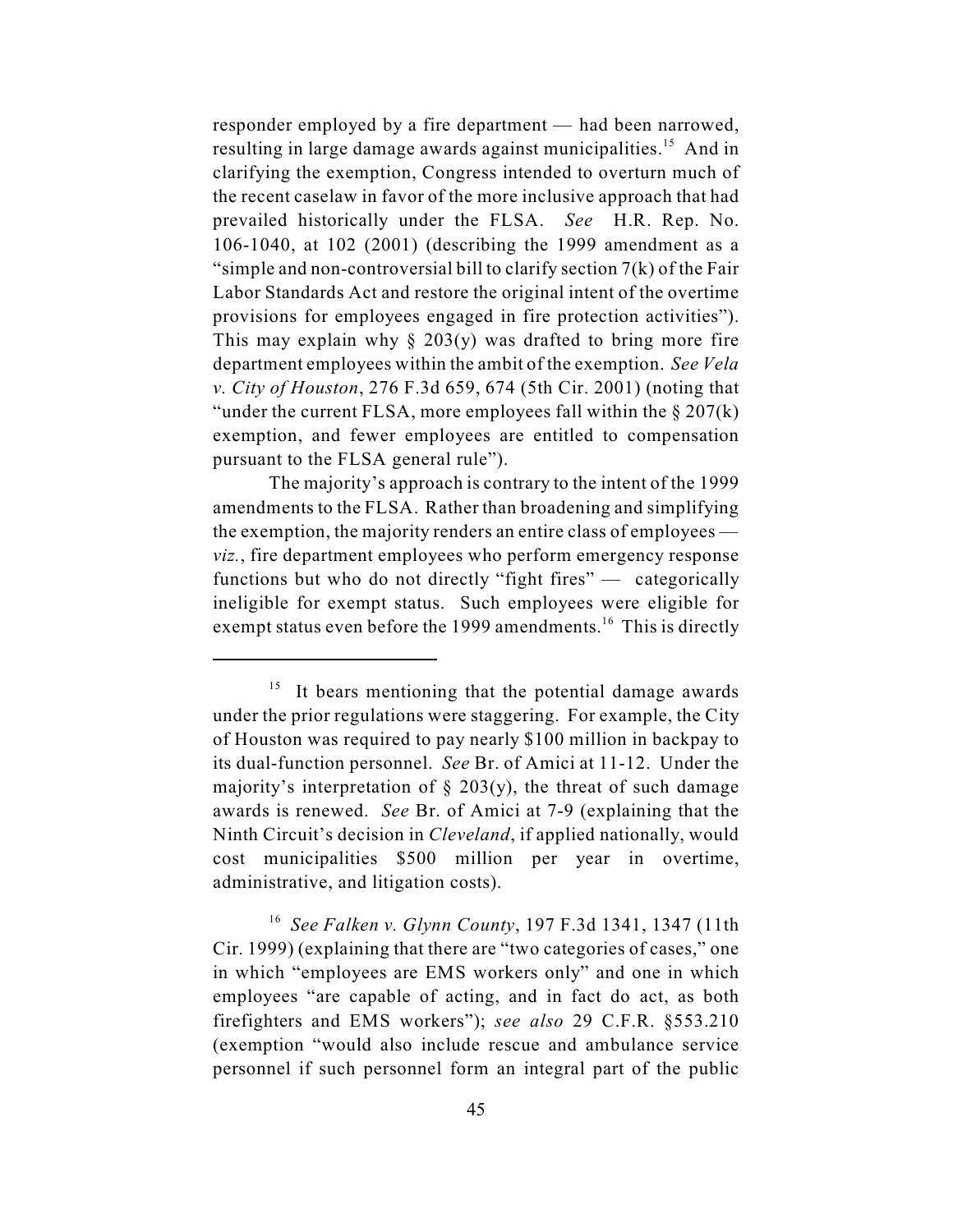responder employed by a fire department — had been narrowed, resulting in large damage awards against municipalities.[15] And in clarifying the exemption, Congress intended to overturn much of the recent caselaw in favor of the more inclusive approach that had prevailed historically under the FLSA. *See* H.R. Rep. No. 106-1040, at 102 (2001) (describing the 1999 amendment as a "simple and non-controversial bill to clarify section 7(k) of the Fair Labor Standards Act and restore the original intent of the overtime provisions for employees engaged in fire protection activities"). This may explain why § 203(y) was drafted to bring more fire department employees within the ambit of the exemption. *See Vela v. City of Houston*, 276 F.3d 659, 674 (5th Cir. 2001) (noting that "under the current FLSA, more employees fall within the § 207(k) exemption, and fewer employees are entitled to compensation pursuant to the FLSA general rule").

The majority's approach is contrary to the intent of the 1999 amendments to the FLSA. Rather than broadening and simplifying the exemption, the majority renders an entire class of employees — *viz.*, fire department employees who perform emergency response functions but who do not directly "fight fires" — categorically ineligible for exempt status. Such employees were eligible for exempt status even before the 1999 amendments.[16] This is directly

---

[15] It bears mentioning that the potential damage awards under the prior regulations were staggering. For example, the City of Houston was required to pay nearly $100 million in backpay to its dual-function personnel. *See* Br. of Amici at 11-12. Under the majority's interpretation of § 203(y), the threat of such damage awards is renewed. *See* Br. of Amici at 7-9 (explaining that the Ninth Circuit's decision in *Cleveland*, if applied nationally, would cost municipalities $500 million per year in overtime, administrative, and litigation costs).

[16] *See Falken v. Glynn County*, 197 F.3d 1341, 1347 (11th Cir. 1999) (explaining that there are "two categories of cases," one in which "employees are EMS workers only" and one in which employees "are capable of acting, and in fact do act, as both firefighters and EMS workers"); *see also* 29 C.F.R. §553.210 (exemption "would also include rescue and ambulance service personnel if such personnel form an integral part of the public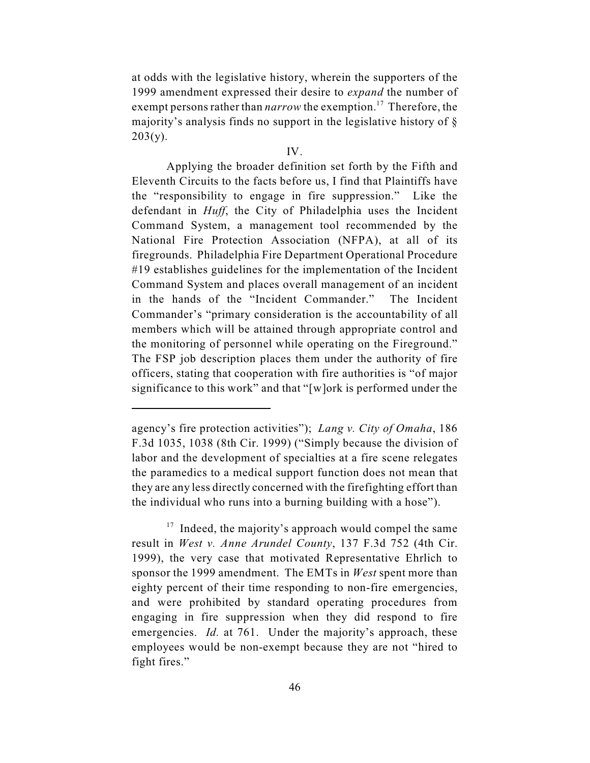at odds with the legislative history, wherein the supporters of the 1999 amendment expressed their desire to *expand* the number of exempt persons rather than *narrow* the exemption.[17] Therefore, the majority's analysis finds no support in the legislative history of § 203(y).

IV.

Applying the broader definition set forth by the Fifth and Eleventh Circuits to the facts before us, I find that Plaintiffs have the "responsibility to engage in fire suppression." Like the defendant in *Huff*, the City of Philadelphia uses the Incident Command System, a management tool recommended by the National Fire Protection Association (NFPA), at all of its firegrounds. Philadelphia Fire Department Operational Procedure #19 establishes guidelines for the implementation of the Incident Command System and places overall management of an incident in the hands of the "Incident Commander." The Incident Commander's "primary consideration is the accountability of all members which will be attained through appropriate control and the monitoring of personnel while operating on the Fireground." The FSP job description places them under the authority of fire officers, stating that cooperation with fire authorities is "of major significance to this work" and that "[w]ork is performed under the

---

agency's fire protection activities"); *Lang v. City of Omaha*, 186 F.3d 1035, 1038 (8th Cir. 1999) ("Simply because the division of labor and the development of specialties at a fire scene relegates the paramedics to a medical support function does not mean that they are any less directly concerned with the firefighting effort than the individual who runs into a burning building with a hose").

[17] Indeed, the majority's approach would compel the same result in *West v. Anne Arundel County*, 137 F.3d 752 (4th Cir. 1999), the very case that motivated Representative Ehrlich to sponsor the 1999 amendment. The EMTs in *West* spent more than eighty percent of their time responding to non-fire emergencies, and were prohibited by standard operating procedures from engaging in fire suppression when they did respond to fire emergencies. *Id.* at 761. Under the majority's approach, these employees would be non-exempt because they are not "hired to fight fires."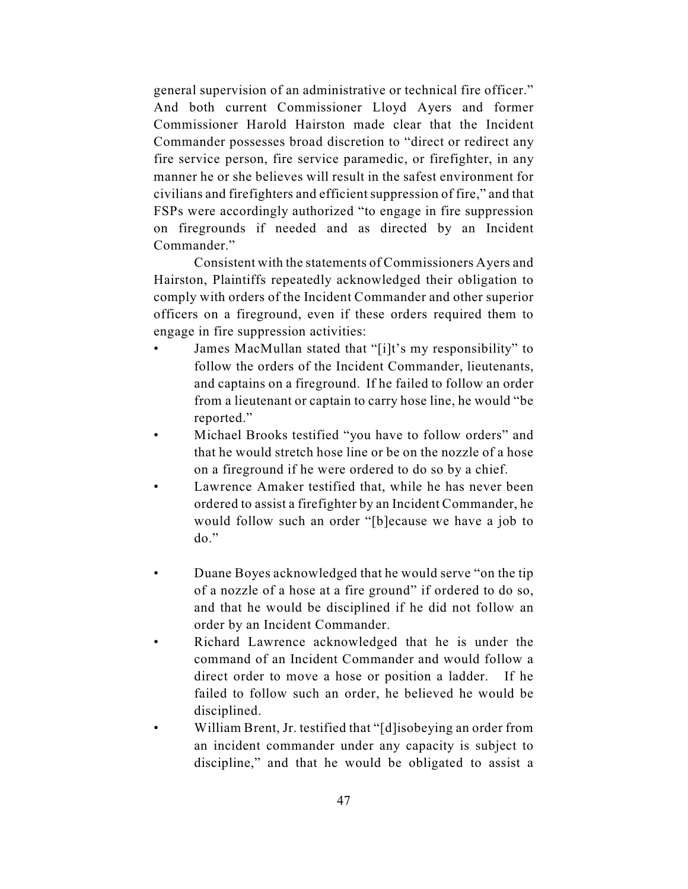general supervision of an administrative or technical fire officer." And both current Commissioner Lloyd Ayers and former Commissioner Harold Hairston made clear that the Incident Commander possesses broad discretion to "direct or redirect any fire service person, fire service paramedic, or firefighter, in any manner he or she believes will result in the safest environment for civilians and firefighters and efficient suppression of fire," and that FSPs were accordingly authorized "to engage in fire suppression on firegrounds if needed and as directed by an Incident Commander."

Consistent with the statements of Commissioners Ayers and Hairston, Plaintiffs repeatedly acknowledged their obligation to comply with orders of the Incident Commander and other superior officers on a fireground, even if these orders required them to engage in fire suppression activities:

- James MacMullan stated that "[i]t's my responsibility" to follow the orders of the Incident Commander, lieutenants, and captains on a fireground. If he failed to follow an order from a lieutenant or captain to carry hose line, he would "be reported."
- Michael Brooks testified "you have to follow orders" and that he would stretch hose line or be on the nozzle of a hose on a fireground if he were ordered to do so by a chief.
- Lawrence Amaker testified that, while he has never been ordered to assist a firefighter by an Incident Commander, he would follow such an order "[b]ecause we have a job to do."
- Duane Boyes acknowledged that he would serve "on the tip of a nozzle of a hose at a fire ground" if ordered to do so, and that he would be disciplined if he did not follow an order by an Incident Commander.
- Richard Lawrence acknowledged that he is under the command of an Incident Commander and would follow a direct order to move a hose or position a ladder. If he failed to follow such an order, he believed he would be disciplined.
- William Brent, Jr. testified that "[d]isobeying an order from an incident commander under any capacity is subject to discipline," and that he would be obligated to assist a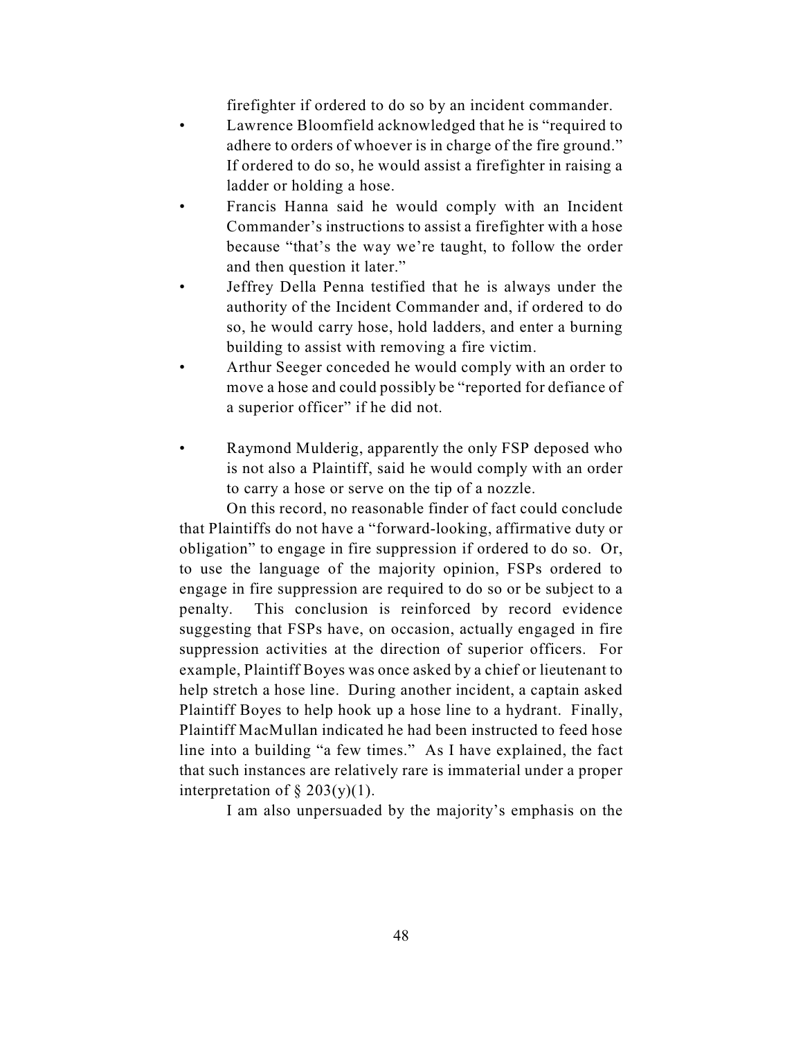firefighter if ordered to do so by an incident commander.

- Lawrence Bloomfield acknowledged that he is "required to adhere to orders of whoever is in charge of the fire ground." If ordered to do so, he would assist a firefighter in raising a ladder or holding a hose.
- Francis Hanna said he would comply with an Incident Commander's instructions to assist a firefighter with a hose because "that's the way we're taught, to follow the order and then question it later."
- Jeffrey Della Penna testified that he is always under the authority of the Incident Commander and, if ordered to do so, he would carry hose, hold ladders, and enter a burning building to assist with removing a fire victim.
- Arthur Seeger conceded he would comply with an order to move a hose and could possibly be "reported for defiance of a superior officer" if he did not.
- Raymond Mulderig, apparently the only FSP deposed who is not also a Plaintiff, said he would comply with an order to carry a hose or serve on the tip of a nozzle.

On this record, no reasonable finder of fact could conclude that Plaintiffs do not have a "forward-looking, affirmative duty or obligation" to engage in fire suppression if ordered to do so. Or, to use the language of the majority opinion, FSPs ordered to engage in fire suppression are required to do so or be subject to a penalty. This conclusion is reinforced by record evidence suggesting that FSPs have, on occasion, actually engaged in fire suppression activities at the direction of superior officers. For example, Plaintiff Boyes was once asked by a chief or lieutenant to help stretch a hose line. During another incident, a captain asked Plaintiff Boyes to help hook up a hose line to a hydrant. Finally, Plaintiff MacMullan indicated he had been instructed to feed hose line into a building "a few times." As I have explained, the fact that such instances are relatively rare is immaterial under a proper interpretation of § 203(y)(1).

I am also unpersuaded by the majority's emphasis on the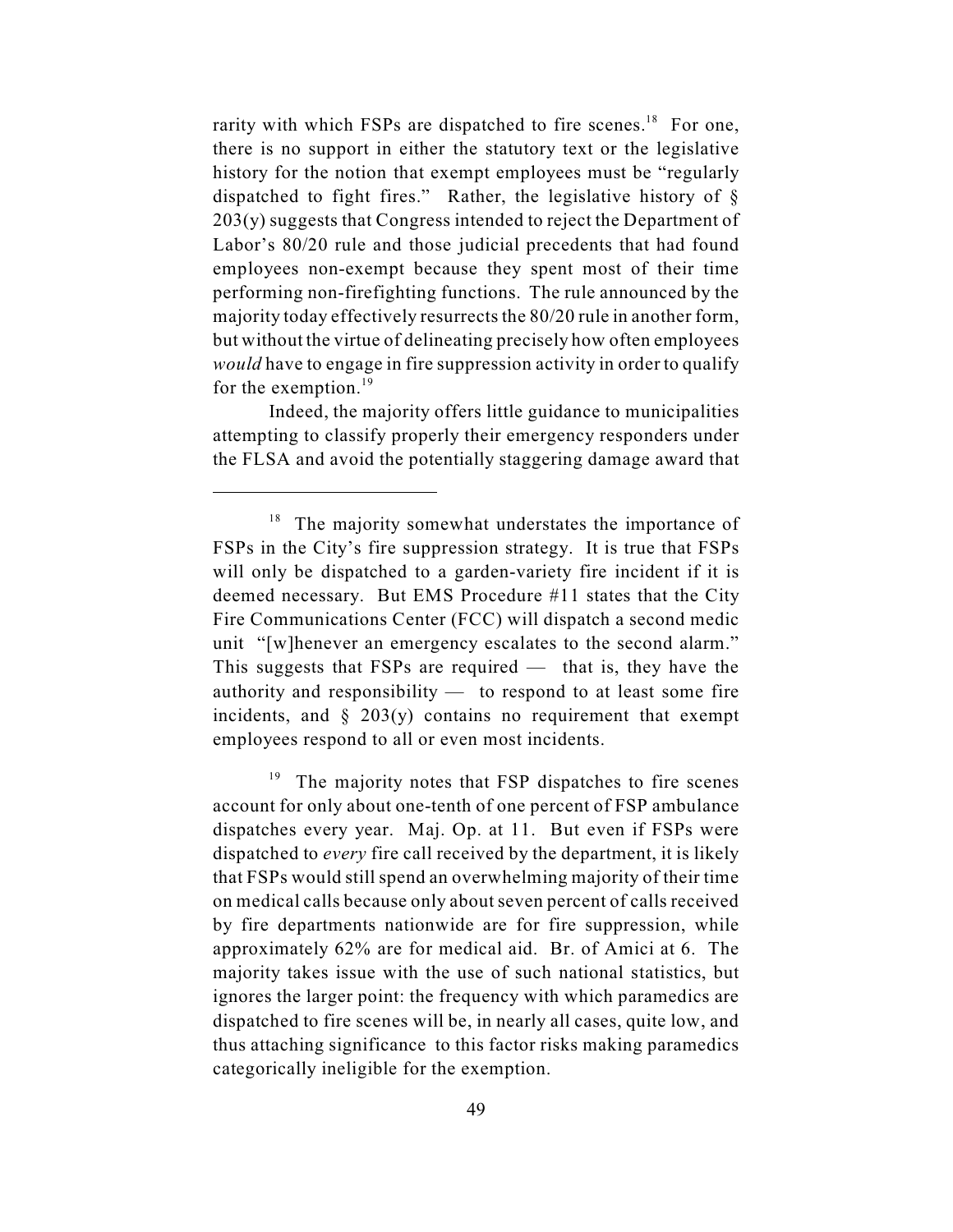rarity with which FSPs are dispatched to fire scenes.[18] For one, there is no support in either the statutory text or the legislative history for the notion that exempt employees must be "regularly dispatched to fight fires." Rather, the legislative history of § 203(y) suggests that Congress intended to reject the Department of Labor's 80/20 rule and those judicial precedents that had found employees non-exempt because they spent most of their time performing non-firefighting functions. The rule announced by the majority today effectively resurrects the 80/20 rule in another form, but without the virtue of delineating precisely how often employees *would* have to engage in fire suppression activity in order to qualify for the exemption.[19]

Indeed, the majority offers little guidance to municipalities attempting to classify properly their emergency responders under the FLSA and avoid the potentially staggering damage award that

---

[18] The majority somewhat understates the importance of FSPs in the City's fire suppression strategy. It is true that FSPs will only be dispatched to a garden-variety fire incident if it is deemed necessary. But EMS Procedure #11 states that the City Fire Communications Center (FCC) will dispatch a second medic unit "[w]henever an emergency escalates to the second alarm." This suggests that FSPs are required — that is, they have the authority and responsibility — to respond to at least some fire incidents, and § 203(y) contains no requirement that exempt employees respond to all or even most incidents.

[19] The majority notes that FSP dispatches to fire scenes account for only about one-tenth of one percent of FSP ambulance dispatches every year. Maj. Op. at 11. But even if FSPs were dispatched to *every* fire call received by the department, it is likely that FSPs would still spend an overwhelming majority of their time on medical calls because only about seven percent of calls received by fire departments nationwide are for fire suppression, while approximately 62% are for medical aid. Br. of Amici at 6. The majority takes issue with the use of such national statistics, but ignores the larger point: the frequency with which paramedics are dispatched to fire scenes will be, in nearly all cases, quite low, and thus attaching significance to this factor risks making paramedics categorically ineligible for the exemption.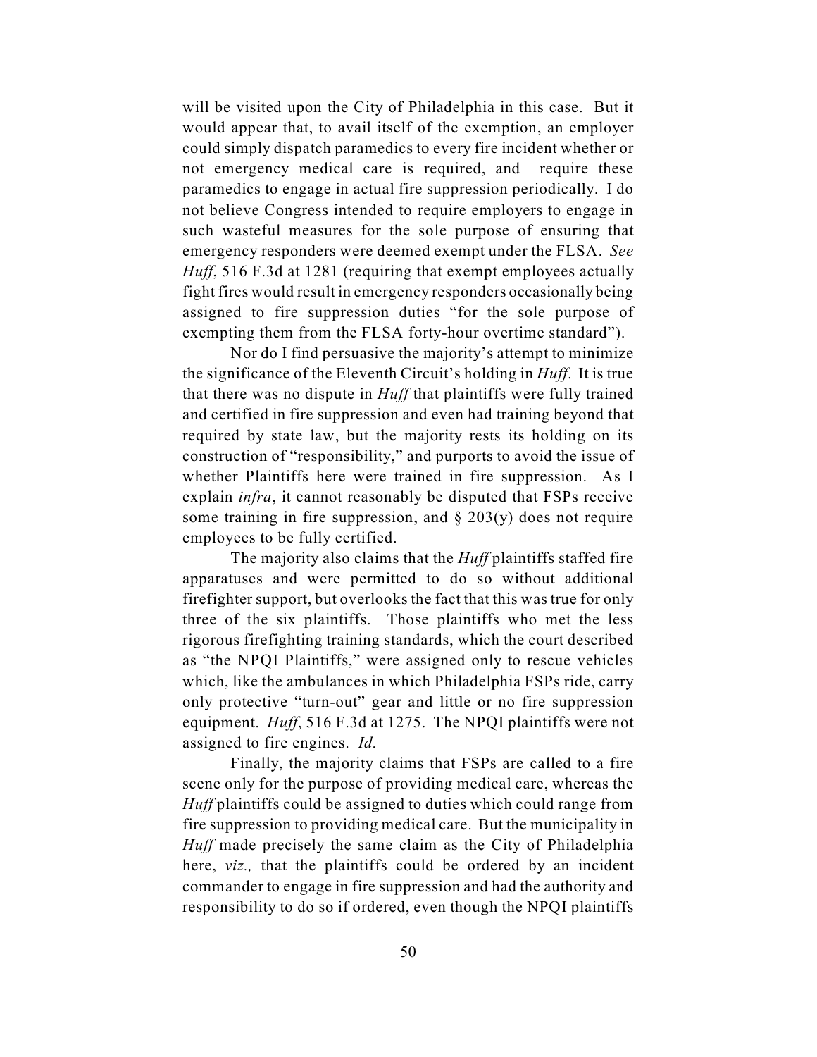will be visited upon the City of Philadelphia in this case. But it would appear that, to avail itself of the exemption, an employer could simply dispatch paramedics to every fire incident whether or not emergency medical care is required, and require these paramedics to engage in actual fire suppression periodically. I do not believe Congress intended to require employers to engage in such wasteful measures for the sole purpose of ensuring that emergency responders were deemed exempt under the FLSA. *See Huff*, 516 F.3d at 1281 (requiring that exempt employees actually fight fires would result in emergency responders occasionally being assigned to fire suppression duties "for the sole purpose of exempting them from the FLSA forty-hour overtime standard").

Nor do I find persuasive the majority's attempt to minimize the significance of the Eleventh Circuit's holding in *Huff*. It is true that there was no dispute in *Huff* that plaintiffs were fully trained and certified in fire suppression and even had training beyond that required by state law, but the majority rests its holding on its construction of "responsibility," and purports to avoid the issue of whether Plaintiffs here were trained in fire suppression. As I explain *infra*, it cannot reasonably be disputed that FSPs receive some training in fire suppression, and § 203(y) does not require employees to be fully certified.

The majority also claims that the *Huff* plaintiffs staffed fire apparatuses and were permitted to do so without additional firefighter support, but overlooks the fact that this was true for only three of the six plaintiffs. Those plaintiffs who met the less rigorous firefighting training standards, which the court described as "the NPQI Plaintiffs," were assigned only to rescue vehicles which, like the ambulances in which Philadelphia FSPs ride, carry only protective "turn-out" gear and little or no fire suppression equipment. *Huff*, 516 F.3d at 1275. The NPQI plaintiffs were not assigned to fire engines. *Id.*

Finally, the majority claims that FSPs are called to a fire scene only for the purpose of providing medical care, whereas the *Huff* plaintiffs could be assigned to duties which could range from fire suppression to providing medical care. But the municipality in *Huff* made precisely the same claim as the City of Philadelphia here, *viz.,* that the plaintiffs could be ordered by an incident commander to engage in fire suppression and had the authority and responsibility to do so if ordered, even though the NPQI plaintiffs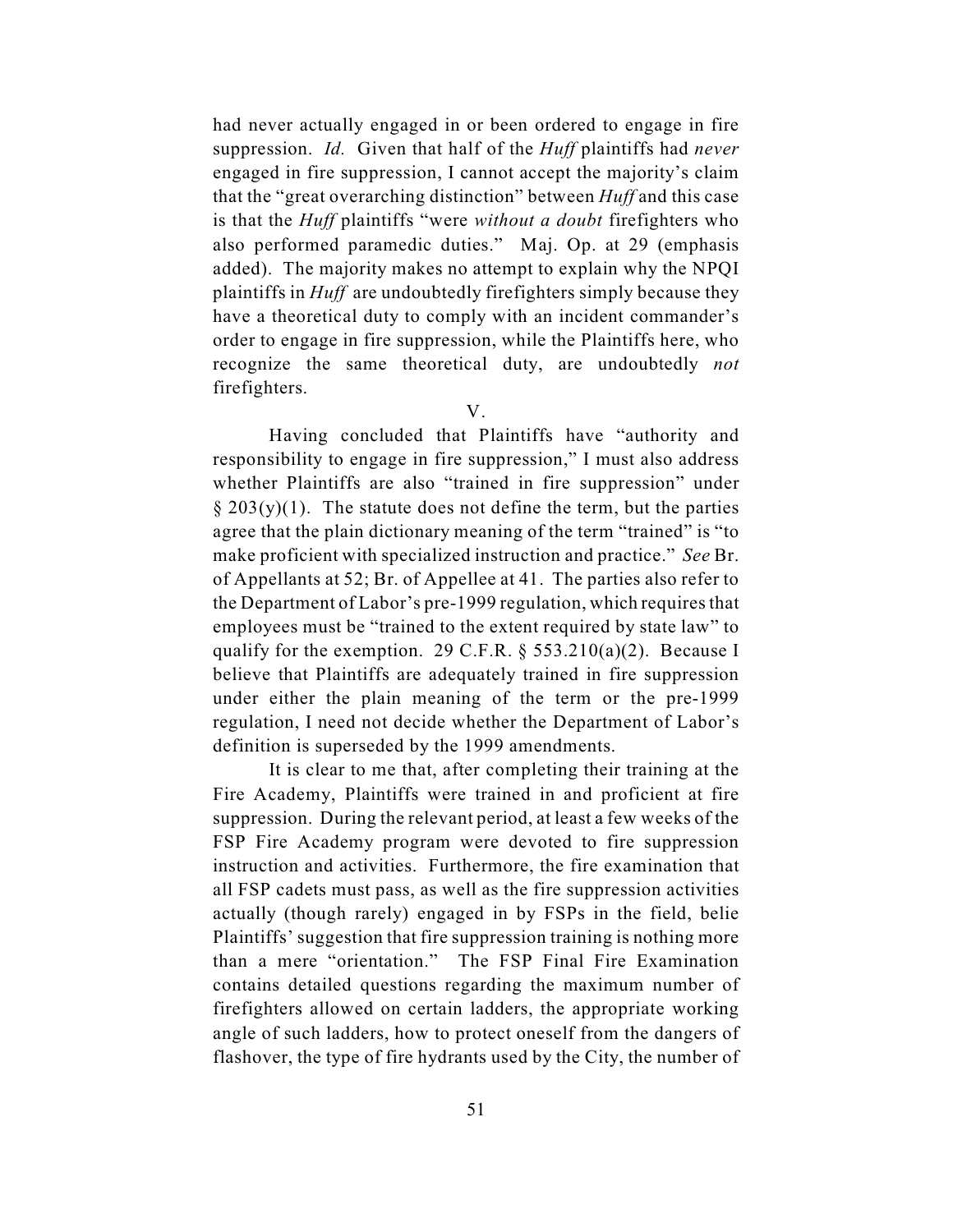had never actually engaged in or been ordered to engage in fire suppression. *Id.* Given that half of the *Huff* plaintiffs had *never* engaged in fire suppression, I cannot accept the majority's claim that the "great overarching distinction" between *Huff* and this case is that the *Huff* plaintiffs "were *without a doubt* firefighters who also performed paramedic duties." Maj. Op. at 29 (emphasis added). The majority makes no attempt to explain why the NPQI plaintiffs in *Huff* are undoubtedly firefighters simply because they have a theoretical duty to comply with an incident commander's order to engage in fire suppression, while the Plaintiffs here, who recognize the same theoretical duty, are undoubtedly *not* firefighters.

V.

Having concluded that Plaintiffs have "authority and responsibility to engage in fire suppression," I must also address whether Plaintiffs are also "trained in fire suppression" under § 203(y)(1). The statute does not define the term, but the parties agree that the plain dictionary meaning of the term "trained" is "to make proficient with specialized instruction and practice." *See* Br. of Appellants at 52; Br. of Appellee at 41. The parties also refer to the Department of Labor's pre-1999 regulation, which requires that employees must be "trained to the extent required by state law" to qualify for the exemption. 29 C.F.R. § 553.210(a)(2). Because I believe that Plaintiffs are adequately trained in fire suppression under either the plain meaning of the term or the pre-1999 regulation, I need not decide whether the Department of Labor's definition is superseded by the 1999 amendments.

It is clear to me that, after completing their training at the Fire Academy, Plaintiffs were trained in and proficient at fire suppression. During the relevant period, at least a few weeks of the FSP Fire Academy program were devoted to fire suppression instruction and activities. Furthermore, the fire examination that all FSP cadets must pass, as well as the fire suppression activities actually (though rarely) engaged in by FSPs in the field, belie Plaintiffs' suggestion that fire suppression training is nothing more than a mere "orientation." The FSP Final Fire Examination contains detailed questions regarding the maximum number of firefighters allowed on certain ladders, the appropriate working angle of such ladders, how to protect oneself from the dangers of flashover, the type of fire hydrants used by the City, the number of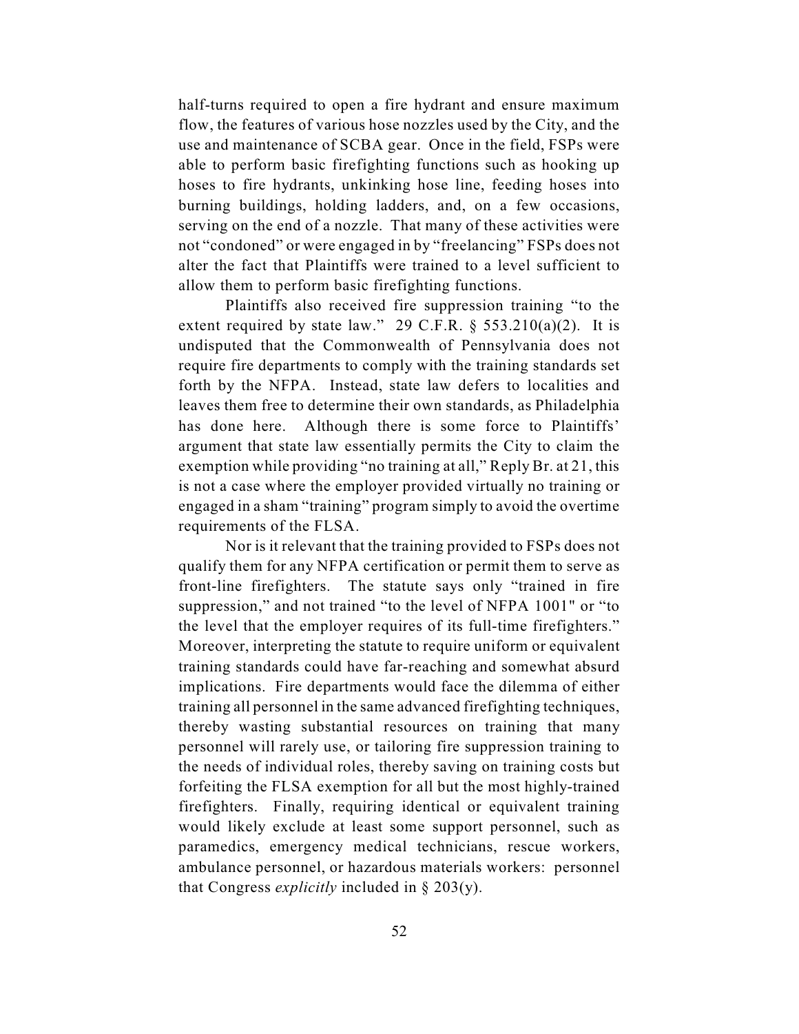half-turns required to open a fire hydrant and ensure maximum flow, the features of various hose nozzles used by the City, and the use and maintenance of SCBA gear. Once in the field, FSPs were able to perform basic firefighting functions such as hooking up hoses to fire hydrants, unkinking hose line, feeding hoses into burning buildings, holding ladders, and, on a few occasions, serving on the end of a nozzle. That many of these activities were not "condoned" or were engaged in by "freelancing" FSPs does not alter the fact that Plaintiffs were trained to a level sufficient to allow them to perform basic firefighting functions.

Plaintiffs also received fire suppression training "to the extent required by state law." 29 C.F.R. § 553.210(a)(2). It is undisputed that the Commonwealth of Pennsylvania does not require fire departments to comply with the training standards set forth by the NFPA. Instead, state law defers to localities and leaves them free to determine their own standards, as Philadelphia has done here. Although there is some force to Plaintiffs' argument that state law essentially permits the City to claim the exemption while providing "no training at all," Reply Br. at 21, this is not a case where the employer provided virtually no training or engaged in a sham "training" program simply to avoid the overtime requirements of the FLSA.

Nor is it relevant that the training provided to FSPs does not qualify them for any NFPA certification or permit them to serve as front-line firefighters. The statute says only "trained in fire suppression," and not trained "to the level of NFPA 1001" or "to the level that the employer requires of its full-time firefighters." Moreover, interpreting the statute to require uniform or equivalent training standards could have far-reaching and somewhat absurd implications. Fire departments would face the dilemma of either training all personnel in the same advanced firefighting techniques, thereby wasting substantial resources on training that many personnel will rarely use, or tailoring fire suppression training to the needs of individual roles, thereby saving on training costs but forfeiting the FLSA exemption for all but the most highly-trained firefighters. Finally, requiring identical or equivalent training would likely exclude at least some support personnel, such as paramedics, emergency medical technicians, rescue workers, ambulance personnel, or hazardous materials workers: personnel that Congress *explicitly* included in § 203(y).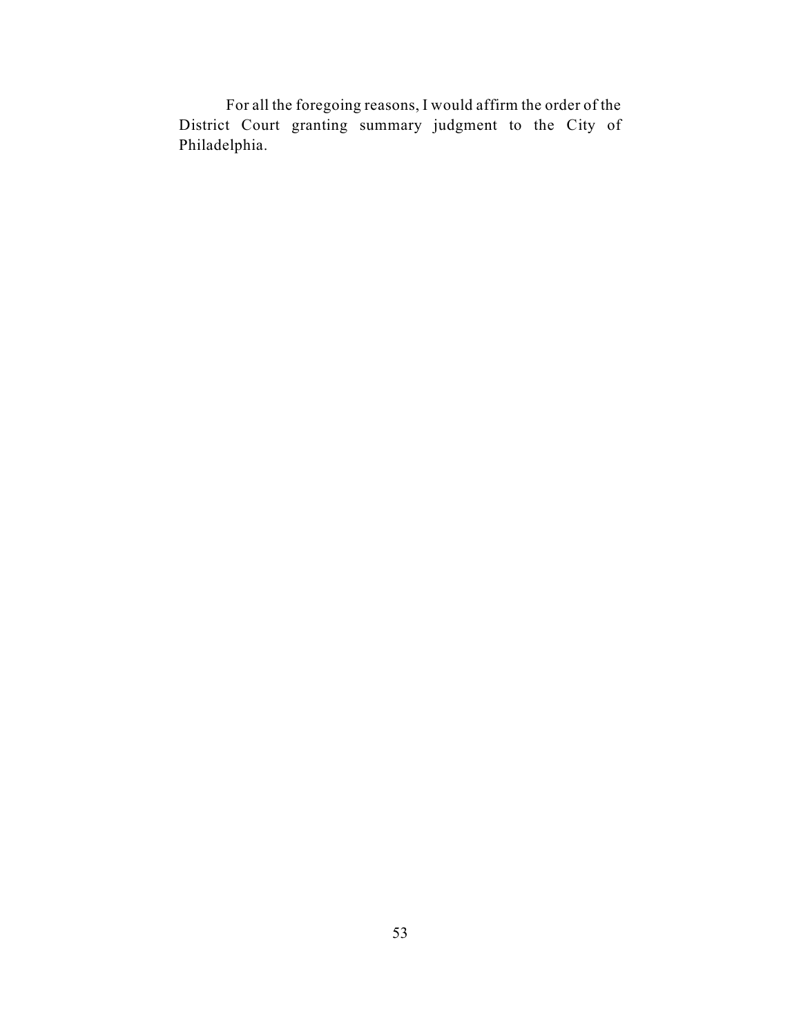For all the foregoing reasons, I would affirm the order of the District Court granting summary judgment to the City of Philadelphia.